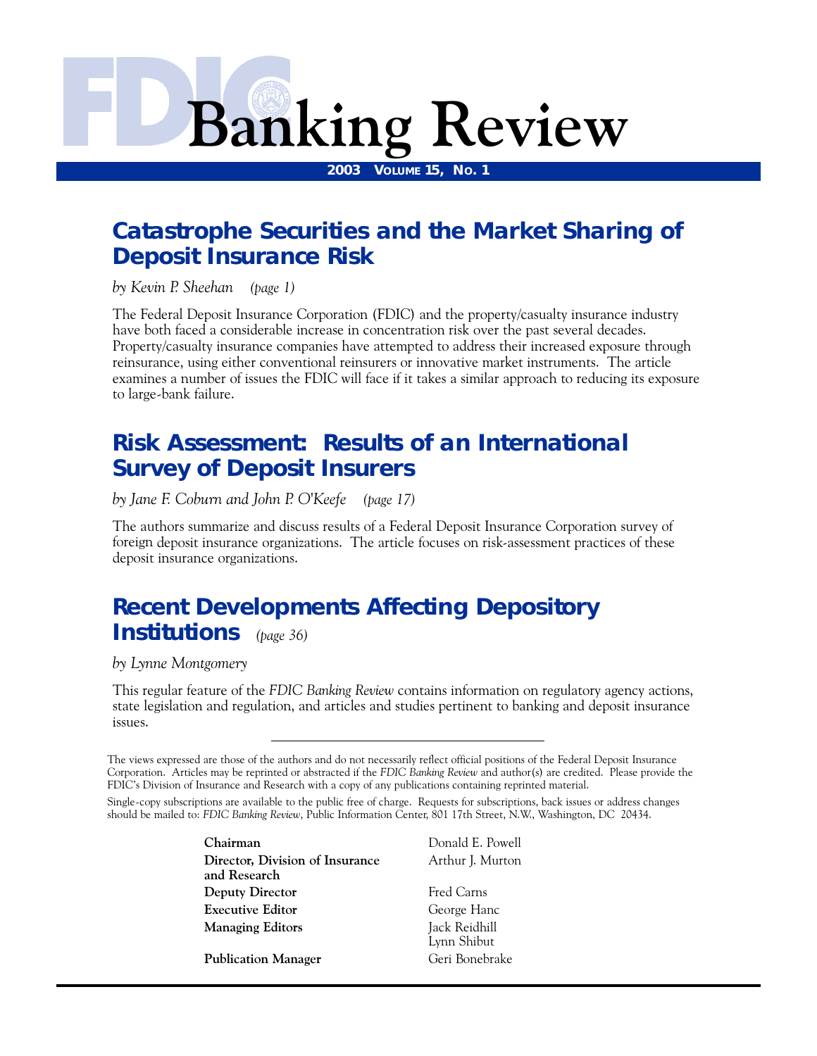# FDIC Banking Review

**2003 Volume 15, No. 1**

## Catastrophe Securities and the Market Sharing of Deposit Insurance Risk

*by Kevin P. Sheehan (page 1)*

The Federal Deposit Insurance Corporation (FDIC) and the property/casualty insurance industry have both faced a considerable increase in concentration risk over the past several decades. Property/casualty insurance companies have attempted to address their increased exposure through reinsurance, using either conventional reinsurers or innovative market instruments. The article examines a number of issues the FDIC will face if it takes a similar approach to reducing its exposure to large-bank failure.

## Risk Assessment: Results of an International Survey of Deposit Insurers

*by Jane F. Coburn and John P. O'Keefe (page 17)*

The authors summarize and discuss results of a Federal Deposit Insurance Corporation survey of foreign deposit insurance organizations. The article focuses on risk-assessment practices of these deposit insurance organizations.

## Recent Developments Affecting Depository Institutions *(page 36)*

*by Lynne Montgomery*

This regular feature of the *FDIC Banking Review* contains information on regulatory agency actions, state legislation and regulation, and articles and studies pertinent to banking and deposit insurance issues.

---

The views expressed are those of the authors and do not necessarily reflect official positions of the Federal Deposit Insurance Corporation. Articles may be reprinted or abstracted if the *FDIC Banking Review* and author(s) are credited. Please provide the FDIC's Division of Insurance and Research with a copy of any publications containing reprinted material.

Single-copy subscriptions are available to the public free of charge. Requests for subscriptions, back issues or address changes should be mailed to: *FDIC Banking Review*, Public Information Center, 801 17th Street, N.W., Washington, DC 20434.

| | |
|---|---|
| **Chairman** | Donald E. Powell |
| **Director, Division of Insurance and Research** | Arthur J. Murton |
| **Deputy Director** | Fred Carns |
| **Executive Editor** | George Hanc |
| **Managing Editors** | Jack Reidhill<br>Lynn Shibut |
| **Publication Manager** | Geri Bonebrake |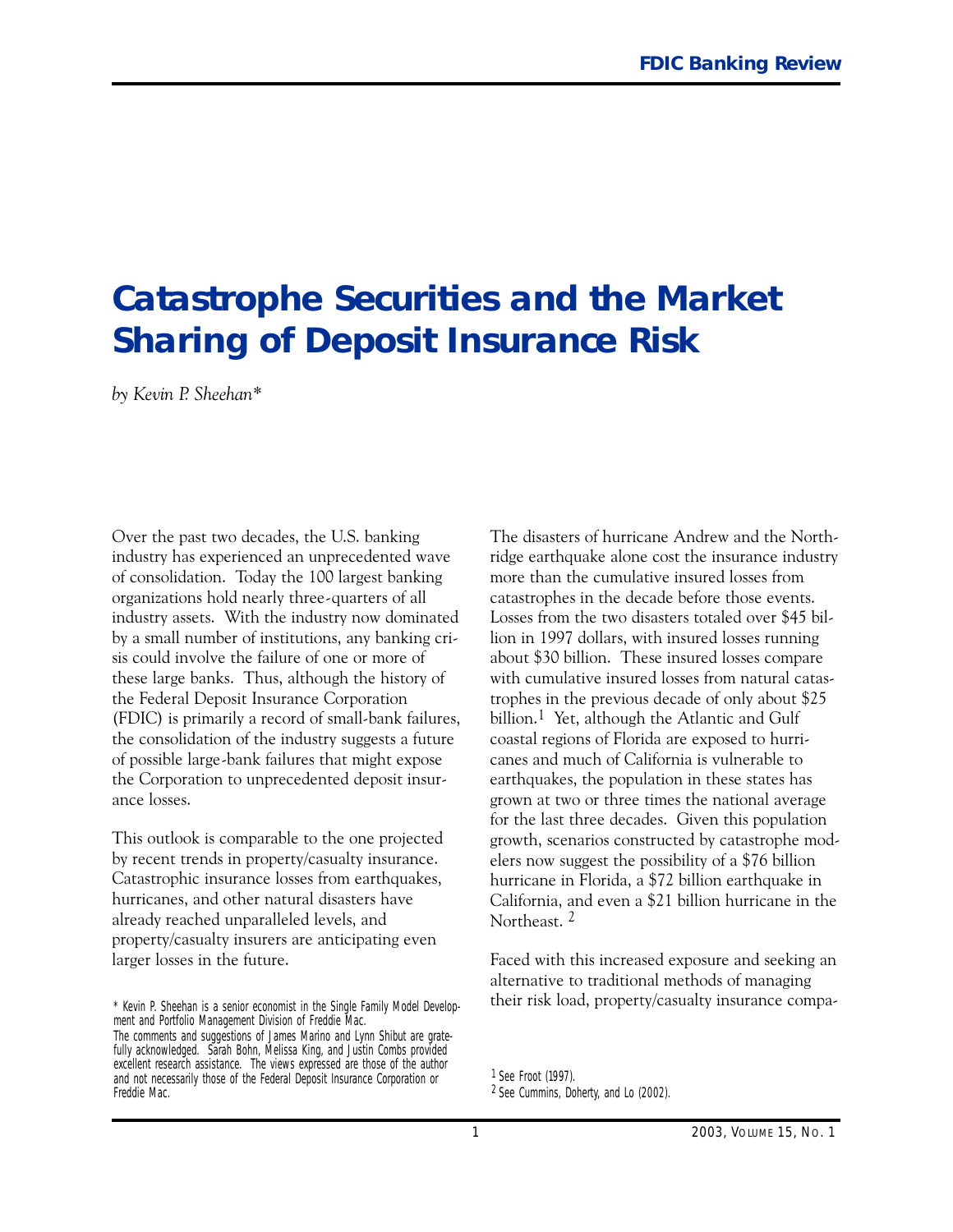# Catastrophe Securities and the Market Sharing of Deposit Insurance Risk

*by Kevin P. Sheehan**

Over the past two decades, the U.S. banking industry has experienced an unprecedented wave of consolidation. Today the 100 largest banking organizations hold nearly three-quarters of all industry assets. With the industry now dominated by a small number of institutions, any banking crisis could involve the failure of one or more of these large banks. Thus, although the history of the Federal Deposit Insurance Corporation (FDIC) is primarily a record of small-bank failures, the consolidation of the industry suggests a future of possible large-bank failures that might expose the Corporation to unprecedented deposit insurance losses.

This outlook is comparable to the one projected by recent trends in property/casualty insurance. Catastrophic insurance losses from earthquakes, hurricanes, and other natural disasters have already reached unparalleled levels, and property/casualty insurers are anticipating even larger losses in the future.

The disasters of hurricane Andrew and the Northridge earthquake alone cost the insurance industry more than the cumulative insured losses from catastrophes in the decade before those events. Losses from the two disasters totaled over $45 billion in 1997 dollars, with insured losses running about $30 billion. These insured losses compare with cumulative insured losses from natural catastrophes in the previous decade of only about $25 billion.[1] Yet, although the Atlantic and Gulf coastal regions of Florida are exposed to hurricanes and much of California is vulnerable to earthquakes, the population in these states has grown at two or three times the national average for the last three decades. Given this population growth, scenarios constructed by catastrophe modelers now suggest the possibility of a $76 billion hurricane in Florida, a $72 billion earthquake in California, and even a $21 billion hurricane in the Northeast.[2]

Faced with this increased exposure and seeking an alternative to traditional methods of managing their risk load, property/casualty insurance compa-

---

\* Kevin P. Sheehan is a senior economist in the Single Family Model Development and Portfolio Management Division of Freddie Mac.
The comments and suggestions of James Marino and Lynn Shibut are gratefully acknowledged. Sarah Bohn, Melissa King, and Justin Combs provided excellent research assistance. The views expressed are those of the author and not necessarily those of the Federal Deposit Insurance Corporation or Freddie Mac.

[1] See Froot (1997).

[2] See Cummins, Doherty, and Lo (2002).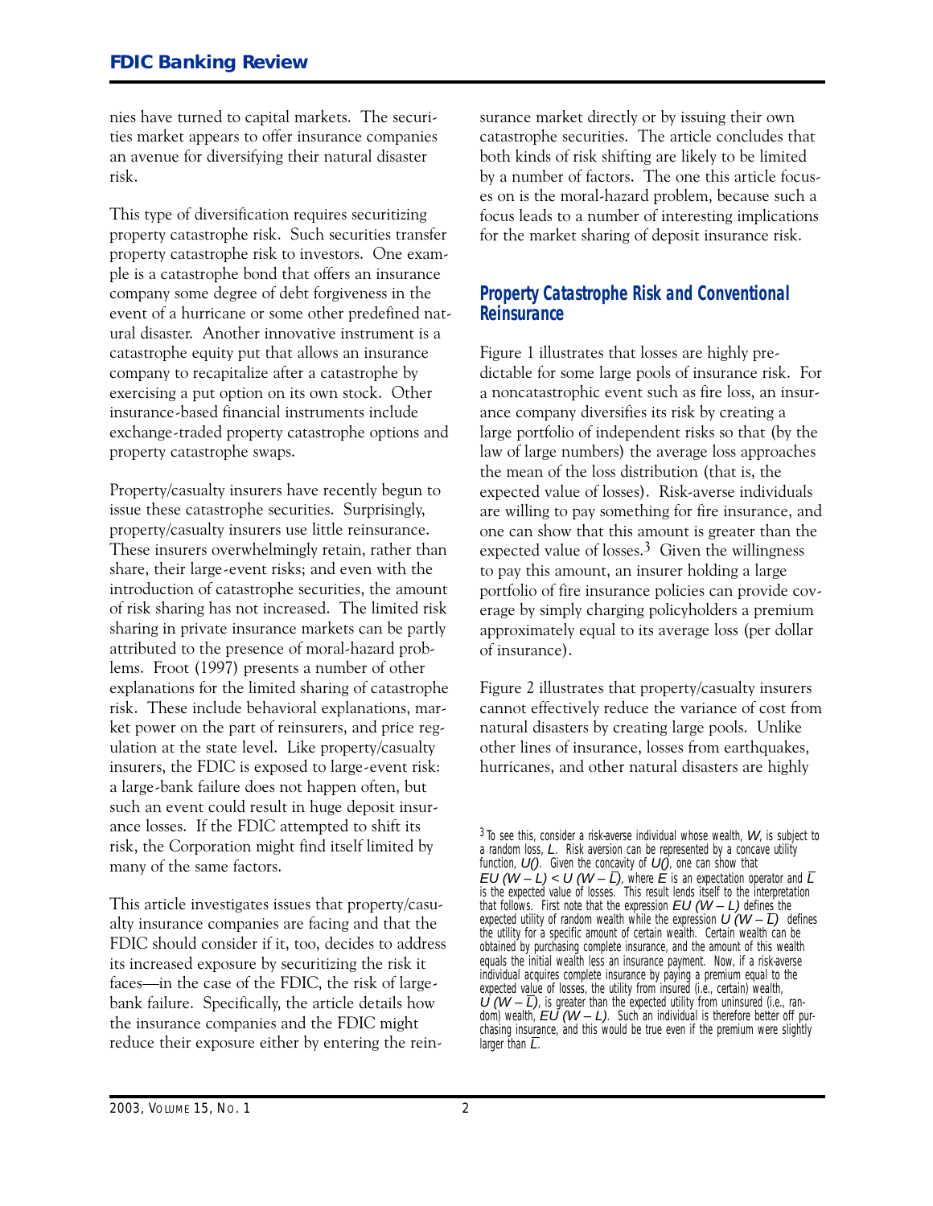nies have turned to capital markets. The securities market appears to offer insurance companies an avenue for diversifying their natural disaster risk.

This type of diversification requires securitizing property catastrophe risk. Such securities transfer property catastrophe risk to investors. One example is a catastrophe bond that offers an insurance company some degree of debt forgiveness in the event of a hurricane or some other predefined natural disaster. Another innovative instrument is a catastrophe equity put that allows an insurance company to recapitalize after a catastrophe by exercising a put option on its own stock. Other insurance-based financial instruments include exchange-traded property catastrophe options and property catastrophe swaps.

Property/casualty insurers have recently begun to issue these catastrophe securities. Surprisingly, property/casualty insurers use little reinsurance. These insurers overwhelmingly retain, rather than share, their large-event risks; and even with the introduction of catastrophe securities, the amount of risk sharing has not increased. The limited risk sharing in private insurance markets can be partly attributed to the presence of moral-hazard problems. Froot (1997) presents a number of other explanations for the limited sharing of catastrophe risk. These include behavioral explanations, market power on the part of reinsurers, and price regulation at the state level. Like property/casualty insurers, the FDIC is exposed to large-event risk: a large-bank failure does not happen often, but such an event could result in huge deposit insurance losses. If the FDIC attempted to shift its risk, the Corporation might find itself limited by many of the same factors.

This article investigates issues that property/casualty insurance companies are facing and that the FDIC should consider if it, too, decides to address its increased exposure by securitizing the risk it faces—in the case of the FDIC, the risk of large-bank failure. Specifically, the article details how the insurance companies and the FDIC might reduce their exposure either by entering the reinsurance market directly or by issuing their own catastrophe securities. The article concludes that both kinds of risk shifting are likely to be limited by a number of factors. The one this article focuses on is the moral-hazard problem, because such a focus leads to a number of interesting implications for the market sharing of deposit insurance risk.

## Property Catastrophe Risk and Conventional Reinsurance

Figure 1 illustrates that losses are highly predictable for some large pools of insurance risk. For a noncatastrophic event such as fire loss, an insurance company diversifies its risk by creating a large portfolio of independent risks so that (by the law of large numbers) the average loss approaches the mean of the loss distribution (that is, the expected value of losses). Risk-averse individuals are willing to pay something for fire insurance, and one can show that this amount is greater than the expected value of losses.[3] Given the willingness to pay this amount, an insurer holding a large portfolio of fire insurance policies can provide coverage by simply charging policyholders a premium approximately equal to its average loss (per dollar of insurance).

Figure 2 illustrates that property/casualty insurers cannot effectively reduce the variance of cost from natural disasters by creating large pools. Unlike other lines of insurance, losses from earthquakes, hurricanes, and other natural disasters are highly

[3] To see this, consider a risk-averse individual whose wealth, $W$, is subject to a random loss, $L$. Risk aversion can be represented by a concave utility function, $U()$. Given the concavity of $U()$, one can show that $EU(W - L) < U(W - \bar{L})$, where $E$ is an expectation operator and $\bar{L}$ is the expected value of losses. This result lends itself to the interpretation that follows. First note that the expression $EU(W - L)$ defines the expected utility of random wealth while the expression $U(W - \bar{L})$ defines the utility for a specific amount of certain wealth. Certain wealth can be obtained by purchasing complete insurance, and the amount of this wealth equals the initial wealth less an insurance payment. Now, if a risk-averse individual acquires complete insurance by paying a premium equal to the expected value of losses, the utility from insured (i.e., certain) wealth, $U(W - \bar{L})$, is greater than the expected utility from uninsured (i.e., random) wealth, $EU(W - L)$. Such an individual is therefore better off purchasing insurance, and this would be true even if the premium were slightly larger than $\bar{L}$.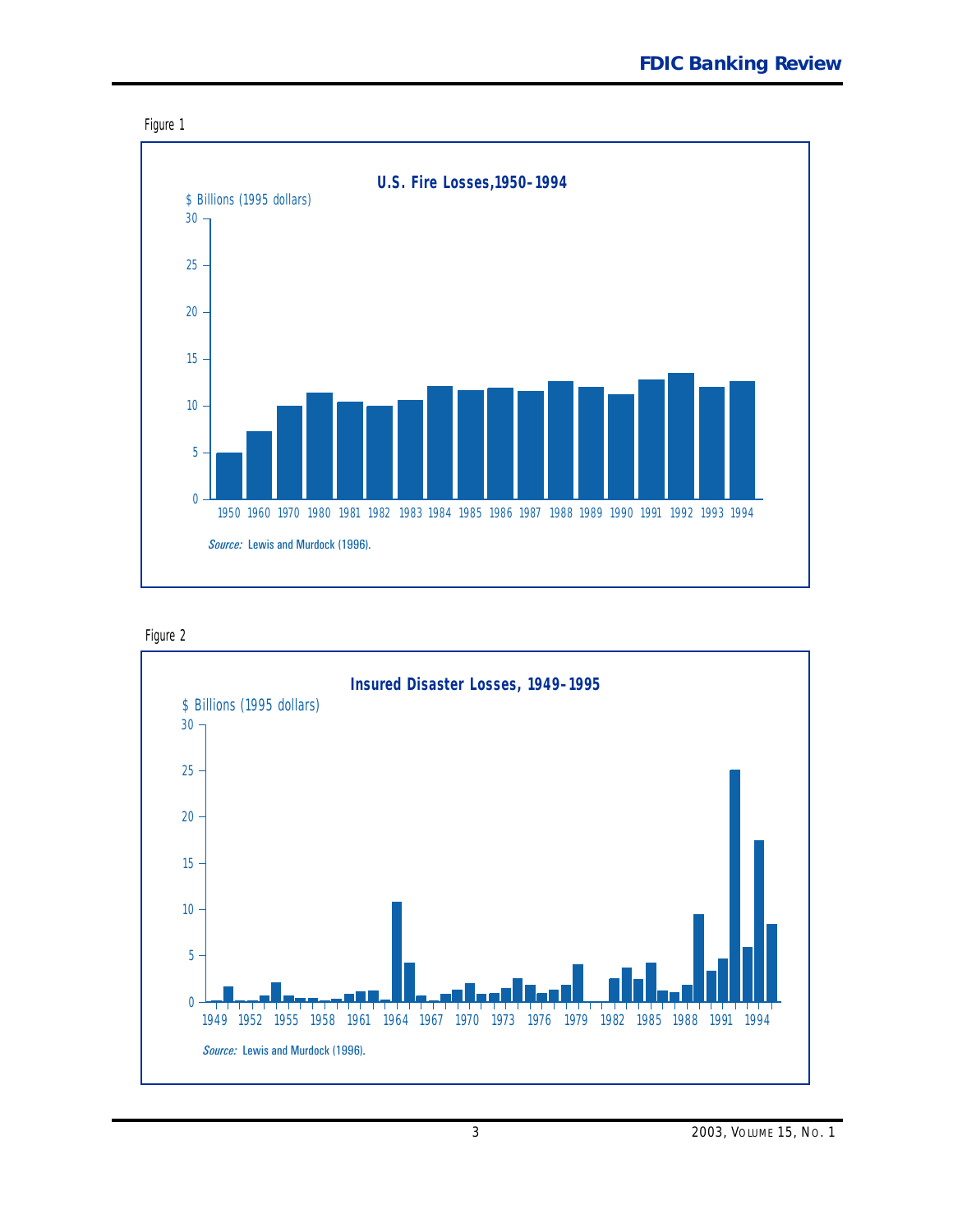Figure 1

**U.S. Fire Losses, 1950–1994**

$ Billions (1995 dollars)

*Source:* Lewis and Murdock (1996).

Figure 2

**Insured Disaster Losses, 1949–1995**

$ Billions (1995 dollars)

*Source:* Lewis and Murdock (1996).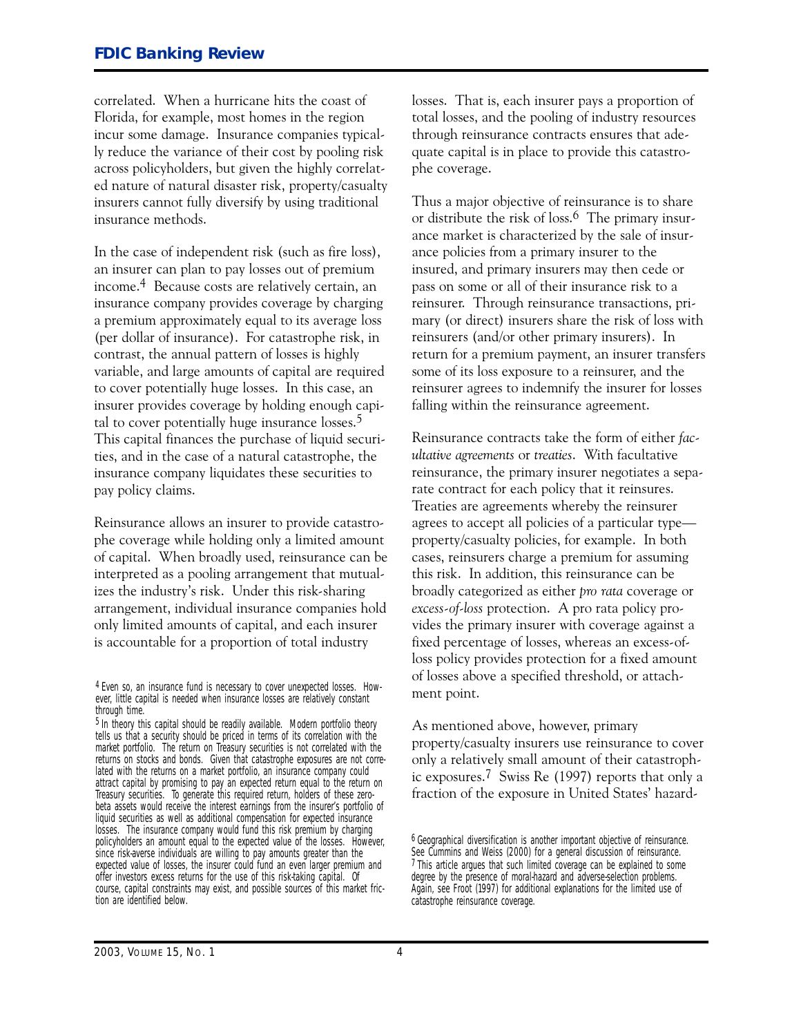correlated. When a hurricane hits the coast of Florida, for example, most homes in the region incur some damage. Insurance companies typically reduce the variance of their cost by pooling risk across policyholders, but given the highly correlated nature of natural disaster risk, property/casualty insurers cannot fully diversify by using traditional insurance methods.

In the case of independent risk (such as fire loss), an insurer can plan to pay losses out of premium income.[4] Because costs are relatively certain, an insurance company provides coverage by charging a premium approximately equal to its average loss (per dollar of insurance). For catastrophe risk, in contrast, the annual pattern of losses is highly variable, and large amounts of capital are required to cover potentially huge losses. In this case, an insurer provides coverage by holding enough capital to cover potentially huge insurance losses.[5] This capital finances the purchase of liquid securities, and in the case of a natural catastrophe, the insurance company liquidates these securities to pay policy claims.

Reinsurance allows an insurer to provide catastrophe coverage while holding only a limited amount of capital. When broadly used, reinsurance can be interpreted as a pooling arrangement that mutualizes the industry's risk. Under this risk-sharing arrangement, individual insurance companies hold only limited amounts of capital, and each insurer is accountable for a proportion of total industry losses. That is, each insurer pays a proportion of total losses, and the pooling of industry resources through reinsurance contracts ensures that adequate capital is in place to provide this catastrophe coverage.

Thus a major objective of reinsurance is to share or distribute the risk of loss.[6] The primary insurance market is characterized by the sale of insurance policies from a primary insurer to the insured, and primary insurers may then cede or pass on some or all of their insurance risk to a reinsurer. Through reinsurance transactions, primary (or direct) insurers share the risk of loss with reinsurers (and/or other primary insurers). In return for a premium payment, an insurer transfers some of its loss exposure to a reinsurer, and the reinsurer agrees to indemnify the insurer for losses falling within the reinsurance agreement.

Reinsurance contracts take the form of either *facultative agreements* or *treaties*. With facultative reinsurance, the primary insurer negotiates a separate contract for each policy that it reinsures. Treaties are agreements whereby the reinsurer agrees to accept all policies of a particular type—property/casualty policies, for example. In both cases, reinsurers charge a premium for assuming this risk. In addition, this reinsurance can be broadly categorized as either *pro rata* coverage or *excess-of-loss* protection. A pro rata policy provides the primary insurer with coverage against a fixed percentage of losses, whereas an excess-of-loss policy provides protection for a fixed amount of losses above a specified threshold, or attachment point.

As mentioned above, however, primary property/casualty insurers use reinsurance to cover only a relatively small amount of their catastrophic exposures.[7] Swiss Re (1997) reports that only a fraction of the exposure in United States' hazard-

[4] Even so, an insurance fund is necessary to cover unexpected losses. However, little capital is needed when insurance losses are relatively constant through time.

[5] In theory this capital should be readily available. Modern portfolio theory tells us that a security should be priced in terms of its correlation with the market portfolio. The return on Treasury securities is not correlated with the returns on stocks and bonds. Given that catastrophe exposures are not correlated with the returns on a market portfolio, an insurance company could attract capital by promising to pay an expected return equal to the return on Treasury securities. To generate this required return, holders of these zero-beta assets would receive the interest earnings from the insurer's portfolio of liquid securities as well as additional compensation for expected insurance losses. The insurance company would fund this risk premium by charging policyholders an amount equal to the expected value of the losses. However, since risk-averse individuals are willing to pay amounts greater than the expected value of losses, the insurer could fund an even larger premium and offer investors excess returns for the use of this risk-taking capital. Of course, capital constraints may exist, and possible sources of this market friction are identified below.

[6] Geographical diversification is another important objective of reinsurance. See Cummins and Weiss (2000) for a general discussion of reinsurance.

[7] This article argues that such limited coverage can be explained to some degree by the presence of moral-hazard and adverse-selection problems. Again, see Froot (1997) for additional explanations for the limited use of catastrophe reinsurance coverage.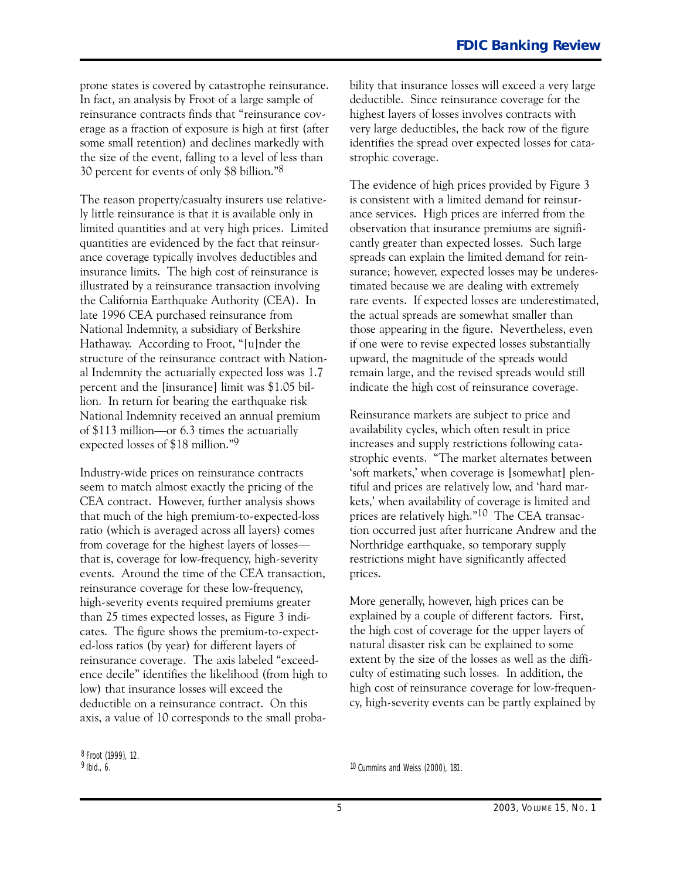prone states is covered by catastrophe reinsurance. In fact, an analysis by Froot of a large sample of reinsurance contracts finds that "reinsurance coverage as a fraction of exposure is high at first (after some small retention) and declines markedly with the size of the event, falling to a level of less than 30 percent for events of only $8 billion."[8]

The reason property/casualty insurers use relatively little reinsurance is that it is available only in limited quantities and at very high prices. Limited quantities are evidenced by the fact that reinsurance coverage typically involves deductibles and insurance limits. The high cost of reinsurance is illustrated by a reinsurance transaction involving the California Earthquake Authority (CEA). In late 1996 CEA purchased reinsurance from National Indemnity, a subsidiary of Berkshire Hathaway. According to Froot, "[u]nder the structure of the reinsurance contract with National Indemnity the actuarially expected loss was 1.7 percent and the [insurance] limit was $1.05 billion. In return for bearing the earthquake risk National Indemnity received an annual premium of $113 million—or 6.3 times the actuarially expected losses of $18 million."[9]

Industry-wide prices on reinsurance contracts seem to match almost exactly the pricing of the CEA contract. However, further analysis shows that much of the high premium-to-expected-loss ratio (which is averaged across all layers) comes from coverage for the highest layers of losses—that is, coverage for low-frequency, high-severity events. Around the time of the CEA transaction, reinsurance coverage for these low-frequency, high-severity events required premiums greater than 25 times expected losses, as Figure 3 indicates. The figure shows the premium-to-expected-loss ratios (by year) for different layers of reinsurance coverage. The axis labeled "exceedence decile" identifies the likelihood (from high to low) that insurance losses will exceed the deductible on a reinsurance contract. On this axis, a value of 10 corresponds to the small probability that insurance losses will exceed a very large deductible. Since reinsurance coverage for the highest layers of losses involves contracts with very large deductibles, the back row of the figure identifies the spread over expected losses for catastrophic coverage.

The evidence of high prices provided by Figure 3 is consistent with a limited demand for reinsurance services. High prices are inferred from the observation that insurance premiums are significantly greater than expected losses. Such large spreads can explain the limited demand for reinsurance; however, expected losses may be underestimated because we are dealing with extremely rare events. If expected losses are underestimated, the actual spreads are somewhat smaller than those appearing in the figure. Nevertheless, even if one were to revise expected losses substantially upward, the magnitude of the spreads would remain large, and the revised spreads would still indicate the high cost of reinsurance coverage.

Reinsurance markets are subject to price and availability cycles, which often result in price increases and supply restrictions following catastrophic events. "The market alternates between 'soft markets,' when coverage is [somewhat] plentiful and prices are relatively low, and 'hard markets,' when availability of coverage is limited and prices are relatively high."[10] The CEA transaction occurred just after hurricane Andrew and the Northridge earthquake, so temporary supply restrictions might have significantly affected prices.

More generally, however, high prices can be explained by a couple of different factors. First, the high cost of coverage for the upper layers of natural disaster risk can be explained to some extent by the size of the losses as well as the difficulty of estimating such losses. In addition, the high cost of reinsurance coverage for low-frequency, high-severity events can be partly explained by

[8] Froot (1999), 12.
[9] Ibid., 6.
[10] Cummins and Weiss (2000), 181.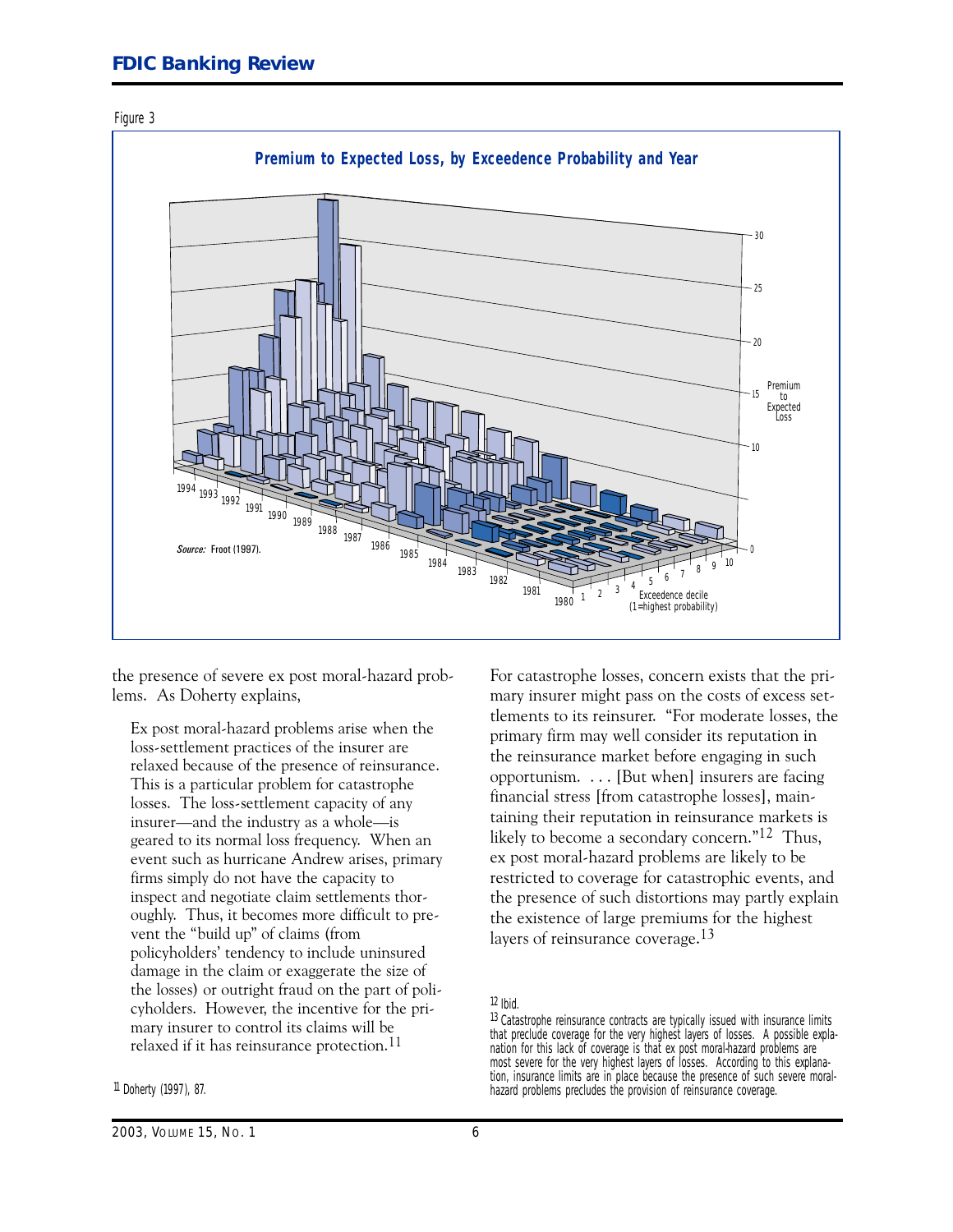Figure 3

**Premium to Expected Loss, by Exceedence Probability and Year**

*Source:* Froot (1997).

the presence of severe ex post moral-hazard problems. As Doherty explains,

> Ex post moral-hazard problems arise when the loss-settlement practices of the insurer are relaxed because of the presence of reinsurance. This is a particular problem for catastrophe losses. The loss-settlement capacity of any insurer—and the industry as a whole—is geared to its normal loss frequency. When an event such as hurricane Andrew arises, primary firms simply do not have the capacity to inspect and negotiate claim settlements thoroughly. Thus, it becomes more difficult to prevent the "build up" of claims (from policyholders' tendency to include uninsured damage in the claim or exaggerate the size of the losses) or outright fraud on the part of policyholders. However, the incentive for the primary insurer to control its claims will be relaxed if it has reinsurance protection.[11]

For catastrophe losses, concern exists that the primary insurer might pass on the costs of excess settlements to its reinsurer. "For moderate losses, the primary firm may well consider its reputation in the reinsurance market before engaging in such opportunism. . . . [But when] insurers are facing financial stress [from catastrophe losses], maintaining their reputation in reinsurance markets is likely to become a secondary concern."[12] Thus, ex post moral-hazard problems are likely to be restricted to coverage for catastrophic events, and the presence of such distortions may partly explain the existence of large premiums for the highest layers of reinsurance coverage.[13]

[11] Doherty (1997), 87.

[12] Ibid.

[13] Catastrophe reinsurance contracts are typically issued with insurance limits that preclude coverage for the very highest layers of losses. A possible explanation for this lack of coverage is that ex post moral-hazard problems are most severe for the very highest layers of losses. According to this explanation, insurance limits are in place because the presence of such severe moral-hazard problems precludes the provision of reinsurance coverage.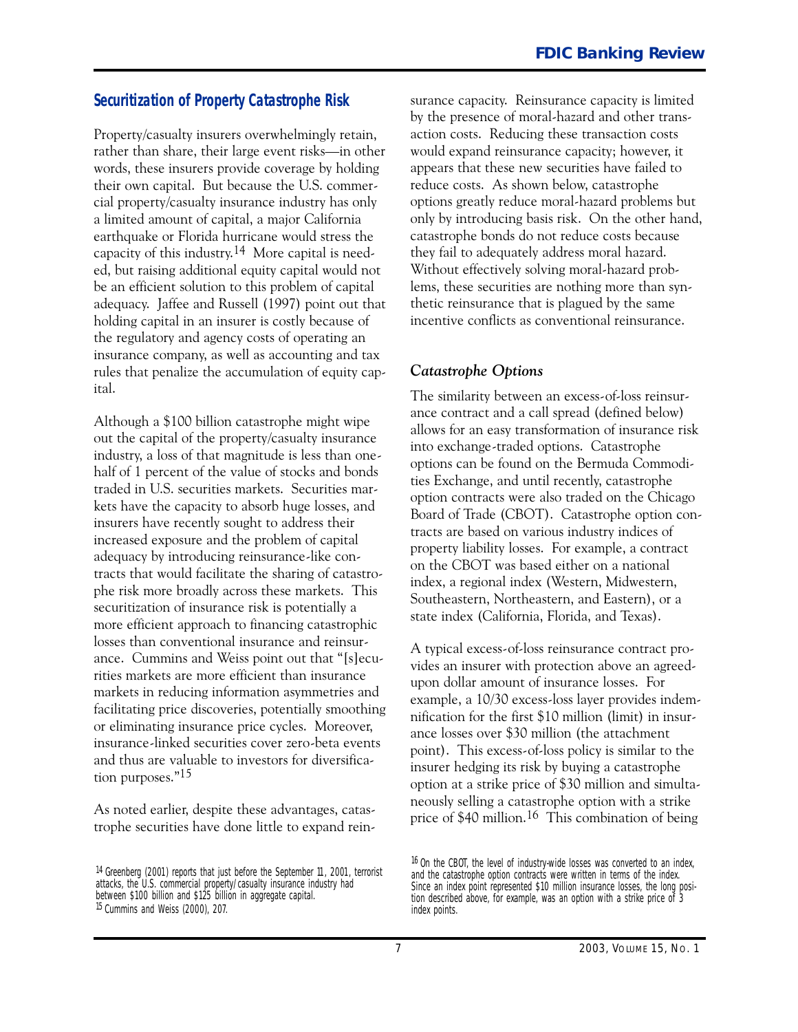## Securitization of Property Catastrophe Risk

Property/casualty insurers overwhelmingly retain, rather than share, their large event risks—in other words, these insurers provide coverage by holding their own capital. But because the U.S. commercial property/casualty insurance industry has only a limited amount of capital, a major California earthquake or Florida hurricane would stress the capacity of this industry.[14] More capital is needed, but raising additional equity capital would not be an efficient solution to this problem of capital adequacy. Jaffee and Russell (1997) point out that holding capital in an insurer is costly because of the regulatory and agency costs of operating an insurance company, as well as accounting and tax rules that penalize the accumulation of equity capital.

Although a $100 billion catastrophe might wipe out the capital of the property/casualty insurance industry, a loss of that magnitude is less than one-half of 1 percent of the value of stocks and bonds traded in U.S. securities markets. Securities markets have the capacity to absorb huge losses, and insurers have recently sought to address their increased exposure and the problem of capital adequacy by introducing reinsurance-like contracts that would facilitate the sharing of catastrophe risk more broadly across these markets. This securitization of insurance risk is potentially a more efficient approach to financing catastrophic losses than conventional insurance and reinsurance. Cummins and Weiss point out that "[s]ecurities markets are more efficient than insurance markets in reducing information asymmetries and facilitating price discoveries, potentially smoothing or eliminating insurance price cycles. Moreover, insurance-linked securities cover zero-beta events and thus are valuable to investors for diversification purposes."[15]

As noted earlier, despite these advantages, catastrophe securities have done little to expand reinsurance capacity. Reinsurance capacity is limited by the presence of moral-hazard and other transaction costs. Reducing these transaction costs would expand reinsurance capacity; however, it appears that these new securities have failed to reduce costs. As shown below, catastrophe options greatly reduce moral-hazard problems but only by introducing basis risk. On the other hand, catastrophe bonds do not reduce costs because they fail to adequately address moral hazard. Without effectively solving moral-hazard problems, these securities are nothing more than synthetic reinsurance that is plagued by the same incentive conflicts as conventional reinsurance.

### *Catastrophe Options*

The similarity between an excess-of-loss reinsurance contract and a call spread (defined below) allows for an easy transformation of insurance risk into exchange-traded options. Catastrophe options can be found on the Bermuda Commodities Exchange, and until recently, catastrophe option contracts were also traded on the Chicago Board of Trade (CBOT). Catastrophe option contracts are based on various industry indices of property liability losses. For example, a contract on the CBOT was based either on a national index, a regional index (Western, Midwestern, Southeastern, Northeastern, and Eastern), or a state index (California, Florida, and Texas).

A typical excess-of-loss reinsurance contract provides an insurer with protection above an agreed-upon dollar amount of insurance losses. For example, a 10/30 excess-loss layer provides indemnification for the first $10 million (limit) in insurance losses over $30 million (the attachment point). This excess-of-loss policy is similar to the insurer hedging its risk by buying a catastrophe option at a strike price of $30 million and simultaneously selling a catastrophe option with a strike price of $40 million.[16] This combination of being

[14] Greenberg (2001) reports that just before the September 11, 2001, terrorist attacks, the U.S. commercial property/casualty insurance industry had between $100 billion and $125 billion in aggregate capital.

[15] Cummins and Weiss (2000), 207.

[16] On the CBOT, the level of industry-wide losses was converted to an index, and the catastrophe option contracts were written in terms of the index. Since an index point represented $10 million insurance losses, the long position described above, for example, was an option with a strike price of 3 index points.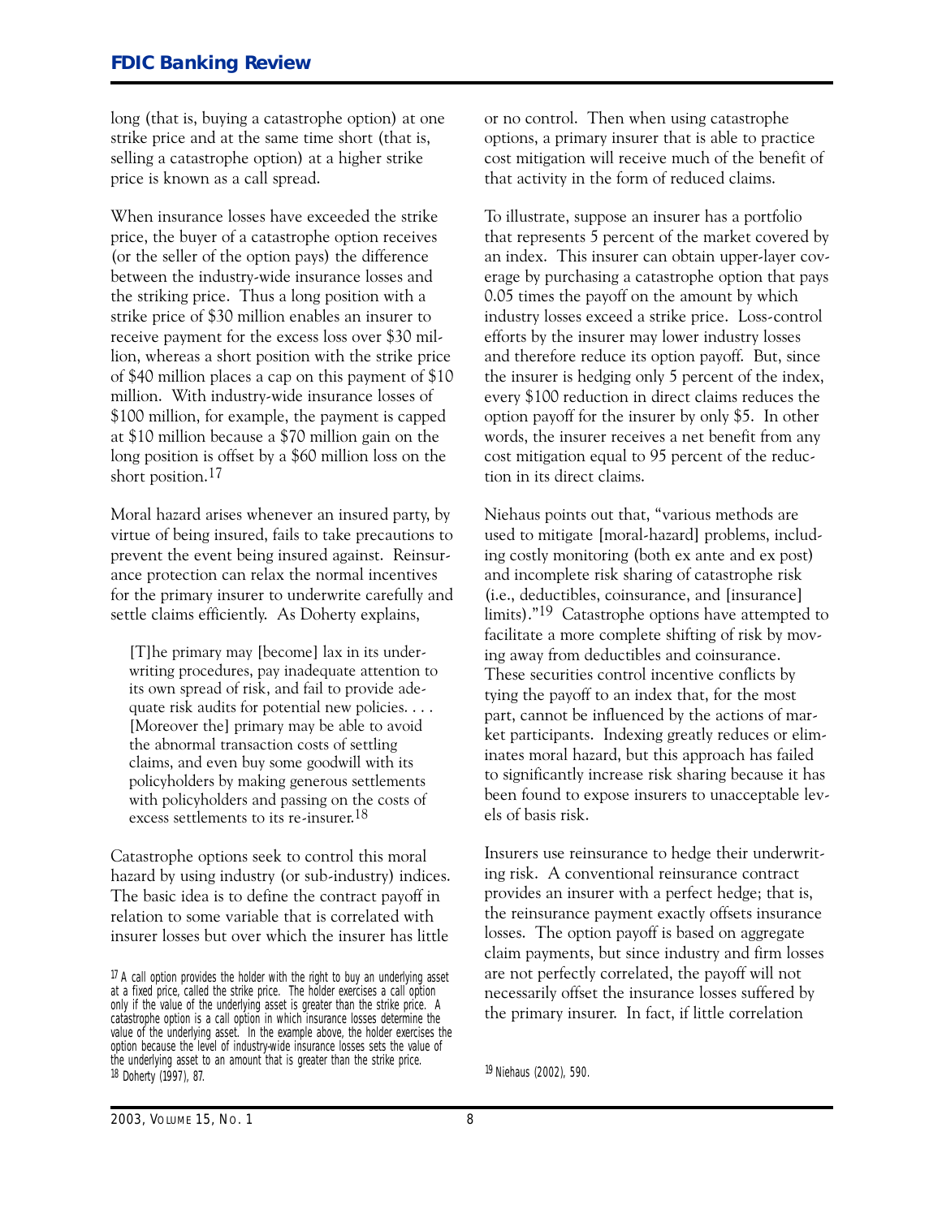long (that is, buying a catastrophe option) at one strike price and at the same time short (that is, selling a catastrophe option) at a higher strike price is known as a call spread.

When insurance losses have exceeded the strike price, the buyer of a catastrophe option receives (or the seller of the option pays) the difference between the industry-wide insurance losses and the striking price. Thus a long position with a strike price of $30 million enables an insurer to receive payment for the excess loss over $30 million, whereas a short position with the strike price of $40 million places a cap on this payment of $10 million. With industry-wide insurance losses of $100 million, for example, the payment is capped at $10 million because a $70 million gain on the long position is offset by a $60 million loss on the short position.[17]

Moral hazard arises whenever an insured party, by virtue of being insured, fails to take precautions to prevent the event being insured against. Reinsurance protection can relax the normal incentives for the primary insurer to underwrite carefully and settle claims efficiently. As Doherty explains,

> [T]he primary may [become] lax in its underwriting procedures, pay inadequate attention to its own spread of risk, and fail to provide adequate risk audits for potential new policies. . . . [Moreover the] primary may be able to avoid the abnormal transaction costs of settling claims, and even buy some goodwill with its policyholders by making generous settlements with policyholders and passing on the costs of excess settlements to its re-insurer.[18]

Catastrophe options seek to control this moral hazard by using industry (or sub-industry) indices. The basic idea is to define the contract payoff in relation to some variable that is correlated with insurer losses but over which the insurer has little or no control. Then when using catastrophe options, a primary insurer that is able to practice cost mitigation will receive much of the benefit of that activity in the form of reduced claims.

To illustrate, suppose an insurer has a portfolio that represents 5 percent of the market covered by an index. This insurer can obtain upper-layer coverage by purchasing a catastrophe option that pays 0.05 times the payoff on the amount by which industry losses exceed a strike price. Loss-control efforts by the insurer may lower industry losses and therefore reduce its option payoff. But, since the insurer is hedging only 5 percent of the index, every $100 reduction in direct claims reduces the option payoff for the insurer by only $5. In other words, the insurer receives a net benefit from any cost mitigation equal to 95 percent of the reduction in its direct claims.

Niehaus points out that, "various methods are used to mitigate [moral-hazard] problems, including costly monitoring (both ex ante and ex post) and incomplete risk sharing of catastrophe risk (i.e., deductibles, coinsurance, and [insurance] limits)."[19] Catastrophe options have attempted to facilitate a more complete shifting of risk by moving away from deductibles and coinsurance. These securities control incentive conflicts by tying the payoff to an index that, for the most part, cannot be influenced by the actions of market participants. Indexing greatly reduces or eliminates moral hazard, but this approach has failed to significantly increase risk sharing because it has been found to expose insurers to unacceptable levels of basis risk.

Insurers use reinsurance to hedge their underwriting risk. A conventional reinsurance contract provides an insurer with a perfect hedge; that is, the reinsurance payment exactly offsets insurance losses. The option payoff is based on aggregate claim payments, but since industry and firm losses are not perfectly correlated, the payoff will not necessarily offset the insurance losses suffered by the primary insurer. In fact, if little correlation

---

[17] A call option provides the holder with the right to buy an underlying asset at a fixed price, called the strike price. The holder exercises a call option only if the value of the underlying asset is greater than the strike price. A catastrophe option is a call option in which insurance losses determine the value of the underlying asset. In the example above, the holder exercises the option because the level of industry-wide insurance losses sets the value of the underlying asset to an amount that is greater than the strike price.

[18] Doherty (1997), 87.

[19] Niehaus (2002), 590.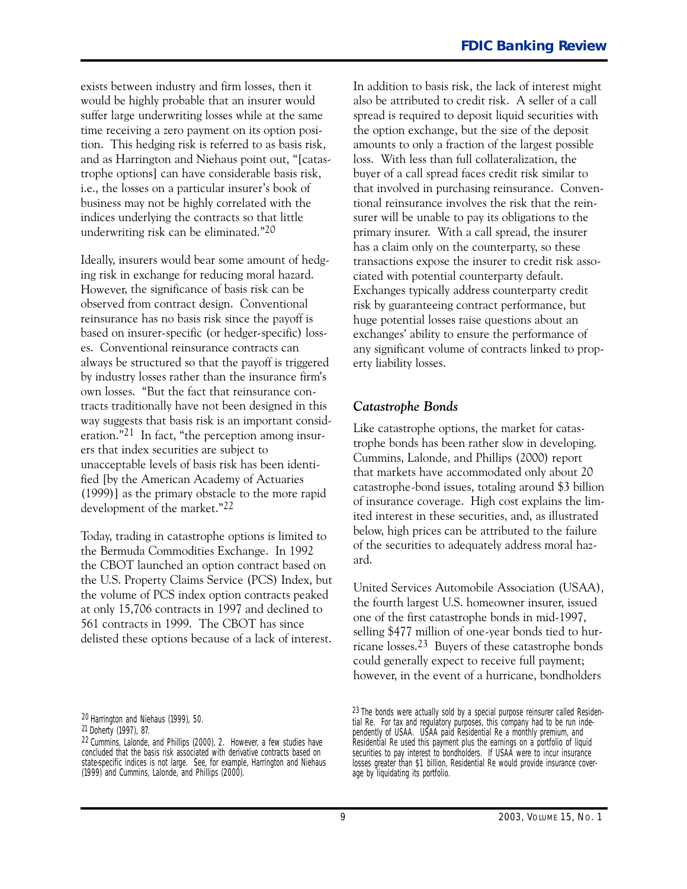exists between industry and firm losses, then it would be highly probable that an insurer would suffer large underwriting losses while at the same time receiving a zero payment on its option position. This hedging risk is referred to as basis risk, and as Harrington and Niehaus point out, "[catastrophe options] can have considerable basis risk, i.e., the losses on a particular insurer's book of business may not be highly correlated with the indices underlying the contracts so that little underwriting risk can be eliminated."[20]

Ideally, insurers would bear some amount of hedging risk in exchange for reducing moral hazard. However, the significance of basis risk can be observed from contract design. Conventional reinsurance has no basis risk since the payoff is based on insurer-specific (or hedger-specific) losses. Conventional reinsurance contracts can always be structured so that the payoff is triggered by industry losses rather than the insurance firm's own losses. "But the fact that reinsurance contracts traditionally have not been designed in this way suggests that basis risk is an important consideration."[21] In fact, "the perception among insurers that index securities are subject to unacceptable levels of basis risk has been identified [by the American Academy of Actuaries (1999)] as the primary obstacle to the more rapid development of the market."[22]

Today, trading in catastrophe options is limited to the Bermuda Commodities Exchange. In 1992 the CBOT launched an option contract based on the U.S. Property Claims Service (PCS) Index, but the volume of PCS index option contracts peaked at only 15,706 contracts in 1997 and declined to 561 contracts in 1999. The CBOT has since delisted these options because of a lack of interest.

In addition to basis risk, the lack of interest might also be attributed to credit risk. A seller of a call spread is required to deposit liquid securities with the option exchange, but the size of the deposit amounts to only a fraction of the largest possible loss. With less than full collateralization, the buyer of a call spread faces credit risk similar to that involved in purchasing reinsurance. Conventional reinsurance involves the risk that the reinsurer will be unable to pay its obligations to the primary insurer. With a call spread, the insurer has a claim only on the counterparty, so these transactions expose the insurer to credit risk associated with potential counterparty default. Exchanges typically address counterparty credit risk by guaranteeing contract performance, but huge potential losses raise questions about an exchanges' ability to ensure the performance of any significant volume of contracts linked to property liability losses.

### *Catastrophe Bonds*

Like catastrophe options, the market for catastrophe bonds has been rather slow in developing. Cummins, Lalonde, and Phillips (2000) report that markets have accommodated only about 20 catastrophe-bond issues, totaling around $3 billion of insurance coverage. High cost explains the limited interest in these securities, and, as illustrated below, high prices can be attributed to the failure of the securities to adequately address moral hazard.

United Services Automobile Association (USAA), the fourth largest U.S. homeowner insurer, issued one of the first catastrophe bonds in mid-1997, selling $477 million of one-year bonds tied to hurricane losses.[23] Buyers of these catastrophe bonds could generally expect to receive full payment; however, in the event of a hurricane, bondholders

---

[20] Harrington and Niehaus (1999), 50.

[21] Doherty (1997), 87.

[22] Cummins, Lalonde, and Phillips (2000), 2. However, a few studies have concluded that the basis risk associated with derivative contracts based on state-specific indices is not large. See, for example, Harrington and Niehaus (1999) and Cummins, Lalonde, and Phillips (2000).

[23] The bonds were actually sold by a special purpose reinsurer called Residential Re. For tax and regulatory purposes, this company had to be run independently of USAA. USAA paid Residential Re a monthly premium, and Residential Re used this payment plus the earnings on a portfolio of liquid securities to pay interest to bondholders. If USAA were to incur insurance losses greater than $1 billion, Residential Re would provide insurance coverage by liquidating its portfolio.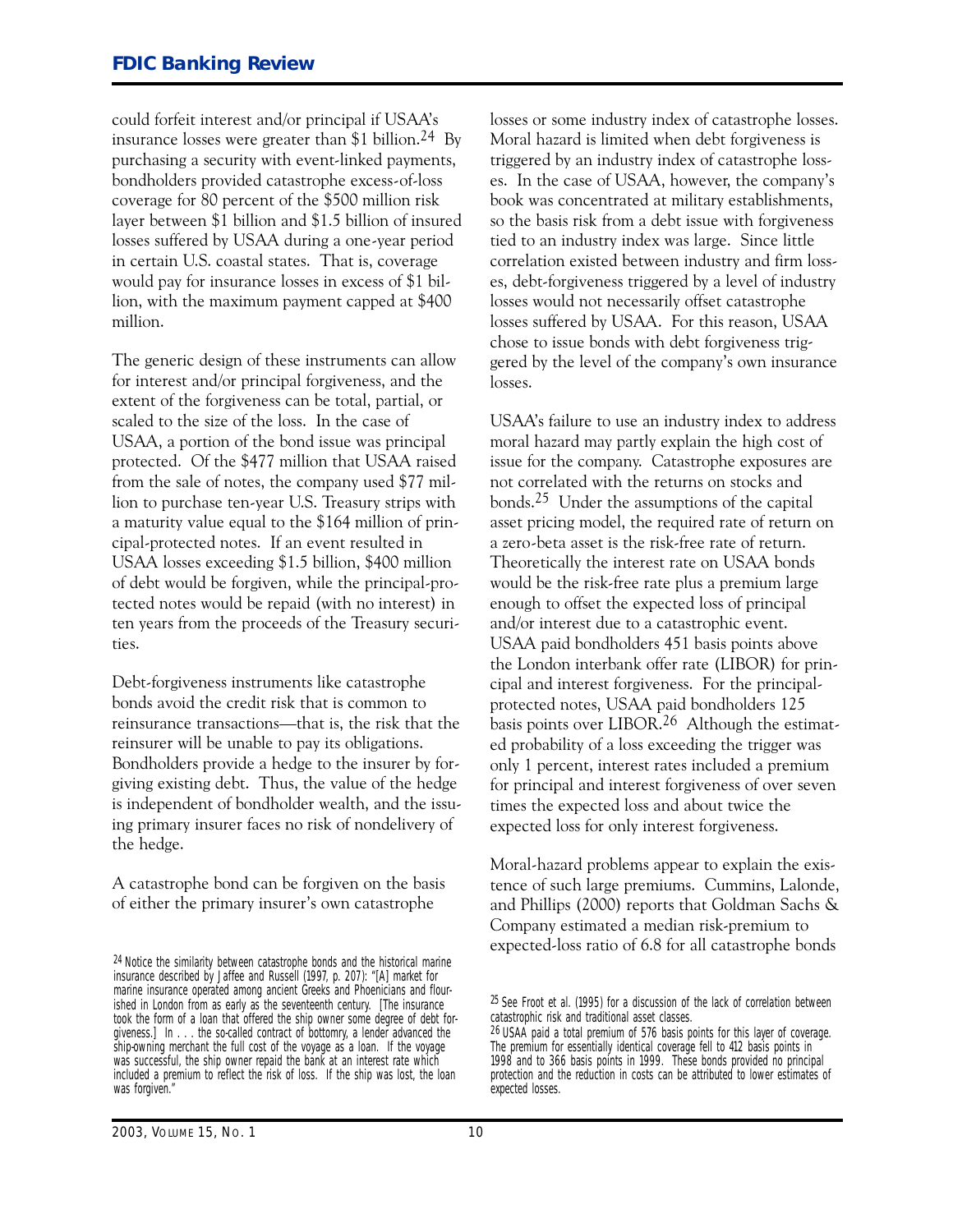could forfeit interest and/or principal if USAA's insurance losses were greater than $1 billion.[24] By purchasing a security with event-linked payments, bondholders provided catastrophe excess-of-loss coverage for 80 percent of the $500 million risk layer between $1 billion and $1.5 billion of insured losses suffered by USAA during a one-year period in certain U.S. coastal states. That is, coverage would pay for insurance losses in excess of $1 billion, with the maximum payment capped at $400 million.

The generic design of these instruments can allow for interest and/or principal forgiveness, and the extent of the forgiveness can be total, partial, or scaled to the size of the loss. In the case of USAA, a portion of the bond issue was principal protected. Of the $477 million that USAA raised from the sale of notes, the company used $77 million to purchase ten-year U.S. Treasury strips with a maturity value equal to the $164 million of principal-protected notes. If an event resulted in USAA losses exceeding $1.5 billion, $400 million of debt would be forgiven, while the principal-protected notes would be repaid (with no interest) in ten years from the proceeds of the Treasury securities.

Debt-forgiveness instruments like catastrophe bonds avoid the credit risk that is common to reinsurance transactions—that is, the risk that the reinsurer will be unable to pay its obligations. Bondholders provide a hedge to the insurer by forgiving existing debt. Thus, the value of the hedge is independent of bondholder wealth, and the issuing primary insurer faces no risk of nondelivery of the hedge.

A catastrophe bond can be forgiven on the basis of either the primary insurer's own catastrophe losses or some industry index of catastrophe losses. Moral hazard is limited when debt forgiveness is triggered by an industry index of catastrophe losses. In the case of USAA, however, the company's book was concentrated at military establishments, so the basis risk from a debt issue with forgiveness tied to an industry index was large. Since little correlation existed between industry and firm losses, debt-forgiveness triggered by a level of industry losses would not necessarily offset catastrophe losses suffered by USAA. For this reason, USAA chose to issue bonds with debt forgiveness triggered by the level of the company's own insurance losses.

USAA's failure to use an industry index to address moral hazard may partly explain the high cost of issue for the company. Catastrophe exposures are not correlated with the returns on stocks and bonds.[25] Under the assumptions of the capital asset pricing model, the required rate of return on a zero-beta asset is the risk-free rate of return. Theoretically the interest rate on USAA bonds would be the risk-free rate plus a premium large enough to offset the expected loss of principal and/or interest due to a catastrophic event. USAA paid bondholders 451 basis points above the London interbank offer rate (LIBOR) for principal and interest forgiveness. For the principal-protected notes, USAA paid bondholders 125 basis points over LIBOR.[26] Although the estimated probability of a loss exceeding the trigger was only 1 percent, interest rates included a premium for principal and interest forgiveness of over seven times the expected loss and about twice the expected loss for only interest forgiveness.

Moral-hazard problems appear to explain the existence of such large premiums. Cummins, Lalonde, and Phillips (2000) reports that Goldman Sachs & Company estimated a median risk-premium to expected-loss ratio of 6.8 for all catastrophe bonds

[24] Notice the similarity between catastrophe bonds and the historical marine insurance described by Jaffee and Russell (1997, p. 207): "[A] market for marine insurance operated among ancient Greeks and Phoenicians and flourished in London from as early as the seventeenth century. [The insurance took the form of a loan that offered the ship owner some degree of debt forgiveness.] In . . . the so-called contract of bottomry, a lender advanced the ship-owning merchant the full cost of the voyage as a loan. If the voyage was successful, the ship owner repaid the bank at an interest rate which included a premium to reflect the risk of loss. If the ship was lost, the loan was forgiven."

[25] See Froot et al. (1995) for a discussion of the lack of correlation between catastrophic risk and traditional asset classes.

[26] USAA paid a total premium of 576 basis points for this layer of coverage. The premium for essentially identical coverage fell to 412 basis points in 1998 and to 366 basis points in 1999. These bonds provided no principal protection and the reduction in costs can be attributed to lower estimates of expected losses.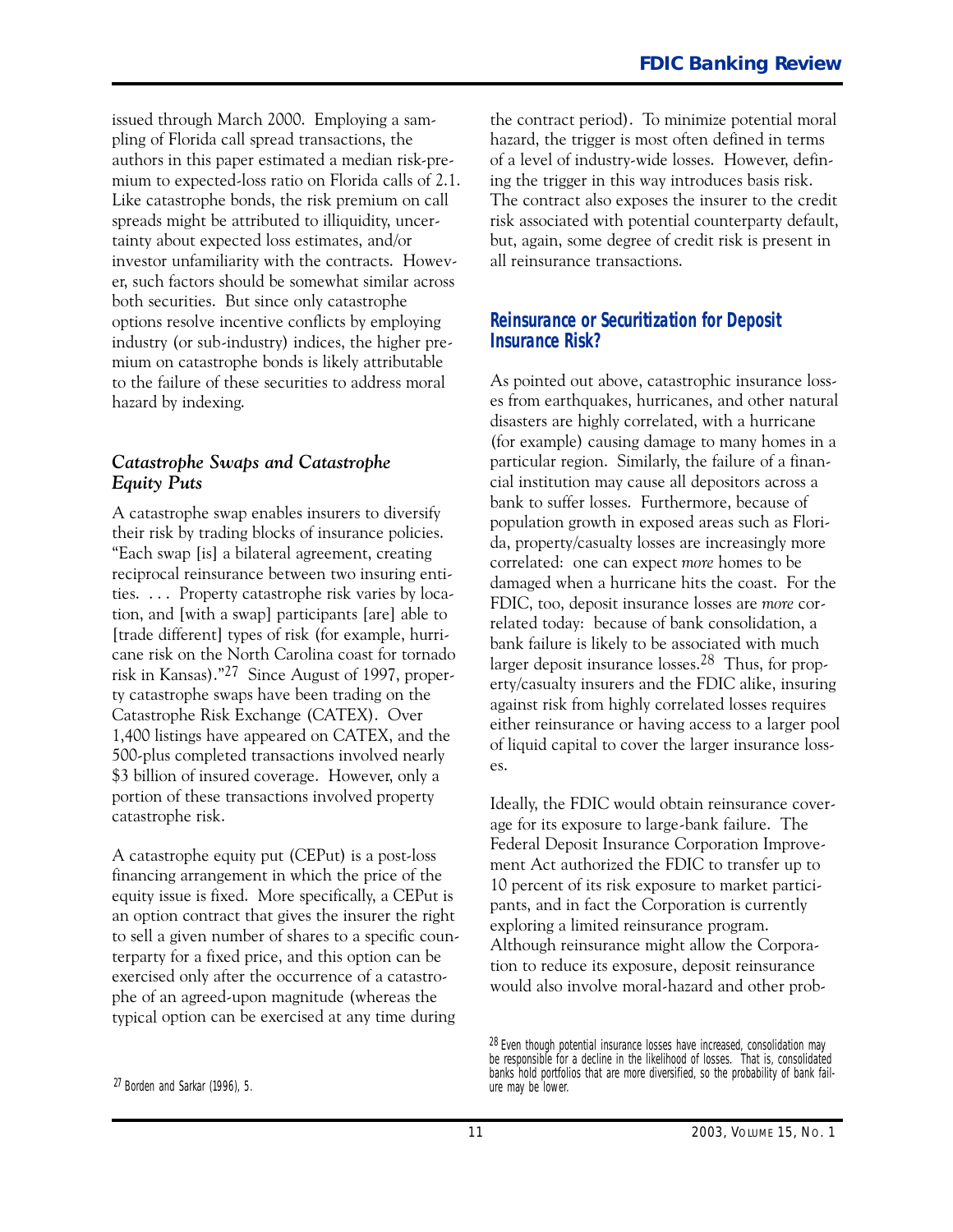issued through March 2000. Employing a sampling of Florida call spread transactions, the authors in this paper estimated a median risk-premium to expected-loss ratio on Florida calls of 2.1. Like catastrophe bonds, the risk premium on call spreads might be attributed to illiquidity, uncertainty about expected loss estimates, and/or investor unfamiliarity with the contracts. However, such factors should be somewhat similar across both securities. But since only catastrophe options resolve incentive conflicts by employing industry (or sub-industry) indices, the higher premium on catastrophe bonds is likely attributable to the failure of these securities to address moral hazard by indexing.

### *Catastrophe Swaps and Catastrophe Equity Puts*

A catastrophe swap enables insurers to diversify their risk by trading blocks of insurance policies. "Each swap [is] a bilateral agreement, creating reciprocal reinsurance between two insuring entities. . . . Property catastrophe risk varies by location, and [with a swap] participants [are] able to [trade different] types of risk (for example, hurricane risk on the North Carolina coast for tornado risk in Kansas)."[27] Since August of 1997, property catastrophe swaps have been trading on the Catastrophe Risk Exchange (CATEX). Over 1,400 listings have appeared on CATEX, and the 500-plus completed transactions involved nearly \$3 billion of insured coverage. However, only a portion of these transactions involved property catastrophe risk.

A catastrophe equity put (CEPut) is a post-loss financing arrangement in which the price of the equity issue is fixed. More specifically, a CEPut is an option contract that gives the insurer the right to sell a given number of shares to a specific counterparty for a fixed price, and this option can be exercised only after the occurrence of a catastrophe of an agreed-upon magnitude (whereas the typical option can be exercised at any time during the contract period). To minimize potential moral hazard, the trigger is most often defined in terms of a level of industry-wide losses. However, defining the trigger in this way introduces basis risk. The contract also exposes the insurer to the credit risk associated with potential counterparty default, but, again, some degree of credit risk is present in all reinsurance transactions.

## Reinsurance or Securitization for Deposit Insurance Risk?

As pointed out above, catastrophic insurance losses from earthquakes, hurricanes, and other natural disasters are highly correlated, with a hurricane (for example) causing damage to many homes in a particular region. Similarly, the failure of a financial institution may cause all depositors across a bank to suffer losses. Furthermore, because of population growth in exposed areas such as Florida, property/casualty losses are increasingly more correlated: one can expect *more* homes to be damaged when a hurricane hits the coast. For the FDIC, too, deposit insurance losses are *more* correlated today: because of bank consolidation, a bank failure is likely to be associated with much larger deposit insurance losses.[28] Thus, for property/casualty insurers and the FDIC alike, insuring against risk from highly correlated losses requires either reinsurance or having access to a larger pool of liquid capital to cover the larger insurance losses.

Ideally, the FDIC would obtain reinsurance coverage for its exposure to large-bank failure. The Federal Deposit Insurance Corporation Improvement Act authorized the FDIC to transfer up to 10 percent of its risk exposure to market participants, and in fact the Corporation is currently exploring a limited reinsurance program. Although reinsurance might allow the Corporation to reduce its exposure, deposit reinsurance would also involve moral-hazard and other prob-

---

[27] Borden and Sarkar (1996), 5.

[28] Even though potential insurance losses have increased, consolidation may be responsible for a decline in the likelihood of losses. That is, consolidated banks hold portfolios that are more diversified, so the probability of bank failure may be lower.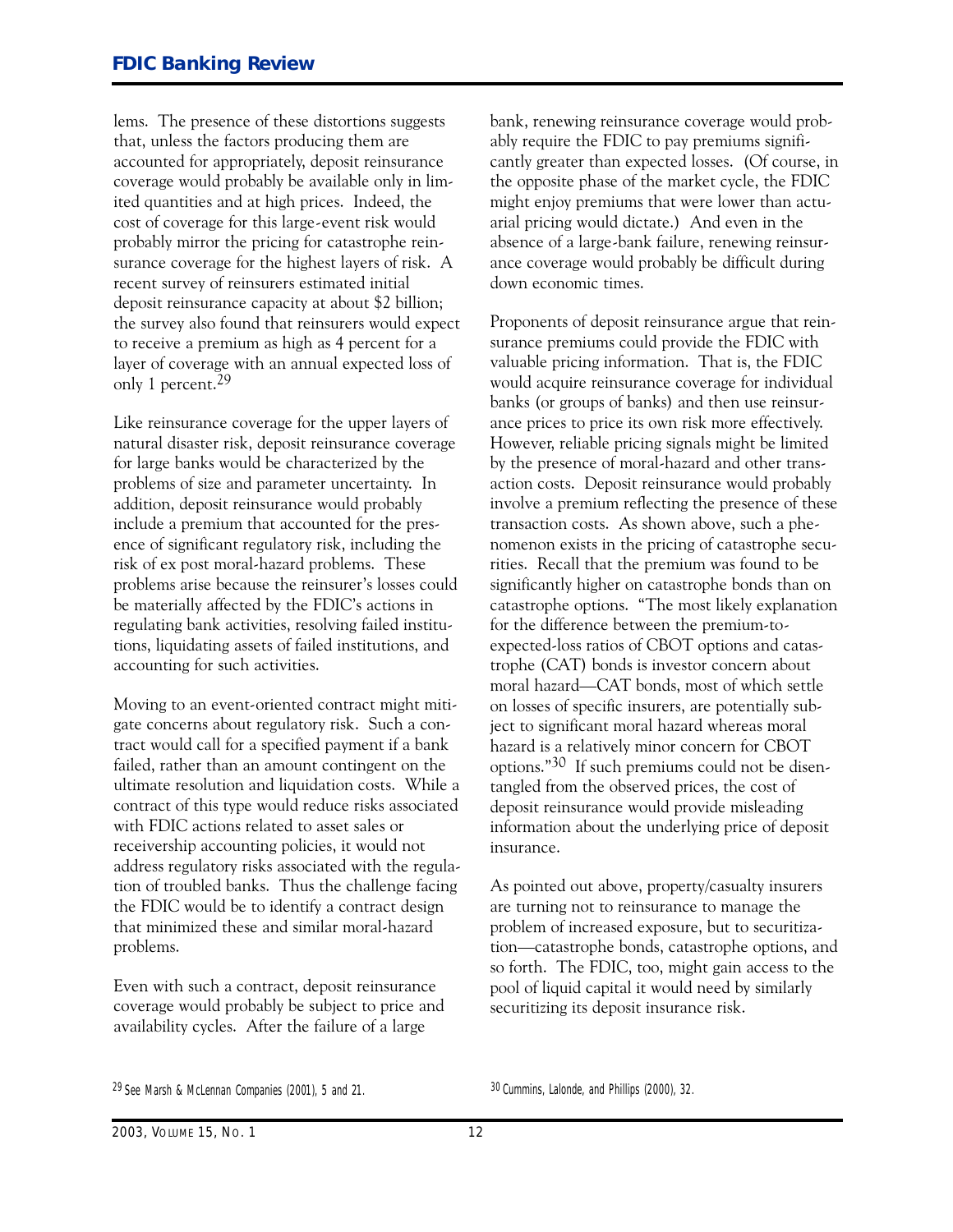lems. The presence of these distortions suggests that, unless the factors producing them are accounted for appropriately, deposit reinsurance coverage would probably be available only in limited quantities and at high prices. Indeed, the cost of coverage for this large-event risk would probably mirror the pricing for catastrophe reinsurance coverage for the highest layers of risk. A recent survey of reinsurers estimated initial deposit reinsurance capacity at about $2 billion; the survey also found that reinsurers would expect to receive a premium as high as 4 percent for a layer of coverage with an annual expected loss of only 1 percent.[29]

Like reinsurance coverage for the upper layers of natural disaster risk, deposit reinsurance coverage for large banks would be characterized by the problems of size and parameter uncertainty. In addition, deposit reinsurance would probably include a premium that accounted for the presence of significant regulatory risk, including the risk of ex post moral-hazard problems. These problems arise because the reinsurer's losses could be materially affected by the FDIC's actions in regulating bank activities, resolving failed institutions, liquidating assets of failed institutions, and accounting for such activities.

Moving to an event-oriented contract might mitigate concerns about regulatory risk. Such a contract would call for a specified payment if a bank failed, rather than an amount contingent on the ultimate resolution and liquidation costs. While a contract of this type would reduce risks associated with FDIC actions related to asset sales or receivership accounting policies, it would not address regulatory risks associated with the regulation of troubled banks. Thus the challenge facing the FDIC would be to identify a contract design that minimized these and similar moral-hazard problems.

Even with such a contract, deposit reinsurance coverage would probably be subject to price and availability cycles. After the failure of a large bank, renewing reinsurance coverage would probably require the FDIC to pay premiums significantly greater than expected losses. (Of course, in the opposite phase of the market cycle, the FDIC might enjoy premiums that were lower than actuarial pricing would dictate.) And even in the absence of a large-bank failure, renewing reinsurance coverage would probably be difficult during down economic times.

Proponents of deposit reinsurance argue that reinsurance premiums could provide the FDIC with valuable pricing information. That is, the FDIC would acquire reinsurance coverage for individual banks (or groups of banks) and then use reinsurance prices to price its own risk more effectively. However, reliable pricing signals might be limited by the presence of moral-hazard and other transaction costs. Deposit reinsurance would probably involve a premium reflecting the presence of these transaction costs. As shown above, such a phenomenon exists in the pricing of catastrophe securities. Recall that the premium was found to be significantly higher on catastrophe bonds than on catastrophe options. "The most likely explanation for the difference between the premium-to-expected-loss ratios of CBOT options and catastrophe (CAT) bonds is investor concern about moral hazard—CAT bonds, most of which settle on losses of specific insurers, are potentially subject to significant moral hazard whereas moral hazard is a relatively minor concern for CBOT options."[30] If such premiums could not be disentangled from the observed prices, the cost of deposit reinsurance would provide misleading information about the underlying price of deposit insurance.

As pointed out above, property/casualty insurers are turning not to reinsurance to manage the problem of increased exposure, but to securitization—catastrophe bonds, catastrophe options, and so forth. The FDIC, too, might gain access to the pool of liquid capital it would need by similarly securitizing its deposit insurance risk.

[29] See Marsh & McLennan Companies (2001), 5 and 21.

[30] Cummins, Lalonde, and Phillips (2000), 32.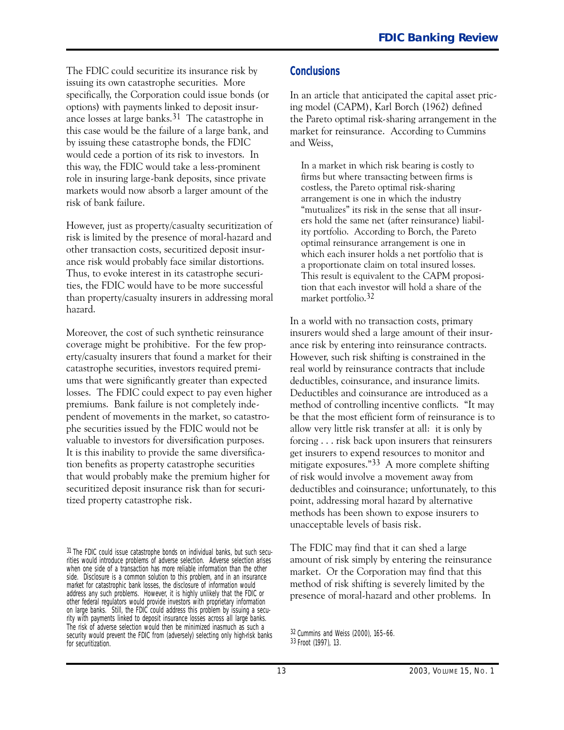The FDIC could securitize its insurance risk by issuing its own catastrophe securities. More specifically, the Corporation could issue bonds (or options) with payments linked to deposit insurance losses at large banks.[31] The catastrophe in this case would be the failure of a large bank, and by issuing these catastrophe bonds, the FDIC would cede a portion of its risk to investors. In this way, the FDIC would take a less-prominent role in insuring large-bank deposits, since private markets would now absorb a larger amount of the risk of bank failure.

However, just as property/casualty securitization of risk is limited by the presence of moral-hazard and other transaction costs, securitized deposit insurance risk would probably face similar distortions. Thus, to evoke interest in its catastrophe securities, the FDIC would have to be more successful than property/casualty insurers in addressing moral hazard.

Moreover, the cost of such synthetic reinsurance coverage might be prohibitive. For the few property/casualty insurers that found a market for their catastrophe securities, investors required premiums that were significantly greater than expected losses. The FDIC could expect to pay even higher premiums. Bank failure is not completely independent of movements in the market, so catastrophe securities issued by the FDIC would not be valuable to investors for diversification purposes. It is this inability to provide the same diversification benefits as property catastrophe securities that would probably make the premium higher for securitized deposit insurance risk than for securitized property catastrophe risk.

## Conclusions

In an article that anticipated the capital asset pricing model (CAPM), Karl Borch (1962) defined the Pareto optimal risk-sharing arrangement in the market for reinsurance. According to Cummins and Weiss,

> In a market in which risk bearing is costly to firms but where transacting between firms is costless, the Pareto optimal risk-sharing arrangement is one in which the industry "mutualizes" its risk in the sense that all insurers hold the same net (after reinsurance) liability portfolio. According to Borch, the Pareto optimal reinsurance arrangement is one in which each insurer holds a net portfolio that is a proportionate claim on total insured losses. This result is equivalent to the CAPM proposition that each investor will hold a share of the market portfolio.[32]

In a world with no transaction costs, primary insurers would shed a large amount of their insurance risk by entering into reinsurance contracts. However, such risk shifting is constrained in the real world by reinsurance contracts that include deductibles, coinsurance, and insurance limits. Deductibles and coinsurance are introduced as a method of controlling incentive conflicts. "It may be that the most efficient form of reinsurance is to allow very little risk transfer at all: it is only by forcing . . . risk back upon insurers that reinsurers get insurers to expend resources to monitor and mitigate exposures."[33] A more complete shifting of risk would involve a movement away from deductibles and coinsurance; unfortunately, to this point, addressing moral hazard by alternative methods has been shown to expose insurers to unacceptable levels of basis risk.

The FDIC may find that it can shed a large amount of risk simply by entering the reinsurance market. Or the Corporation may find that this method of risk shifting is severely limited by the presence of moral-hazard and other problems. In

[31] The FDIC could issue catastrophe bonds on individual banks, but such securities would introduce problems of adverse selection. Adverse selection arises when one side of a transaction has more reliable information than the other side. Disclosure is a common solution to this problem, and in an insurance market for catastrophic bank losses, the disclosure of information would address any such problems. However, it is highly unlikely that the FDIC or other federal regulators would provide investors with proprietary information on large banks. Still, the FDIC could address this problem by issuing a security with payments linked to deposit insurance losses across all large banks. The risk of adverse selection would then be minimized inasmuch as such a security would prevent the FDIC from (adversely) selecting only high-risk banks for securitization.

[32] Cummins and Weiss (2000), 165–66.

[33] Froot (1997), 13.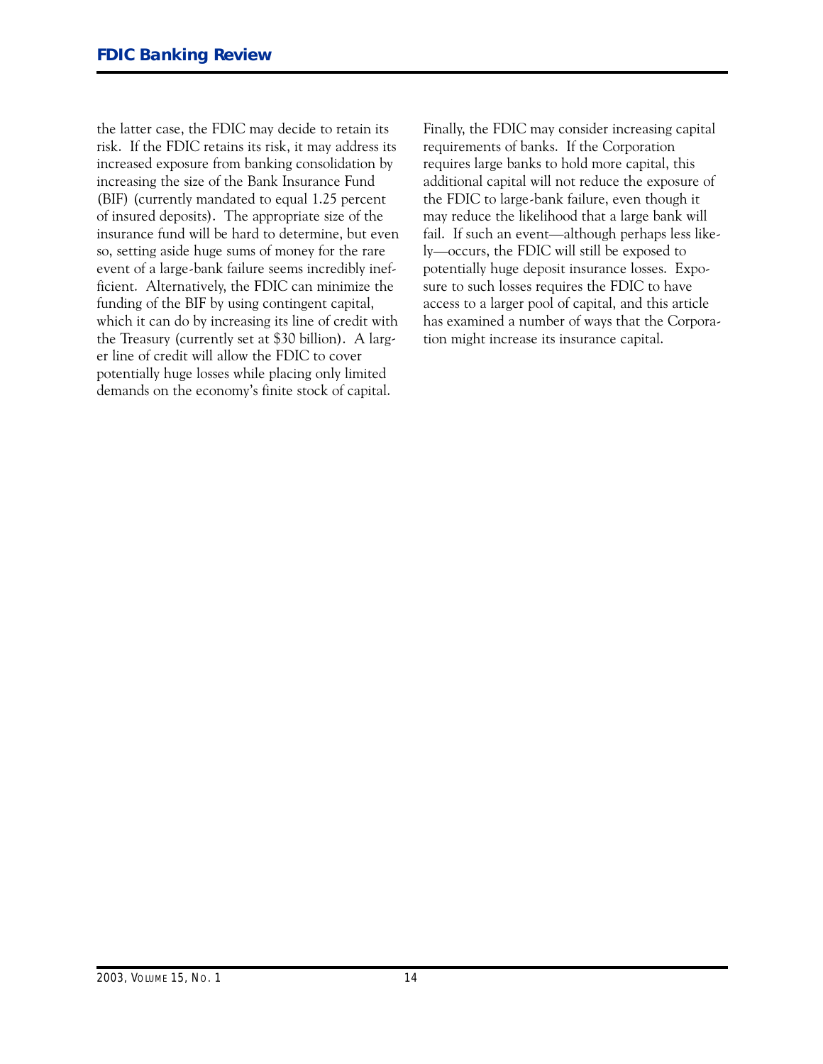the latter case, the FDIC may decide to retain its risk. If the FDIC retains its risk, it may address its increased exposure from banking consolidation by increasing the size of the Bank Insurance Fund (BIF) (currently mandated to equal 1.25 percent of insured deposits). The appropriate size of the insurance fund will be hard to determine, but even so, setting aside huge sums of money for the rare event of a large-bank failure seems incredibly inefficient. Alternatively, the FDIC can minimize the funding of the BIF by using contingent capital, which it can do by increasing its line of credit with the Treasury (currently set at $30 billion). A larger line of credit will allow the FDIC to cover potentially huge losses while placing only limited demands on the economy's finite stock of capital.

Finally, the FDIC may consider increasing capital requirements of banks. If the Corporation requires large banks to hold more capital, this additional capital will not reduce the exposure of the FDIC to large-bank failure, even though it may reduce the likelihood that a large bank will fail. If such an event—although perhaps less likely—occurs, the FDIC will still be exposed to potentially huge deposit insurance losses. Exposure to such losses requires the FDIC to have access to a larger pool of capital, and this article has examined a number of ways that the Corporation might increase its insurance capital.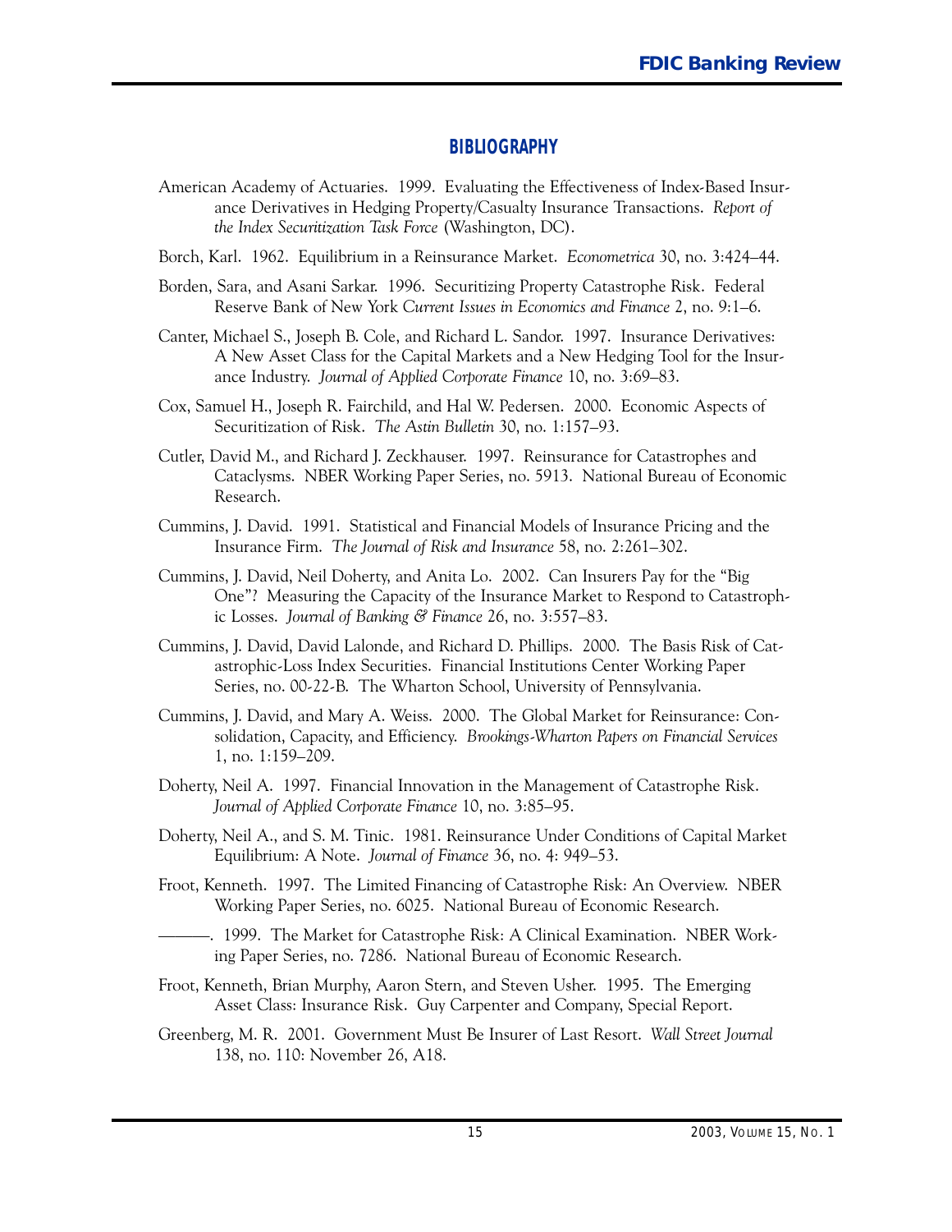## BIBLIOGRAPHY

American Academy of Actuaries. 1999. Evaluating the Effectiveness of Index-Based Insurance Derivatives in Hedging Property/Casualty Insurance Transactions. *Report of the Index Securitization Task Force* (Washington, DC).

Borch, Karl. 1962. Equilibrium in a Reinsurance Market. *Econometrica* 30, no. 3:424–44.

Borden, Sara, and Asani Sarkar. 1996. Securitizing Property Catastrophe Risk. Federal Reserve Bank of New York *Current Issues in Economics and Finance* 2, no. 9:1–6.

Canter, Michael S., Joseph B. Cole, and Richard L. Sandor. 1997. Insurance Derivatives: A New Asset Class for the Capital Markets and a New Hedging Tool for the Insurance Industry. *Journal of Applied Corporate Finance* 10, no. 3:69–83.

Cox, Samuel H., Joseph R. Fairchild, and Hal W. Pedersen. 2000. Economic Aspects of Securitization of Risk. *The Astin Bulletin* 30, no. 1:157–93.

Cutler, David M., and Richard J. Zeckhauser. 1997. Reinsurance for Catastrophes and Cataclysms. NBER Working Paper Series, no. 5913. National Bureau of Economic Research.

Cummins, J. David. 1991. Statistical and Financial Models of Insurance Pricing and the Insurance Firm. *The Journal of Risk and Insurance* 58, no. 2:261–302.

Cummins, J. David, Neil Doherty, and Anita Lo. 2002. Can Insurers Pay for the "Big One"? Measuring the Capacity of the Insurance Market to Respond to Catastrophic Losses. *Journal of Banking & Finance* 26, no. 3:557–83.

Cummins, J. David, David Lalonde, and Richard D. Phillips. 2000. The Basis Risk of Catastrophic-Loss Index Securities. Financial Institutions Center Working Paper Series, no. 00-22-B. The Wharton School, University of Pennsylvania.

Cummins, J. David, and Mary A. Weiss. 2000. The Global Market for Reinsurance: Consolidation, Capacity, and Efficiency. *Brookings-Wharton Papers on Financial Services* 1, no. 1:159–209.

Doherty, Neil A. 1997. Financial Innovation in the Management of Catastrophe Risk. *Journal of Applied Corporate Finance* 10, no. 3:85–95.

Doherty, Neil A., and S. M. Tinic. 1981. Reinsurance Under Conditions of Capital Market Equilibrium: A Note. *Journal of Finance* 36, no. 4: 949–53.

Froot, Kenneth. 1997. The Limited Financing of Catastrophe Risk: An Overview. NBER Working Paper Series, no. 6025. National Bureau of Economic Research.

———. 1999. The Market for Catastrophe Risk: A Clinical Examination. NBER Working Paper Series, no. 7286. National Bureau of Economic Research.

Froot, Kenneth, Brian Murphy, Aaron Stern, and Steven Usher. 1995. The Emerging Asset Class: Insurance Risk. Guy Carpenter and Company, Special Report.

Greenberg, M. R. 2001. Government Must Be Insurer of Last Resort. *Wall Street Journal* 138, no. 110: November 26, A18.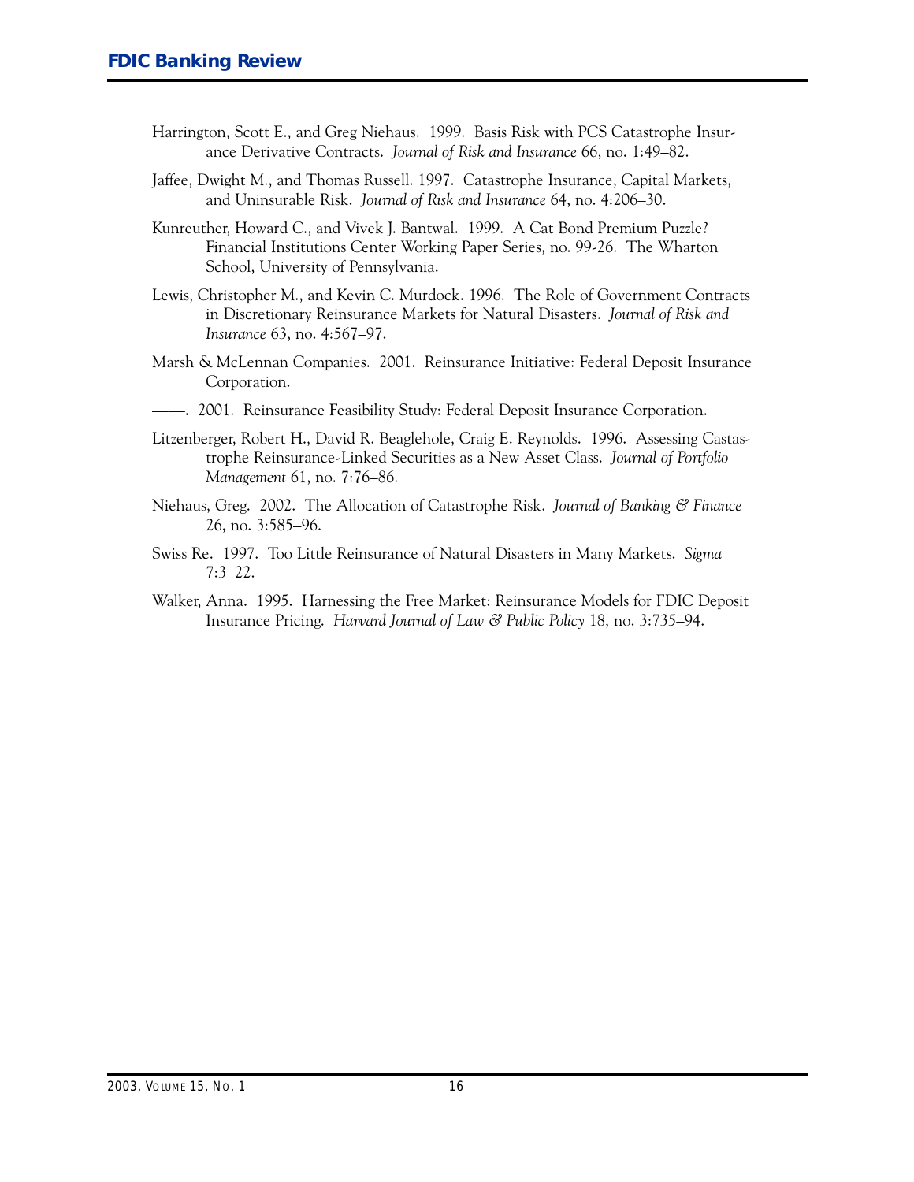Harrington, Scott E., and Greg Niehaus. 1999. Basis Risk with PCS Catastrophe Insurance Derivative Contracts. *Journal of Risk and Insurance* 66, no. 1:49–82.

Jaffee, Dwight M., and Thomas Russell. 1997. Catastrophe Insurance, Capital Markets, and Uninsurable Risk. *Journal of Risk and Insurance* 64, no. 4:206–30.

Kunreuther, Howard C., and Vivek J. Bantwal. 1999. A Cat Bond Premium Puzzle? Financial Institutions Center Working Paper Series, no. 99-26. The Wharton School, University of Pennsylvania.

Lewis, Christopher M., and Kevin C. Murdock. 1996. The Role of Government Contracts in Discretionary Reinsurance Markets for Natural Disasters. *Journal of Risk and Insurance* 63, no. 4:567–97.

Marsh & McLennan Companies. 2001. Reinsurance Initiative: Federal Deposit Insurance Corporation.

——. 2001. Reinsurance Feasibility Study: Federal Deposit Insurance Corporation.

Litzenberger, Robert H., David R. Beaglehole, Craig E. Reynolds. 1996. Assessing Castastrophe Reinsurance-Linked Securities as a New Asset Class. *Journal of Portfolio Management* 61, no. 7:76–86.

Niehaus, Greg. 2002. The Allocation of Catastrophe Risk. *Journal of Banking & Finance* 26, no. 3:585–96.

Swiss Re. 1997. Too Little Reinsurance of Natural Disasters in Many Markets. *Sigma* 7:3–22.

Walker, Anna. 1995. Harnessing the Free Market: Reinsurance Models for FDIC Deposit Insurance Pricing. *Harvard Journal of Law & Public Policy* 18, no. 3:735–94.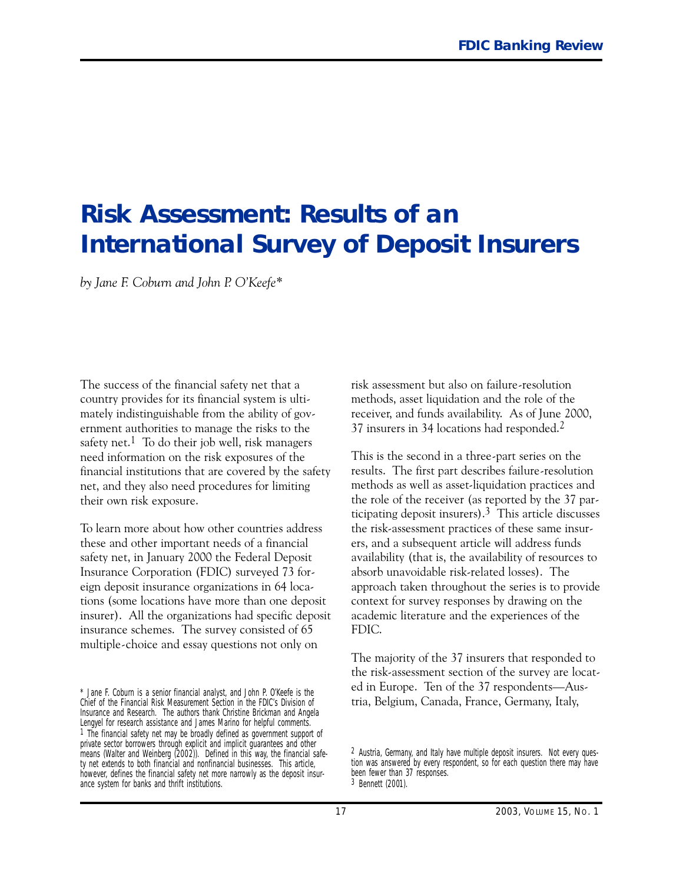# Risk Assessment: Results of an International Survey of Deposit Insurers

*by Jane F. Coburn and John P. O'Keefe**

The success of the financial safety net that a country provides for its financial system is ultimately indistinguishable from the ability of government authorities to manage the risks to the safety net.[1] To do their job well, risk managers need information on the risk exposures of the financial institutions that are covered by the safety net, and they also need procedures for limiting their own risk exposure.

To learn more about how other countries address these and other important needs of a financial safety net, in January 2000 the Federal Deposit Insurance Corporation (FDIC) surveyed 73 foreign deposit insurance organizations in 64 locations (some locations have more than one deposit insurer). All the organizations had specific deposit insurance schemes. The survey consisted of 65 multiple-choice and essay questions not only on risk assessment but also on failure-resolution methods, asset liquidation and the role of the receiver, and funds availability. As of June 2000, 37 insurers in 34 locations had responded.[2]

This is the second in a three-part series on the results. The first part describes failure-resolution methods as well as asset-liquidation practices and the role of the receiver (as reported by the 37 participating deposit insurers).[3] This article discusses the risk-assessment practices of these same insurers, and a subsequent article will address funds availability (that is, the availability of resources to absorb unavoidable risk-related losses). The approach taken throughout the series is to provide context for survey responses by drawing on the academic literature and the experiences of the FDIC.

The majority of the 37 insurers that responded to the risk-assessment section of the survey are located in Europe. Ten of the 37 respondents—Austria, Belgium, Canada, France, Germany, Italy,

---

\* Jane F. Coburn is a senior financial analyst, and John P. O'Keefe is the Chief of the Financial Risk Measurement Section in the FDIC's Division of Insurance and Research. The authors thank Christine Brickman and Angela Lengyel for research assistance and James Marino for helpful comments.

[1] The financial safety net may be broadly defined as government support of private sector borrowers through explicit and implicit guarantees and other means (Walter and Weinberg (2002)). Defined in this way, the financial safety net extends to both financial and nonfinancial businesses. This article, however, defines the financial safety net more narrowly as the deposit insurance system for banks and thrift institutions.

[2] Austria, Germany, and Italy have multiple deposit insurers. Not every question was answered by every respondent, so for each question there may have been fewer than 37 responses.

[3] Bennett (2001).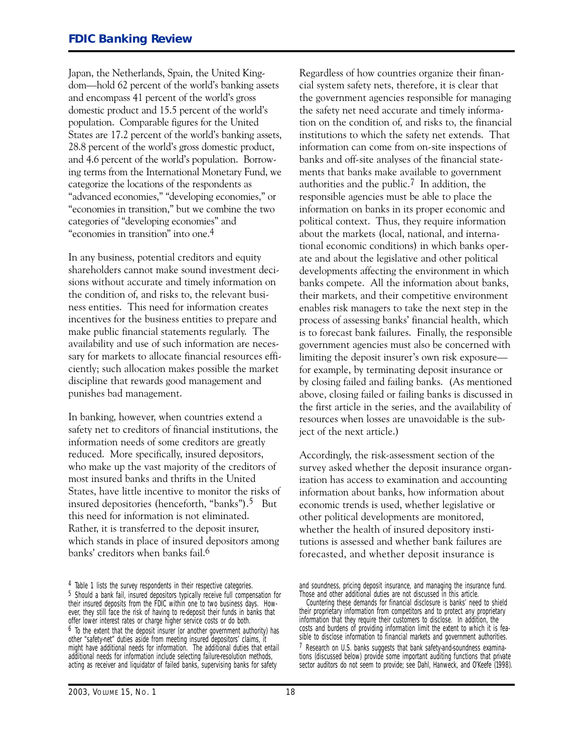Japan, the Netherlands, Spain, the United Kingdom—hold 62 percent of the world's banking assets and encompass 41 percent of the world's gross domestic product and 15.5 percent of the world's population. Comparable figures for the United States are 17.2 percent of the world's banking assets, 28.8 percent of the world's gross domestic product, and 4.6 percent of the world's population. Borrowing terms from the International Monetary Fund, we categorize the locations of the respondents as "advanced economies," "developing economies," or "economies in transition," but we combine the two categories of "developing economies" and "economies in transition" into one.[4]

In any business, potential creditors and equity shareholders cannot make sound investment decisions without accurate and timely information on the condition of, and risks to, the relevant business entities. This need for information creates incentives for the business entities to prepare and make public financial statements regularly. The availability and use of such information are necessary for markets to allocate financial resources efficiently; such allocation makes possible the market discipline that rewards good management and punishes bad management.

In banking, however, when countries extend a safety net to creditors of financial institutions, the information needs of some creditors are greatly reduced. More specifically, insured depositors, who make up the vast majority of the creditors of most insured banks and thrifts in the United States, have little incentive to monitor the risks of insured depositories (henceforth, "banks").[5] But this need for information is not eliminated. Rather, it is transferred to the deposit insurer, which stands in place of insured depositors among banks' creditors when banks fail.[6]

Regardless of how countries organize their financial system safety nets, therefore, it is clear that the government agencies responsible for managing the safety net need accurate and timely information on the condition of, and risks to, the financial institutions to which the safety net extends. That information can come from on-site inspections of banks and off-site analyses of the financial statements that banks make available to government authorities and the public.[7] In addition, the responsible agencies must be able to place the information on banks in its proper economic and political context. Thus, they require information about the markets (local, national, and international economic conditions) in which banks operate and about the legislative and other political developments affecting the environment in which banks compete. All the information about banks, their markets, and their competitive environment enables risk managers to take the next step in the process of assessing banks' financial health, which is to forecast bank failures. Finally, the responsible government agencies must also be concerned with limiting the deposit insurer's own risk exposure—for example, by terminating deposit insurance or by closing failed and failing banks. (As mentioned above, closing failed or failing banks is discussed in the first article in the series, and the availability of resources when losses are unavoidable is the subject of the next article.)

Accordingly, the risk-assessment section of the survey asked whether the deposit insurance organization has access to examination and accounting information about banks, how information about economic trends is used, whether legislative or other political developments are monitored, whether the health of insured depository institutions is assessed and whether bank failures are forecasted, and whether deposit insurance is

---

[4] Table 1 lists the survey respondents in their respective categories.

[5] Should a bank fail, insured depositors typically receive full compensation for their insured deposits from the FDIC within one to two business days. However, they still face the risk of having to re-deposit their funds in banks that offer lower interest rates or charge higher service costs or do both.

[6] To the extent that the deposit insurer (or another government authority) has other "safety-net" duties aside from meeting insured depositors' claims, it might have additional needs for information. The additional duties that entail additional needs for information include selecting failure-resolution methods, acting as receiver and liquidator of failed banks, supervising banks for safety and soundness, pricing deposit insurance, and managing the insurance fund. Those and other additional duties are not discussed in this article.

Countering these demands for financial disclosure is banks' need to shield their proprietary information from competitors and to protect any proprietary information that they require their customers to disclose. In addition, the costs and burdens of providing information limit the extent to which it is feasible to disclose information to financial markets and government authorities.

[7] Research on U.S. banks suggests that bank safety-and-soundness examinations (discussed below) provide some important auditing functions that private sector auditors do not seem to provide; see Dahl, Hanweck, and O'Keefe (1998).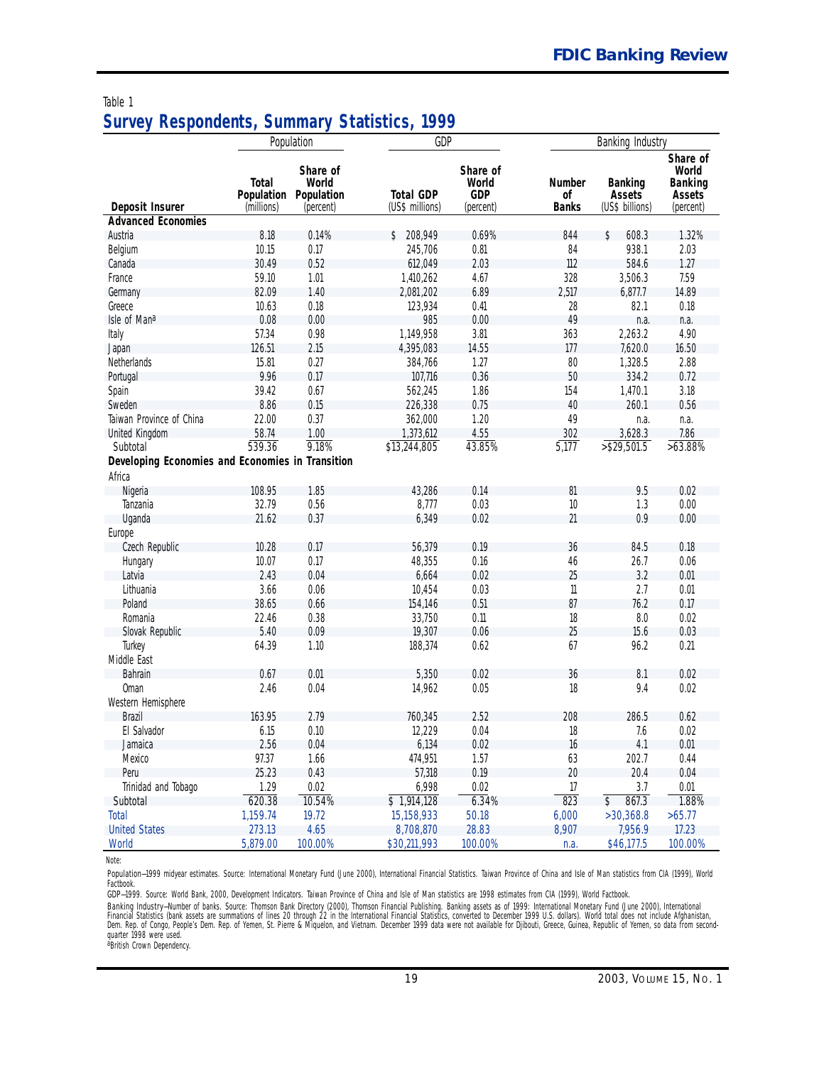Table 1

## Survey Respondents, Summary Statistics, 1999

| | Population | | GDP | | Banking Industry | | |
|---|---|---|---|---|---|---|---|
| **Deposit Insurer** | **Total Population** (millions) | **Share of World Population** (percent) | **Total GDP** (US$ millions) | **Share of World GDP** (percent) | **Number of Banks** | **Banking Assets** (US$ billions) | **Share of World Banking Assets** (percent) |
| **Advanced Economies** | | | | | | | |
| Austria | 8.18 | 0.14% | $ 208,949 | 0.69% | 844 | $ 608.3 | 1.32% |
| Belgium | 10.15 | 0.17 | 245,706 | 0.81 | 84 | 938.1 | 2.03 |
| Canada | 30.49 | 0.52 | 612,049 | 2.03 | 112 | 584.6 | 1.27 |
| France | 59.10 | 1.01 | 1,410,262 | 4.67 | 328 | 3,506.3 | 7.59 |
| Germany | 82.09 | 1.40 | 2,081,202 | 6.89 | 2,517 | 6,877.7 | 14.89 |
| Greece | 10.63 | 0.18 | 123,934 | 0.41 | 28 | 82.1 | 0.18 |
| Isle of Man[a] | 0.08 | 0.00 | 985 | 0.00 | 49 | n.a. | n.a. |
| Italy | 57.34 | 0.98 | 1,149,958 | 3.81 | 363 | 2,263.2 | 4.90 |
| Japan | 126.51 | 2.15 | 4,395,083 | 14.55 | 177 | 7,620.0 | 16.50 |
| Netherlands | 15.81 | 0.27 | 384,766 | 1.27 | 80 | 1,328.5 | 2.88 |
| Portugal | 9.96 | 0.17 | 107,716 | 0.36 | 50 | 334.2 | 0.72 |
| Spain | 39.42 | 0.67 | 562,245 | 1.86 | 154 | 1,470.1 | 3.18 |
| Sweden | 8.86 | 0.15 | 226,338 | 0.75 | 40 | 260.1 | 0.56 |
| Taiwan Province of China | 22.00 | 0.37 | 362,000 | 1.20 | 49 | n.a. | n.a. |
| United Kingdom | 58.74 | 1.00 | 1,373,612 | 4.55 | 302 | 3,628.3 | 7.86 |
| Subtotal | 539.36 | 9.18% | $13,244,805 | 43.85% | 5,177 | >$29,501.5 | >63.88% |
| **Developing Economies and Economies in Transition** | | | | | | | |
| Africa | | | | | | | |
| Nigeria | 108.95 | 1.85 | 43,286 | 0.14 | 81 | 9.5 | 0.02 |
| Tanzania | 32.79 | 0.56 | 8,777 | 0.03 | 10 | 1.3 | 0.00 |
| Uganda | 21.62 | 0.37 | 6,349 | 0.02 | 21 | 0.9 | 0.00 |
| Europe | | | | | | | |
| Czech Republic | 10.28 | 0.17 | 56,379 | 0.19 | 36 | 84.5 | 0.18 |
| Hungary | 10.07 | 0.17 | 48,355 | 0.16 | 46 | 26.7 | 0.06 |
| Latvia | 2.43 | 0.04 | 6,664 | 0.02 | 25 | 3.2 | 0.01 |
| Lithuania | 3.66 | 0.06 | 10,454 | 0.03 | 11 | 2.7 | 0.01 |
| Poland | 38.65 | 0.66 | 154,146 | 0.51 | 87 | 76.2 | 0.17 |
| Romania | 22.46 | 0.38 | 33,750 | 0.11 | 18 | 8.0 | 0.02 |
| Slovak Republic | 5.40 | 0.09 | 19,307 | 0.06 | 25 | 15.6 | 0.03 |
| Turkey | 64.39 | 1.10 | 188,374 | 0.62 | 67 | 96.2 | 0.21 |
| Middle East | | | | | | | |
| Bahrain | 0.67 | 0.01 | 5,350 | 0.02 | 36 | 8.1 | 0.02 |
| Oman | 2.46 | 0.04 | 14,962 | 0.05 | 18 | 9.4 | 0.02 |
| Western Hemisphere | | | | | | | |
| Brazil | 163.95 | 2.79 | 760,345 | 2.52 | 208 | 286.5 | 0.62 |
| El Salvador | 6.15 | 0.10 | 12,229 | 0.04 | 18 | 7.6 | 0.02 |
| Jamaica | 2.56 | 0.04 | 6,134 | 0.02 | 16 | 4.1 | 0.01 |
| Mexico | 97.37 | 1.66 | 474,951 | 1.57 | 63 | 202.7 | 0.44 |
| Peru | 25.23 | 0.43 | 57,318 | 0.19 | 20 | 20.4 | 0.04 |
| Trinidad and Tobago | 1.29 | 0.02 | 6,998 | 0.02 | 17 | 3.7 | 0.01 |
| Subtotal | 620.38 | 10.54% | $ 1,914,128 | 6.34% | 823 | $ 867.3 | 1.88% |
| Total | 1,159.74 | 19.72 | 15,158,933 | 50.18 | 6,000 | >30,368.8 | >65.77 |
| United States | 273.13 | 4.65 | 8,708,870 | 28.83 | 8,907 | 7,956.9 | 17.23 |
| World | 5,879.00 | 100.00% | $30,211,993 | 100.00% | n.a. | $46,177.5 | 100.00% |

Note:

Population—1999 midyear estimates. Source: International Monetary Fund (June 2000), International Financial Statistics. Taiwan Province of China and Isle of Man statistics from CIA (1999), World Factbook.

GDP—1999. Source: World Bank, 2000, Development Indicators. Taiwan Province of China and Isle of Man statistics are 1998 estimates from CIA (1999), World Factbook.

Banking Industry—Number of banks. Source: Thomson Bank Directory (2000), Thomson Financial Publishing. Banking assets as of 1999: International Monetary Fund (June 2000), International Financial Statistics (bank assets are summations of lines 20 through 22 in the International Financial Statistics, converted to December 1999 U.S. dollars). World total does not include Afghanistan, Dem. Rep. of Congo, People's Dem. Rep. of Yemen, St. Pierre & Miquelon, and Vietnam. December 1999 data were not available for Djibouti, Greece, Guinea, Republic of Yemen, so data from second-quarter 1998 were used.

[a]British Crown Dependency.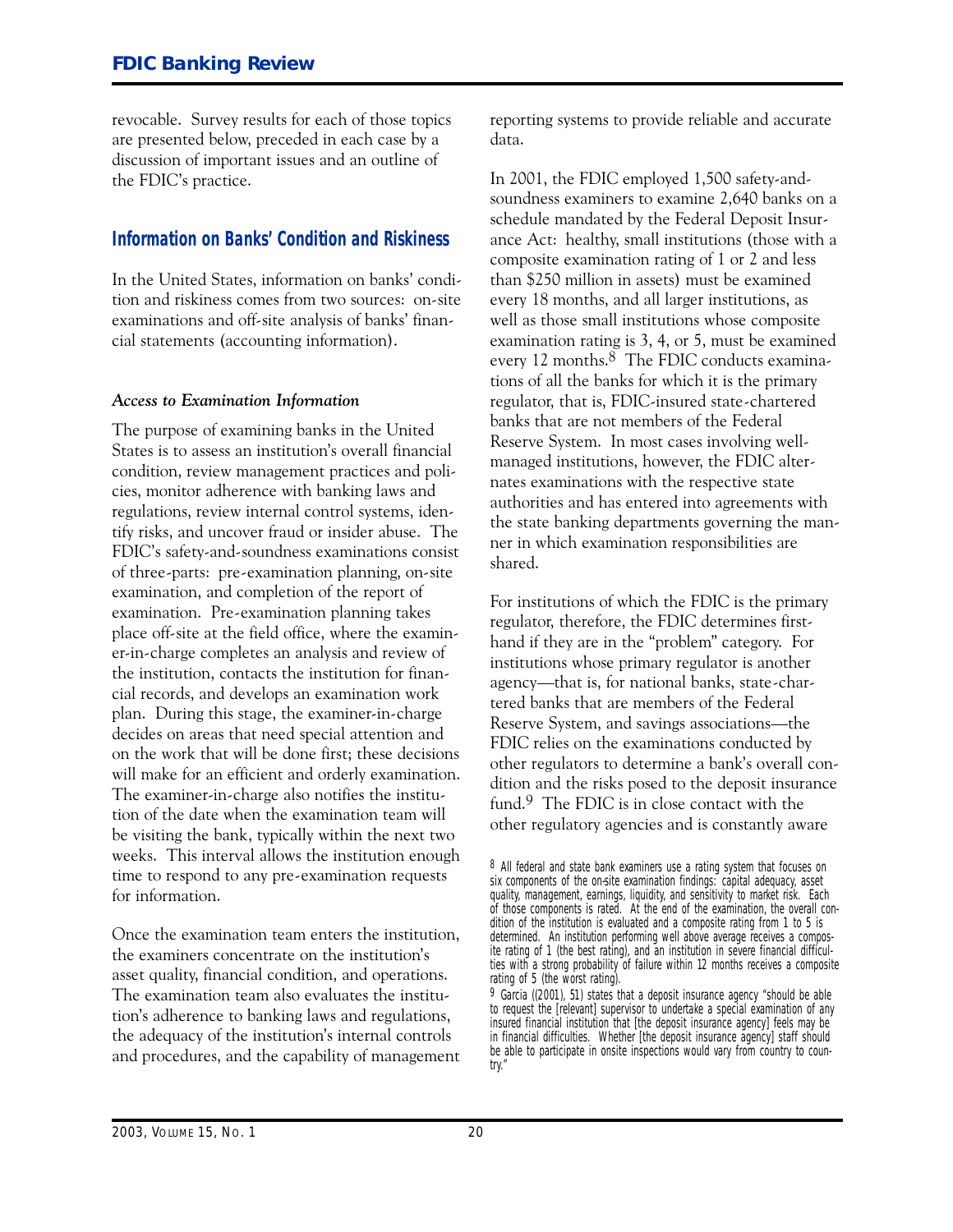revocable. Survey results for each of those topics are presented below, preceded in each case by a discussion of important issues and an outline of the FDIC's practice.

## Information on Banks' Condition and Riskiness

In the United States, information on banks' condition and riskiness comes from two sources: on-site examinations and off-site analysis of banks' financial statements (accounting information).

### *Access to Examination Information*

The purpose of examining banks in the United States is to assess an institution's overall financial condition, review management practices and policies, monitor adherence with banking laws and regulations, review internal control systems, identify risks, and uncover fraud or insider abuse. The FDIC's safety-and-soundness examinations consist of three-parts: pre-examination planning, on-site examination, and completion of the report of examination. Pre-examination planning takes place off-site at the field office, where the examiner-in-charge completes an analysis and review of the institution, contacts the institution for financial records, and develops an examination work plan. During this stage, the examiner-in-charge decides on areas that need special attention and on the work that will be done first; these decisions will make for an efficient and orderly examination. The examiner-in-charge also notifies the institution of the date when the examination team will be visiting the bank, typically within the next two weeks. This interval allows the institution enough time to respond to any pre-examination requests for information.

Once the examination team enters the institution, the examiners concentrate on the institution's asset quality, financial condition, and operations. The examination team also evaluates the institution's adherence to banking laws and regulations, the adequacy of the institution's internal controls and procedures, and the capability of management reporting systems to provide reliable and accurate data.

In 2001, the FDIC employed 1,500 safety-and-soundness examiners to examine 2,640 banks on a schedule mandated by the Federal Deposit Insurance Act: healthy, small institutions (those with a composite examination rating of 1 or 2 and less than $250 million in assets) must be examined every 18 months, and all larger institutions, as well as those small institutions whose composite examination rating is 3, 4, or 5, must be examined every 12 months.[8] The FDIC conducts examinations of all the banks for which it is the primary regulator, that is, FDIC-insured state-chartered banks that are not members of the Federal Reserve System. In most cases involving well-managed institutions, however, the FDIC alternates examinations with the respective state authorities and has entered into agreements with the state banking departments governing the manner in which examination responsibilities are shared.

For institutions of which the FDIC is the primary regulator, therefore, the FDIC determines first-hand if they are in the "problem" category. For institutions whose primary regulator is another agency—that is, for national banks, state-chartered banks that are members of the Federal Reserve System, and savings associations—the FDIC relies on the examinations conducted by other regulators to determine a bank's overall condition and the risks posed to the deposit insurance fund.[9] The FDIC is in close contact with the other regulatory agencies and is constantly aware

[8] All federal and state bank examiners use a rating system that focuses on six components of the on-site examination findings: capital adequacy, asset quality, management, earnings, liquidity, and sensitivity to market risk. Each of those components is rated. At the end of the examination, the overall condition of the institution is evaluated and a composite rating from 1 to 5 is determined. An institution performing well above average receives a composite rating of 1 (the best rating), and an institution in severe financial difficulties with a strong probability of failure within 12 months receives a composite rating of 5 (the worst rating).

[9] Garcia ((2001), 51) states that a deposit insurance agency "should be able to request the [relevant] supervisor to undertake a special examination of any insured financial institution that [the deposit insurance agency] feels may be in financial difficulties. Whether [the deposit insurance agency] staff should be able to participate in onsite inspections would vary from country to country."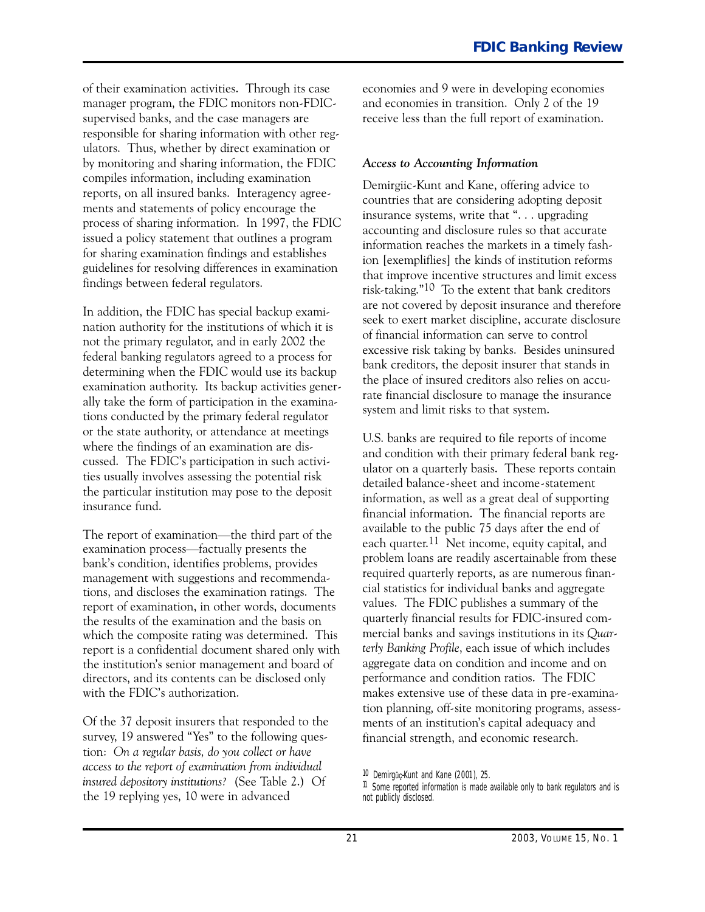of their examination activities. Through its case manager program, the FDIC monitors non-FDIC-supervised banks, and the case managers are responsible for sharing information with other regulators. Thus, whether by direct examination or by monitoring and sharing information, the FDIC compiles information, including examination reports, on all insured banks. Interagency agreements and statements of policy encourage the process of sharing information. In 1997, the FDIC issued a policy statement that outlines a program for sharing examination findings and establishes guidelines for resolving differences in examination findings between federal regulators.

In addition, the FDIC has special backup examination authority for the institutions of which it is not the primary regulator, and in early 2002 the federal banking regulators agreed to a process for determining when the FDIC would use its backup examination authority. Its backup activities generally take the form of participation in the examinations conducted by the primary federal regulator or the state authority, or attendance at meetings where the findings of an examination are discussed. The FDIC's participation in such activities usually involves assessing the potential risk the particular institution may pose to the deposit insurance fund.

The report of examination—the third part of the examination process—factually presents the bank's condition, identifies problems, provides management with suggestions and recommendations, and discloses the examination ratings. The report of examination, in other words, documents the results of the examination and the basis on which the composite rating was determined. This report is a confidential document shared only with the institution's senior management and board of directors, and its contents can be disclosed only with the FDIC's authorization.

Of the 37 deposit insurers that responded to the survey, 19 answered "Yes" to the following question: *On a regular basis, do you collect or have access to the report of examination from individual insured depository institutions?* (See Table 2.) Of the 19 replying yes, 10 were in advanced economies and 9 were in developing economies and economies in transition. Only 2 of the 19 receive less than the full report of examination.

### *Access to Accounting Information*

Demirgüç-Kunt and Kane, offering advice to countries that are considering adopting deposit insurance systems, write that ". . . upgrading accounting and disclosure rules so that accurate information reaches the markets in a timely fashion [exempliflies] the kinds of institution reforms that improve incentive structures and limit excess risk-taking."[10] To the extent that bank creditors are not covered by deposit insurance and therefore seek to exert market discipline, accurate disclosure of financial information can serve to control excessive risk taking by banks. Besides uninsured bank creditors, the deposit insurer that stands in the place of insured creditors also relies on accurate financial disclosure to manage the insurance system and limit risks to that system.

U.S. banks are required to file reports of income and condition with their primary federal bank regulator on a quarterly basis. These reports contain detailed balance-sheet and income-statement information, as well as a great deal of supporting financial information. The financial reports are available to the public 75 days after the end of each quarter.[11] Net income, equity capital, and problem loans are readily ascertainable from these required quarterly reports, as are numerous financial statistics for individual banks and aggregate values. The FDIC publishes a summary of the quarterly financial results for FDIC-insured commercial banks and savings institutions in its *Quarterly Banking Profile*, each issue of which includes aggregate data on condition and income and on performance and condition ratios. The FDIC makes extensive use of these data in pre-examination planning, off-site monitoring programs, assessments of an institution's capital adequacy and financial strength, and economic research.

[10] Demirgüç-Kunt and Kane (2001), 25.

[11] Some reported information is made available only to bank regulators and is not publicly disclosed.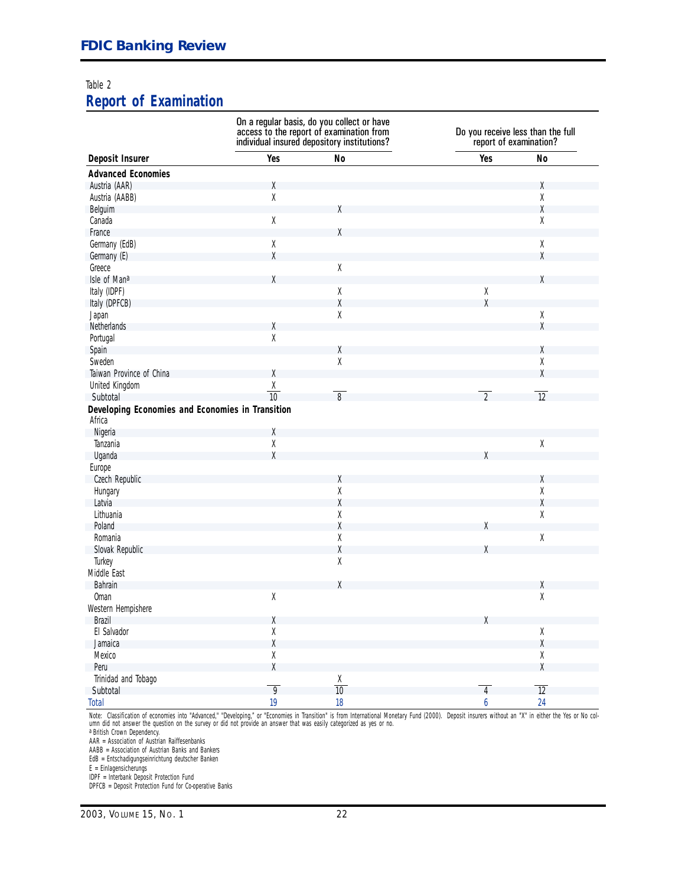Table 2

## Report of Examination

| Deposit Insurer | On a regular basis, do you collect or have access to the report of examination from individual insured depository institutions? Yes | No | Do you receive less than the full report of examination? Yes | No |
|---|---|---|---|---|
| **Advanced Economies** | | | | |
| Austria (AAR) | X | | | X |
| Austria (AABB) | X | | | X |
| Belguim | | X | | X |
| Canada | X | | | X |
| France | | X | | |
| Germany (EdB) | X | | | X |
| Germany (E) | X | | | X |
| Greece | | X | | |
| Isle of Man[a] | X | | | X |
| Italy (IDPF) | | X | X | |
| Italy (DPFCB) | | X | X | |
| Japan | | X | | X |
| Netherlands | X | | | X |
| Portugal | X | | | |
| Spain | | X | | X |
| Sweden | | X | | X |
| Taiwan Province of China | X | | | X |
| United Kingdom | X | | | |
| Subtotal | 10 | 8 | 2 | 12 |
| **Developing Economies and Economies in Transition** | | | | |
| Africa | | | | |
| Nigeria | X | | | |
| Tanzania | X | | | X |
| Uganda | X | | X | |
| Europe | | | | |
| Czech Republic | | X | | X |
| Hungary | | X | | X |
| Latvia | | X | | X |
| Lithuania | | X | | X |
| Poland | | X | X | |
| Romania | | X | | X |
| Slovak Republic | | X | X | |
| Turkey | | X | | |
| Middle East | | | | |
| Bahrain | | X | | X |
| Oman | X | | | X |
| Western Hempisphere | | | | |
| Brazil | X | | X | |
| El Salvador | X | | | X |
| Jamaica | X | | | X |
| Mexico | X | | | X |
| Peru | X | | | X |
| Trinidad and Tobago | | X | | |
| Subtotal | 9 | 10 | 4 | 12 |
| Total | 19 | 18 | 6 | 24 |

Note: Classification of economies into "Advanced," "Developing," or "Economies in Transition" is from International Monetary Fund (2000). Deposit insurers without an "X" in either the Yes or No column did not answer the question on the survey or did not provide an answer that was easily categorized as yes or no.

[a] British Crown Dependency.

AAR = Association of Austrian Raiffeisenbanks
AABB = Association of Austrian Banks and Bankers
EdB = Entschadigungseinrichtung deutscher Banken
E = Einlagensicherungs
IDPF = Interbank Deposit Protection Fund
DPFCB = Deposit Protection Fund for Co-operative Banks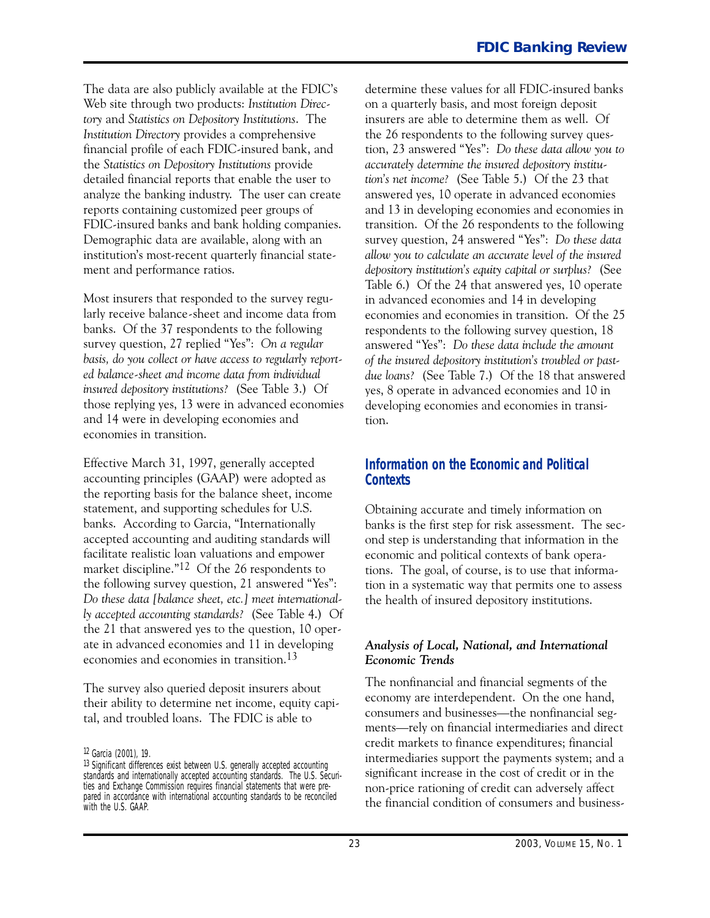The data are also publicly available at the FDIC's Web site through two products: *Institution Directory* and *Statistics on Depository Institutions*. The *Institution Directory* provides a comprehensive financial profile of each FDIC-insured bank, and the *Statistics on Depository Institutions* provide detailed financial reports that enable the user to analyze the banking industry. The user can create reports containing customized peer groups of FDIC-insured banks and bank holding companies. Demographic data are available, along with an institution's most-recent quarterly financial statement and performance ratios.

Most insurers that responded to the survey regularly receive balance-sheet and income data from banks. Of the 37 respondents to the following survey question, 27 replied "Yes": *On a regular basis, do you collect or have access to regularly reported balance-sheet and income data from individual insured depository institutions?* (See Table 3.) Of those replying yes, 13 were in advanced economies and 14 were in developing economies and economies in transition.

Effective March 31, 1997, generally accepted accounting principles (GAAP) were adopted as the reporting basis for the balance sheet, income statement, and supporting schedules for U.S. banks. According to Garcia, "Internationally accepted accounting and auditing standards will facilitate realistic loan valuations and empower market discipline."[12] Of the 26 respondents to the following survey question, 21 answered "Yes": *Do these data [balance sheet, etc.] meet internationally accepted accounting standards?* (See Table 4.) Of the 21 that answered yes to the question, 10 operate in advanced economies and 11 in developing economies and economies in transition.[13]

The survey also queried deposit insurers about their ability to determine net income, equity capital, and troubled loans. The FDIC is able to determine these values for all FDIC-insured banks on a quarterly basis, and most foreign deposit insurers are able to determine them as well. Of the 26 respondents to the following survey question, 23 answered "Yes": *Do these data allow you to accurately determine the insured depository institution's net income?* (See Table 5.) Of the 23 that answered yes, 10 operate in advanced economies and 13 in developing economies and economies in transition. Of the 26 respondents to the following survey question, 24 answered "Yes": *Do these data allow you to calculate an accurate level of the insured depository institution's equity capital or surplus?* (See Table 6.) Of the 24 that answered yes, 10 operate in advanced economies and 14 in developing economies and economies in transition. Of the 25 respondents to the following survey question, 18 answered "Yes": *Do these data include the amount of the insured depository institution's troubled or past-due loans?* (See Table 7.) Of the 18 that answered yes, 8 operate in advanced economies and 10 in developing economies and economies in transition.

## Information on the Economic and Political Contexts

Obtaining accurate and timely information on banks is the first step for risk assessment. The second step is understanding that information in the economic and political contexts of bank operations. The goal, of course, is to use that information in a systematic way that permits one to assess the health of insured depository institutions.

### *Analysis of Local, National, and International Economic Trends*

The nonfinancial and financial segments of the economy are interdependent. On the one hand, consumers and businesses—the nonfinancial segments—rely on financial intermediaries and direct credit markets to finance expenditures; financial intermediaries support the payments system; and a significant increase in the cost of credit or in the non-price rationing of credit can adversely affect the financial condition of consumers and business-

[12] Garcia (2001), 19.

[13] Significant differences exist between U.S. generally accepted accounting standards and internationally accepted accounting standards. The U.S. Securities and Exchange Commission requires financial statements that were prepared in accordance with international accounting standards to be reconciled with the U.S. GAAP.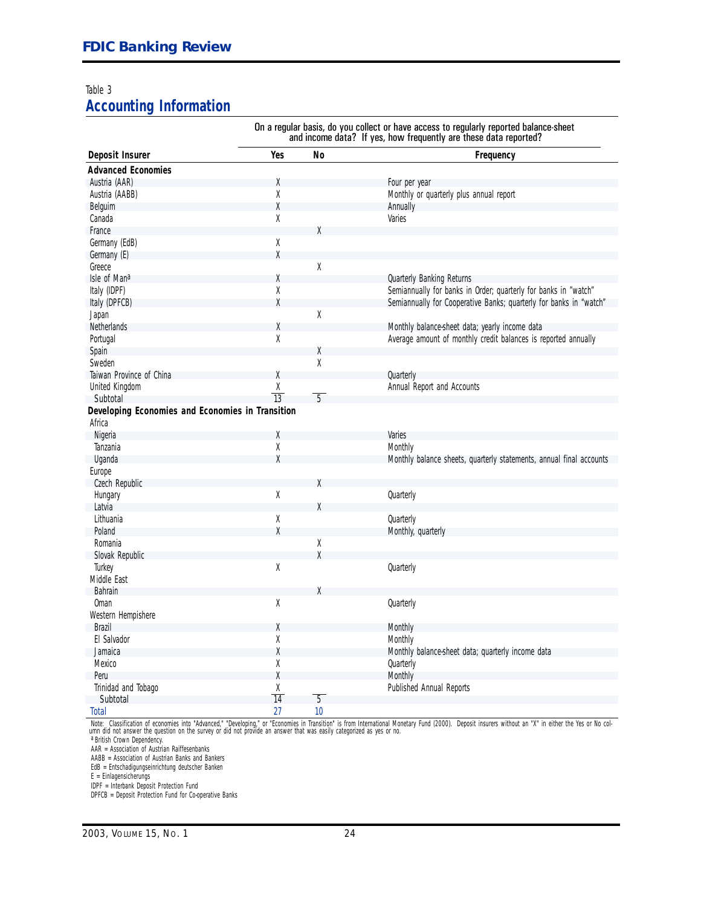Table 3

## Accounting Information

| Deposit Insurer | On a regular basis, do you collect or have access to regularly reported balance-sheet and income data? If yes, how frequently are these data reported? Yes | No | Frequency |
|---|---|---|---|
| **Advanced Economies** | | | |
| Austria (AAR) | X | | Four per year |
| Austria (AABB) | X | | Monthly or quarterly plus annual report |
| Belguim | X | | Annually |
| Canada | X | | Varies |
| France | | X | |
| Germany (EdB) | X | | |
| Germany (E) | X | | |
| Greece | | X | |
| Isle of Man[a] | X | | Quarterly Banking Returns |
| Italy (IDPF) | X | | Semiannually for banks in Order; quarterly for banks in "watch" |
| Italy (DPFCB) | X | | Semiannually for Cooperative Banks; quarterly for banks in "watch" |
| Japan | | X | |
| Netherlands | X | | Monthly balance-sheet data; yearly income data |
| Portugal | X | | Average amount of monthly credit balances is reported annually |
| Spain | | X | |
| Sweden | | X | |
| Taiwan Province of China | X | | Quarterly |
| United Kingdom | X | | Annual Report and Accounts |
| Subtotal | 13 | 5 | |
| **Developing Economies and Economies in Transition** | | | |
| Africa | | | |
| Nigeria | X | | Varies |
| Tanzania | X | | Monthly |
| Uganda | X | | Monthly balance sheets, quarterly statements, annual final accounts |
| Europe | | | |
| Czech Republic | | X | |
| Hungary | X | | Quarterly |
| Latvia | | X | |
| Lithuania | X | | Quarterly |
| Poland | X | | Monthly, quarterly |
| Romania | | X | |
| Slovak Republic | | X | |
| Turkey | X | | Quarterly |
| Middle East | | | |
| Bahrain | | X | |
| Oman | X | | Quarterly |
| Western Hempishere | | | |
| Brazil | X | | Monthly |
| El Salvador | X | | Monthly |
| Jamaica | X | | Monthly balance-sheet data; quarterly income data |
| Mexico | X | | Quarterly |
| Peru | X | | Monthly |
| Trinidad and Tobago | X | | Published Annual Reports |
| Subtotal | 14 | 5 | |
| Total | 27 | 10 | |

Note: Classification of economies into "Advanced," "Developing," or "Economies in Transition" is from International Monetary Fund (2000). Deposit insurers without an "X" in either the Yes or No column did not answer the question on the survey or did not provide an answer that was easily categorized as yes or no.

[a] British Crown Dependency.

AAR = Association of Austrian Raiffesenbanks
AABB = Association of Austrian Banks and Bankers
EdB = Entschadigungseinrichtung deutscher Banken
E = Einlagensicherungs
IDPF = Interbank Deposit Protection Fund
DPFCB = Deposit Protection Fund for Co-operative Banks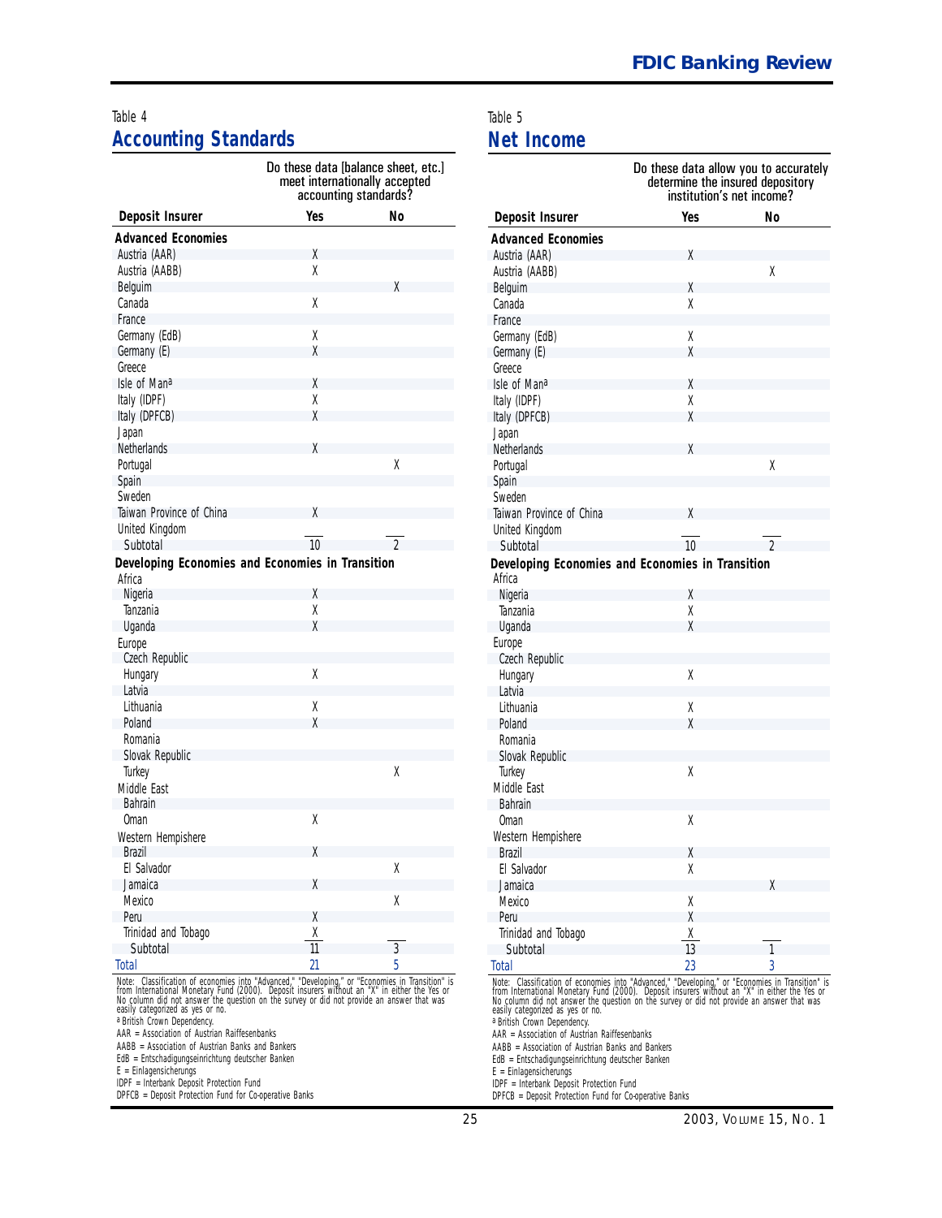Table 4

## Accounting Standards

| Deposit Insurer | Do these data [balance sheet, etc.] meet internationally accepted accounting standards? Yes | No |
|---|---|---|
| **Advanced Economies** | | |
| Austria (AAR) | X | |
| Austria (AABB) | X | |
| Belguim | | X |
| Canada | X | |
| France | | |
| Germany (EdB) | X | |
| Germany (E) | X | |
| Greece | | |
| Isle of Man[a] | X | |
| Italy (IDPF) | X | |
| Italy (DPFCB) | X | |
| Japan | | |
| Netherlands | X | |
| Portugal | | X |
| Spain | | |
| Sweden | | |
| Taiwan Province of China | X | |
| United Kingdom | | |
| Subtotal | 10 | 2 |
| **Developing Economies and Economies in Transition** | | |
| Africa | | |
| Nigeria | X | |
| Tanzania | X | |
| Uganda | X | |
| Europe | | |
| Czech Republic | | |
| Hungary | X | |
| Latvia | | |
| Lithuania | X | |
| Poland | X | |
| Romania | | |
| Slovak Republic | | |
| Turkey | | X |
| Middle East | | |
| Bahrain | | |
| Oman | X | |
| Western Hempishere | | |
| Brazil | X | |
| El Salvador | | X |
| Jamaica | X | |
| Mexico | | X |
| Peru | X | |
| Trinidad and Tobago | X | |
| Subtotal | 11 | 3 |
| Total | 21 | 5 |

Note: Classification of economies into "Advanced," "Developing," or "Economies in Transition" is from International Monetary Fund (2000). Deposit insurers without an "X" in either the Yes or No column did not answer the question on the survey or did not provide an answer that was easily categorized as yes or no.

[a] British Crown Dependency.

AAR = Association of Austrian Raiffeisenbanks

AABB = Association of Austrian Banks and Bankers

EdB = Entschadigungseinrichtung deutscher Banken

E = Einlagensicherungs

IDPF = Interbank Deposit Protection Fund

DPFCB = Deposit Protection Fund for Co-operative Banks

Table 5

## Net Income

| Deposit Insurer | Do these data allow you to accurately determine the insured depository institution's net income? Yes | No |
|---|---|---|
| **Advanced Economies** | | |
| Austria (AAR) | X | |
| Austria (AABB) | | X |
| Belguim | X | |
| Canada | X | |
| France | | |
| Germany (EdB) | X | |
| Germany (E) | X | |
| Greece | | |
| Isle of Man[a] | X | |
| Italy (IDPF) | X | |
| Italy (DPFCB) | X | |
| Japan | | |
| Netherlands | X | |
| Portugal | | X |
| Spain | | |
| Sweden | | |
| Taiwan Province of China | X | |
| United Kingdom | | |
| Subtotal | 10 | 2 |
| **Developing Economies and Economies in Transition** | | |
| Africa | | |
| Nigeria | X | |
| Tanzania | X | |
| Uganda | X | |
| Europe | | |
| Czech Republic | | |
| Hungary | X | |
| Latvia | | |
| Lithuania | X | |
| Poland | X | |
| Romania | | |
| Slovak Republic | | |
| Turkey | X | |
| Middle East | | |
| Bahrain | | |
| Oman | X | |
| Western Hempishere | | |
| Brazil | X | |
| El Salvador | X | |
| Jamaica | | X |
| Mexico | X | |
| Peru | X | |
| Trinidad and Tobago | X | |
| Subtotal | 13 | 1 |
| Total | 23 | 3 |

Note: Classification of economies into "Advanced," "Developing," or "Economies in Transition" is from International Monetary Fund (2000). Deposit insurers without an "X" in either the Yes or No column did not answer the question on the survey or did not provide an answer that was easily categorized as yes or no.

[a] British Crown Dependency.

AAR = Association of Austrian Raiffeisenbanks

AABB = Association of Austrian Banks and Bankers

EdB = Entschadigungseinrichtung deutscher Banken

E = Einlagensicherungs

IDPF = Interbank Deposit Protection Fund

DPFCB = Deposit Protection Fund for Co-operative Banks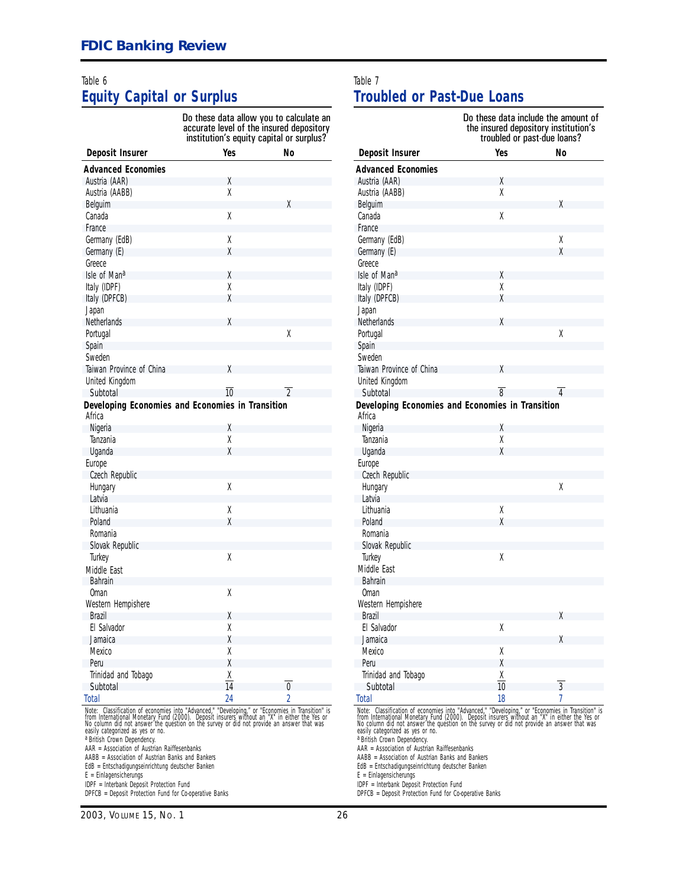Table 6

## Equity Capital or Surplus

| Deposit Insurer | Yes | No |
|---|---|---|
| | *Do these data allow you to calculate an accurate level of the insured depository institution's equity capital or surplus?* | |
| **Advanced Economies** | | |
| Austria (AAR) | X | |
| Austria (AABB) | X | |
| Belguim | | X |
| Canada | X | |
| France | | |
| Germany (EdB) | X | |
| Germany (E) | X | |
| Greece | | |
| Isle of Man[a] | X | |
| Italy (IDPF) | X | |
| Italy (DPFCB) | X | |
| Japan | | |
| Netherlands | X | |
| Portugal | | X |
| Spain | | |
| Sweden | | |
| Taiwan Province of China | X | |
| United Kingdom | | |
| Subtotal | 10 | 2 |
| **Developing Economies and Economies in Transition** | | |
| Africa | | |
| Nigeria | X | |
| Tanzania | X | |
| Uganda | X | |
| Europe | | |
| Czech Republic | | |
| Hungary | X | |
| Latvia | | |
| Lithuania | X | |
| Poland | X | |
| Romania | | |
| Slovak Republic | | |
| Turkey | X | |
| Middle East | | |
| Bahrain | | |
| Oman | X | |
| Western Hempishere | | |
| Brazil | X | |
| El Salvador | X | |
| Jamaica | X | |
| Mexico | X | |
| Peru | X | |
| Trinidad and Tobago | X | |
| Subtotal | 14 | 0 |
| Total | 24 | 2 |

Note: Classification of economies into "Advanced," "Developing," or "Economies in Transition" is from International Monetary Fund (2000). Deposit insurers without an "X" in either the Yes or No column did not answer the question on the survey or did not provide an answer that was easily categorized as yes or no.

[a] British Crown Dependency.

AAR = Association of Austrian Raiffesenbanks

AABB = Association of Austrian Banks and Bankers

EdB = Entschadigungseinrichtung deutscher Banken

E = Einlagensicherungs

IDPF = Interbank Deposit Protection Fund

DPFCB = Deposit Protection Fund for Co-operative Banks

Table 7

## Troubled or Past-Due Loans

| Deposit Insurer | Yes | No |
|---|---|---|
| | *Do these data include the amount of the insured depository institution's troubled or past-due loans?* | |
| **Advanced Economies** | | |
| Austria (AAR) | X | |
| Austria (AABB) | X | |
| Belguim | | X |
| Canada | X | |
| France | | |
| Germany (EdB) | | X |
| Germany (E) | | X |
| Greece | | |
| Isle of Man[a] | X | |
| Italy (IDPF) | X | |
| Italy (DPFCB) | X | |
| Japan | | |
| Netherlands | X | |
| Portugal | | X |
| Spain | | |
| Sweden | | |
| Taiwan Province of China | X | |
| United Kingdom | | |
| Subtotal | 8 | 4 |
| **Developing Economies and Economies in Transition** | | |
| Africa | | |
| Nigeria | X | |
| Tanzania | X | |
| Uganda | X | |
| Europe | | |
| Czech Republic | | |
| Hungary | | X |
| Latvia | | |
| Lithuania | X | |
| Poland | X | |
| Romania | | |
| Slovak Republic | | |
| Turkey | X | |
| Middle East | | |
| Bahrain | | |
| Oman | | |
| Western Hempishere | | |
| Brazil | | X |
| El Salvador | X | |
| Jamaica | | X |
| Mexico | X | |
| Peru | X | |
| Trinidad and Tobago | X | |
| Subtotal | 10 | 3 |
| Total | 18 | 7 |

Note: Classification of economies into "Advanced," "Developing," or "Economies in Transition" is from International Monetary Fund (2000). Deposit insurers without an "X" in either the Yes or No column did not answer the question on the survey or did not provide an answer that was easily categorized as yes or no.

[a] British Crown Dependency.

AAR = Association of Austrian Raiffesenbanks

AABB = Association of Austrian Banks and Bankers

EdB = Entschadigungseinrichtung deutscher Banken

E = Einlagensicherungs

IDPF = Interbank Deposit Protection Fund

DPFCB = Deposit Protection Fund for Co-operative Banks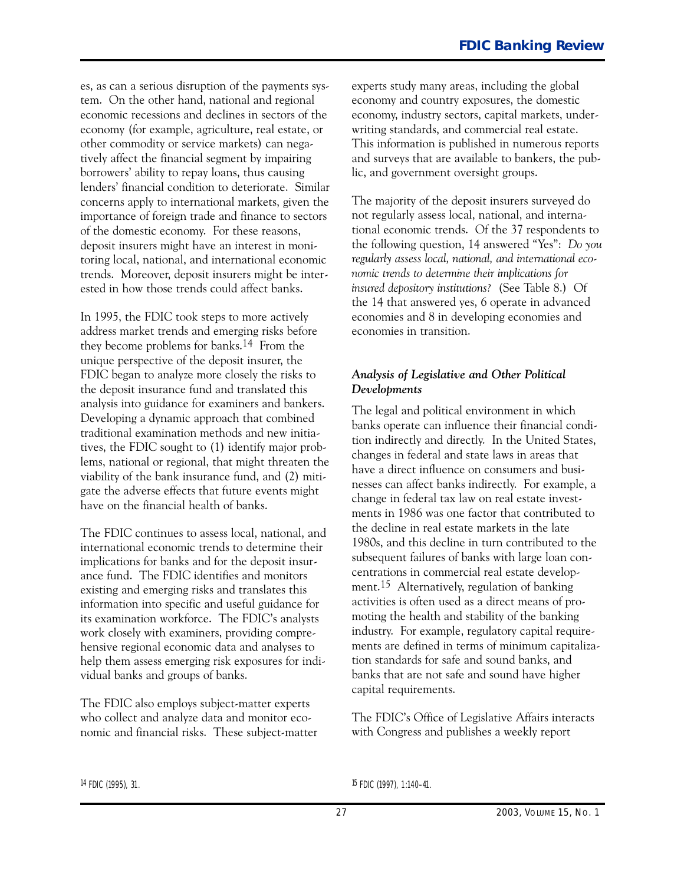es, as can a serious disruption of the payments system. On the other hand, national and regional economic recessions and declines in sectors of the economy (for example, agriculture, real estate, or other commodity or service markets) can negatively affect the financial segment by impairing borrowers' ability to repay loans, thus causing lenders' financial condition to deteriorate. Similar concerns apply to international markets, given the importance of foreign trade and finance to sectors of the domestic economy. For these reasons, deposit insurers might have an interest in monitoring local, national, and international economic trends. Moreover, deposit insurers might be interested in how those trends could affect banks.

In 1995, the FDIC took steps to more actively address market trends and emerging risks before they become problems for banks.[14] From the unique perspective of the deposit insurer, the FDIC began to analyze more closely the risks to the deposit insurance fund and translated this analysis into guidance for examiners and bankers. Developing a dynamic approach that combined traditional examination methods and new initiatives, the FDIC sought to (1) identify major problems, national or regional, that might threaten the viability of the bank insurance fund, and (2) mitigate the adverse effects that future events might have on the financial health of banks.

The FDIC continues to assess local, national, and international economic trends to determine their implications for banks and for the deposit insurance fund. The FDIC identifies and monitors existing and emerging risks and translates this information into specific and useful guidance for its examination workforce. The FDIC's analysts work closely with examiners, providing comprehensive regional economic data and analyses to help them assess emerging risk exposures for individual banks and groups of banks.

The FDIC also employs subject-matter experts who collect and analyze data and monitor economic and financial risks. These subject-matter experts study many areas, including the global economy and country exposures, the domestic economy, industry sectors, capital markets, underwriting standards, and commercial real estate. This information is published in numerous reports and surveys that are available to bankers, the public, and government oversight groups.

The majority of the deposit insurers surveyed do not regularly assess local, national, and international economic trends. Of the 37 respondents to the following question, 14 answered "Yes": *Do you regularly assess local, national, and international economic trends to determine their implications for insured depository institutions?* (See Table 8.) Of the 14 that answered yes, 6 operate in advanced economies and 8 in developing economies and economies in transition.

### *Analysis of Legislative and Other Political Developments*

The legal and political environment in which banks operate can influence their financial condition indirectly and directly. In the United States, changes in federal and state laws in areas that have a direct influence on consumers and businesses can affect banks indirectly. For example, a change in federal tax law on real estate investments in 1986 was one factor that contributed to the decline in real estate markets in the late 1980s, and this decline in turn contributed to the subsequent failures of banks with large loan concentrations in commercial real estate development.[15] Alternatively, regulation of banking activities is often used as a direct means of promoting the health and stability of the banking industry. For example, regulatory capital requirements are defined in terms of minimum capitalization standards for safe and sound banks, and banks that are not safe and sound have higher capital requirements.

The FDIC's Office of Legislative Affairs interacts with Congress and publishes a weekly report

[14] FDIC (1995), 31.

[15] FDIC (1997), 1:140–41.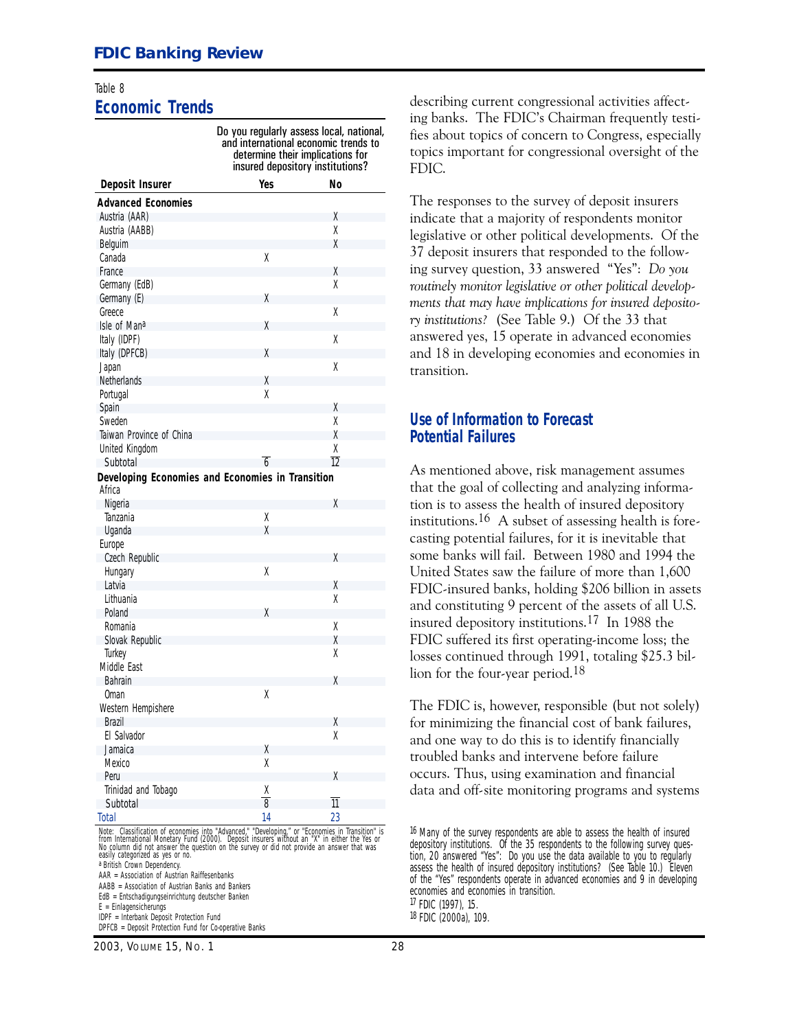Table 8

## Economic Trends

| Deposit Insurer | Do you regularly assess local, national, and international economic trends to determine their implications for insured depository institutions? Yes | No |
|---|---|---|
| **Advanced Economies** | | |
| Austria (AAR) | | X |
| Austria (AABB) | | X |
| Belguim | | X |
| Canada | X | |
| France | | X |
| Germany (EdB) | | X |
| Germany (E) | X | |
| Greece | | X |
| Isle of Man[a] | X | |
| Italy (IDPF) | | X |
| Italy (DPFCB) | X | |
| Japan | | X |
| Netherlands | X | |
| Portugal | X | |
| Spain | | X |
| Sweden | | X |
| Taiwan Province of China | | X |
| United Kingdom | | X |
| Subtotal | 6 | 12 |
| **Developing Economies and Economies in Transition** | | |
| Africa | | |
| Nigeria | | X |
| Tanzania | X | |
| Uganda | X | |
| Europe | | |
| Czech Republic | | X |
| Hungary | X | |
| Latvia | | X |
| Lithuania | | X |
| Poland | X | |
| Romania | | X |
| Slovak Republic | | X |
| Turkey | | X |
| Middle East | | |
| Bahrain | | X |
| Oman | X | |
| Western Hempisphere | | |
| Brazil | | X |
| El Salvador | | X |
| Jamaica | X | |
| Mexico | X | |
| Peru | | X |
| Trinidad and Tobago | X | |
| Subtotal | 8 | 11 |
| Total | 14 | 23 |

Note: Classification of economies into "Advanced," "Developing," or "Economies in Transition" is from International Monetary Fund (2000). Deposit insurers without an "X" in either the Yes or No column did not answer the question on the survey or did not provide an answer that was easily categorized as yes or no.

[a] British Crown Dependency.

AAR = Association of Austrian Raiffesenbanks

AABB = Association of Austrian Banks and Bankers

EdB = Entschadigungseinrichtung deutscher Banken

E = Einlagensicherungs

IDPF = Interbank Deposit Protection Fund

DPFCB = Deposit Protection Fund for Co-operative Banks

describing current congressional activities affecting banks. The FDIC's Chairman frequently testifies about topics of concern to Congress, especially topics important for congressional oversight of the FDIC.

The responses to the survey of deposit insurers indicate that a majority of respondents monitor legislative or other political developments. Of the 37 deposit insurers that responded to the following survey question, 33 answered "Yes": *Do you routinely monitor legislative or other political developments that may have implications for insured depository institutions?* (See Table 9.) Of the 33 that answered yes, 15 operate in advanced economies and 18 in developing economies and economies in transition.

### Use of Information to Forecast Potential Failures

As mentioned above, risk management assumes that the goal of collecting and analyzing information is to assess the health of insured depository institutions.[16] A subset of assessing health is forecasting potential failures, for it is inevitable that some banks will fail. Between 1980 and 1994 the United States saw the failure of more than 1,600 FDIC-insured banks, holding $206 billion in assets and constituting 9 percent of the assets of all U.S. insured depository institutions.[17] In 1988 the FDIC suffered its first operating-income loss; the losses continued through 1991, totaling $25.3 billion for the four-year period.[18]

The FDIC is, however, responsible (but not solely) for minimizing the financial cost of bank failures, and one way to do this is to identify financially troubled banks and intervene before failure occurs. Thus, using examination and financial data and off-site monitoring programs and systems

[16] Many of the survey respondents are able to assess the health of insured depository institutions. Of the 35 respondents to the following survey question, 20 answered "Yes": Do you use the data available to you to regularly assess the health of insured depository institutions? (See Table 10.) Eleven of the "Yes" respondents operate in advanced economies and 9 in developing economies and economies in transition.

[17] FDIC (1997), 15.

[18] FDIC (2000a), 109.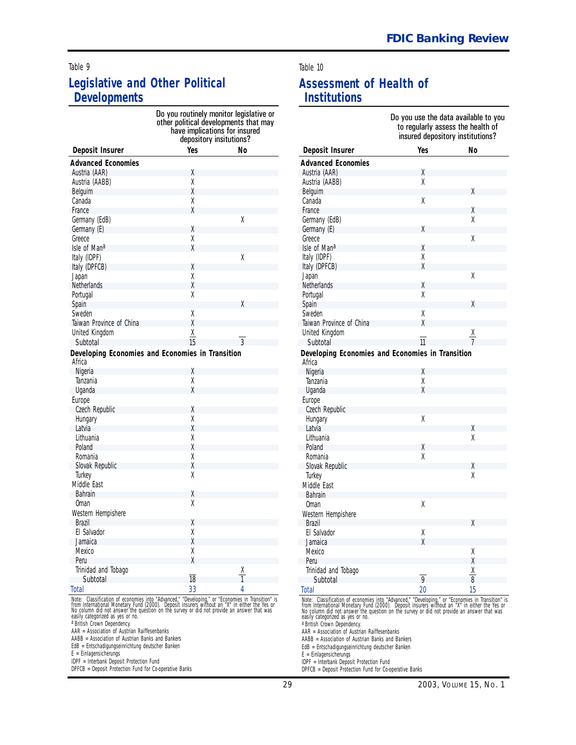Table 9

## Legislative and Other Political Developments

| Deposit Insurer | Do you routinely monitor legislative or other political developments that may have implications for insured depository insitutions? | |
|---|---|---|
| | Yes | No |
| **Advanced Economies** | | |
| Austria (AAR) | X | |
| Austria (AABB) | X | |
| Belguim | X | |
| Canada | X | |
| France | X | |
| Germany (EdB) | | X |
| Germany (E) | X | |
| Greece | X | |
| Isle of Man[a] | X | |
| Italy (IDPF) | | X |
| Italy (DPFCB) | X | |
| Japan | X | |
| Netherlands | X | |
| Portugal | X | |
| Spain | | X |
| Sweden | X | |
| Taiwan Province of China | X | |
| United Kingdom | X | |
| Subtotal | 15 | 3 |
| **Developing Economies and Economies in Transition** | | |
| Africa | | |
| Nigeria | X | |
| Tanzania | X | |
| Uganda | X | |
| Europe | | |
| Czech Republic | X | |
| Hungary | X | |
| Latvia | X | |
| Lithuania | X | |
| Poland | X | |
| Romania | X | |
| Slovak Republic | X | |
| Turkey | X | |
| Middle East | | |
| Bahrain | X | |
| Oman | X | |
| Western Hempisphere | | |
| Brazil | X | |
| El Salvador | X | |
| Jamaica | X | |
| Mexico | X | |
| Peru | X | |
| Trinidad and Tobago | | X |
| Subtotal | 18 | 1 |
| Total | 33 | 4 |

Note: Classification of economies into "Advanced," "Developing," or "Economies in Transition" is from International Monetary Fund (2000). Deposit insurers without an "X" in either the Yes or No column did not answer the question on the survey or did not provide an answer that was easily categorized as yes or no.

[a] British Crown Dependency.

AAR = Association of Austrian Raiffesenbanks
AABB = Association of Austrian Banks and Bankers
EdB = Entschadigungseinrichtung deutscher Banken
E = Einlagensicherungs
IDPF = Interbank Deposit Protection Fund
DPFCB = Deposit Protection Fund for Co-operative Banks

Table 10

## Assessment of Health of Institutions

| Deposit Insurer | Do you use the data available to you to regularly assess the health of insured depository institutions? | |
|---|---|---|
| | Yes | No |
| **Advanced Economies** | | |
| Austria (AAR) | X | |
| Austria (AABB) | X | |
| Belguim | | X |
| Canada | X | |
| France | | X |
| Germany (EdB) | | X |
| Germany (E) | X | |
| Greece | | X |
| Isle of Man[a] | X | |
| Italy (IDPF) | X | |
| Italy (DPFCB) | X | |
| Japan | | X |
| Netherlands | X | |
| Portugal | X | |
| Spain | | X |
| Sweden | X | |
| Taiwan Province of China | X | |
| United Kingdom | | X |
| Subtotal | 11 | 7 |
| **Developing Economies and Economies in Transition** | | |
| Africa | | |
| Nigeria | X | |
| Tanzania | X | |
| Uganda | X | |
| Europe | | |
| Czech Republic | | |
| Hungary | X | |
| Latvia | | X |
| Lithuania | | X |
| Poland | X | |
| Romania | X | |
| Slovak Republic | | X |
| Turkey | | X |
| Middle East | | |
| Bahrain | | |
| Oman | X | |
| Western Hempisphere | | |
| Brazil | | X |
| El Salvador | X | |
| Jamaica | X | |
| Mexico | | X |
| Peru | | X |
| Trinidad and Tobago | | X |
| Subtotal | 9 | 8 |
| Total | 20 | 15 |

Note: Classification of economies into "Advanced," "Developing," or "Economies in Transition" is from International Monetary Fund (2000). Deposit insurers without an "X" in either the Yes or No column did not answer the question on the survey or did not provide an answer that was easily categorized as yes or no.

[a] British Crown Dependency.

AAR = Association of Austrian Raiffesenbanks
AABB = Association of Austrian Banks and Bankers
EdB = Entschadigungseinrichtung deutscher Banken
E = Einlagensicherungs
IDPF = Interbank Deposit Protection Fund
DPFCB = Deposit Protection Fund for Co-operative Banks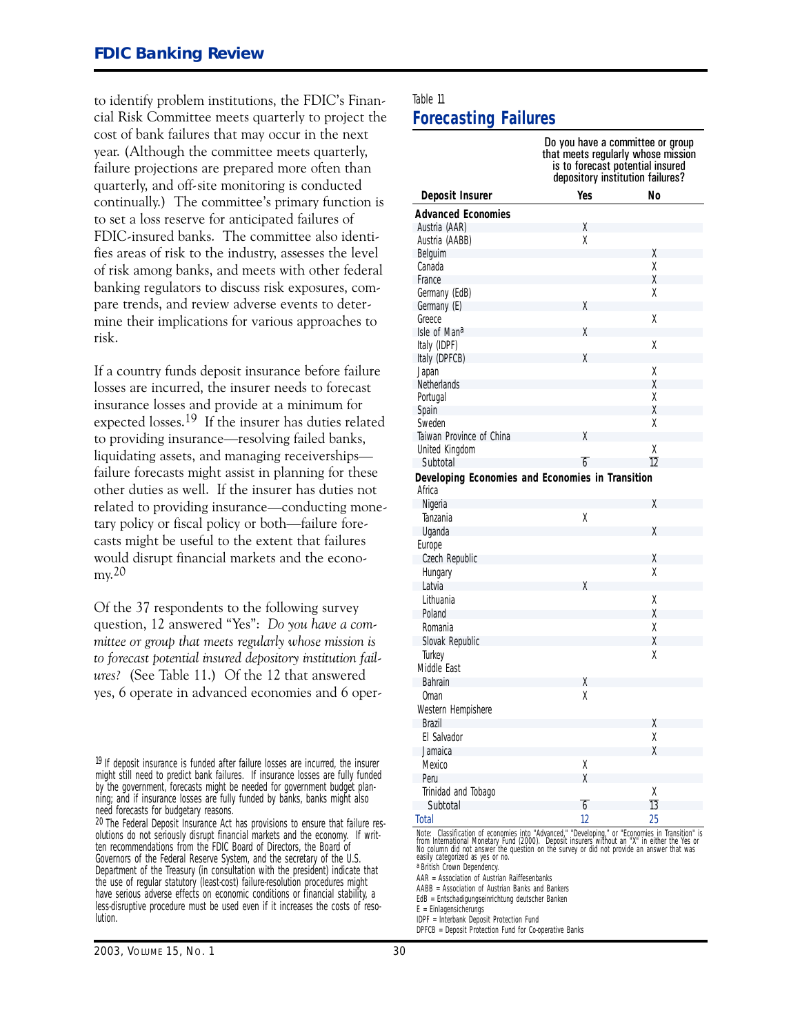to identify problem institutions, the FDIC's Financial Risk Committee meets quarterly to project the cost of bank failures that may occur in the next year. (Although the committee meets quarterly, failure projections are prepared more often than quarterly, and off-site monitoring is conducted continually.) The committee's primary function is to set a loss reserve for anticipated failures of FDIC-insured banks. The committee also identifies areas of risk to the industry, assesses the level of risk among banks, and meets with other federal banking regulators to discuss risk exposures, compare trends, and review adverse events to determine their implications for various approaches to risk.

If a country funds deposit insurance before failure losses are incurred, the insurer needs to forecast insurance losses and provide at a minimum for expected losses.[19] If the insurer has duties related to providing insurance—resolving failed banks, liquidating assets, and managing receiverships—failure forecasts might assist in planning for these other duties as well. If the insurer has duties not related to providing insurance—conducting monetary policy or fiscal policy or both—failure forecasts might be useful to the extent that failures would disrupt financial markets and the economy.[20]

Of the 37 respondents to the following survey question, 12 answered "Yes": *Do you have a committee or group that meets regularly whose mission is to forecast potential insured depository institution failures?* (See Table 11.) Of the 12 that answered yes, 6 operate in advanced economies and 6 oper-

Table 11

## Forecasting Failures

| Deposit Insurer | Do you have a committee or group that meets regularly whose mission is to forecast potential insured depository institution failures? Yes | No |
|---|---|---|
| **Advanced Economies** | | |
| Austria (AAR) | X | |
| Austria (AABB) | X | |
| Belguim | | X |
| Canada | | X |
| France | | X |
| Germany (EdB) | | X |
| Germany (E) | X | |
| Greece | | X |
| Isle of Man[a] | X | |
| Italy (IDPF) | | X |
| Italy (DPFCB) | X | |
| Japan | | X |
| Netherlands | | X |
| Portugal | | X |
| Spain | | X |
| Sweden | | X |
| Taiwan Province of China | X | |
| United Kingdom | | X |
| Subtotal | 6 | 12 |
| **Developing Economies and Economies in Transition** | | |
| Africa | | |
| Nigeria | | X |
| Tanzania | X | |
| Uganda | | X |
| Europe | | |
| Czech Republic | | X |
| Hungary | | X |
| Latvia | X | |
| Lithuania | | X |
| Poland | | X |
| Romania | | X |
| Slovak Republic | | X |
| Turkey | | X |
| Middle East | | |
| Bahrain | X | |
| Oman | X | |
| Western Hempishere | | |
| Brazil | | X |
| El Salvador | | X |
| Jamaica | | X |
| Mexico | X | |
| Peru | X | |
| Trinidad and Tobago | | X |
| Subtotal | 6 | 13 |
| Total | 12 | 25 |

Note: Classification of economies into "Advanced," "Developing," or "Economies in Transition" is from International Monetary Fund (2000). Deposit insurers without an "X" in either the Yes or No column did not answer the question on the survey or did not provide an answer that was easily categorized as yes or no.

[a] British Crown Dependency.

AAR = Association of Austrian Raiffesenbanks
AABB = Association of Austrian Banks and Bankers
EdB = Entschadigungseinrichtung deutscher Banken
E = Einlagensicherungs
IDPF = Interbank Deposit Protection Fund
DPFCB = Deposit Protection Fund for Co-operative Banks

[19] If deposit insurance is funded after failure losses are incurred, the insurer might still need to predict bank failures. If insurance losses are fully funded by the government, forecasts might be needed for government budget planning; and if insurance losses are fully funded by banks, banks might also need forecasts for budgetary reasons.

[20] The Federal Deposit Insurance Act has provisions to ensure that failure resolutions do not seriously disrupt financial markets and the economy. If written recommendations from the FDIC Board of Directors, the Board of Governors of the Federal Reserve System, and the secretary of the U.S. Department of the Treasury (in consultation with the president) indicate that the use of regular statutory (least-cost) failure-resolution procedures might have serious adverse effects on economic conditions or financial stability, a less-disruptive procedure must be used even if it increases the costs of resolution.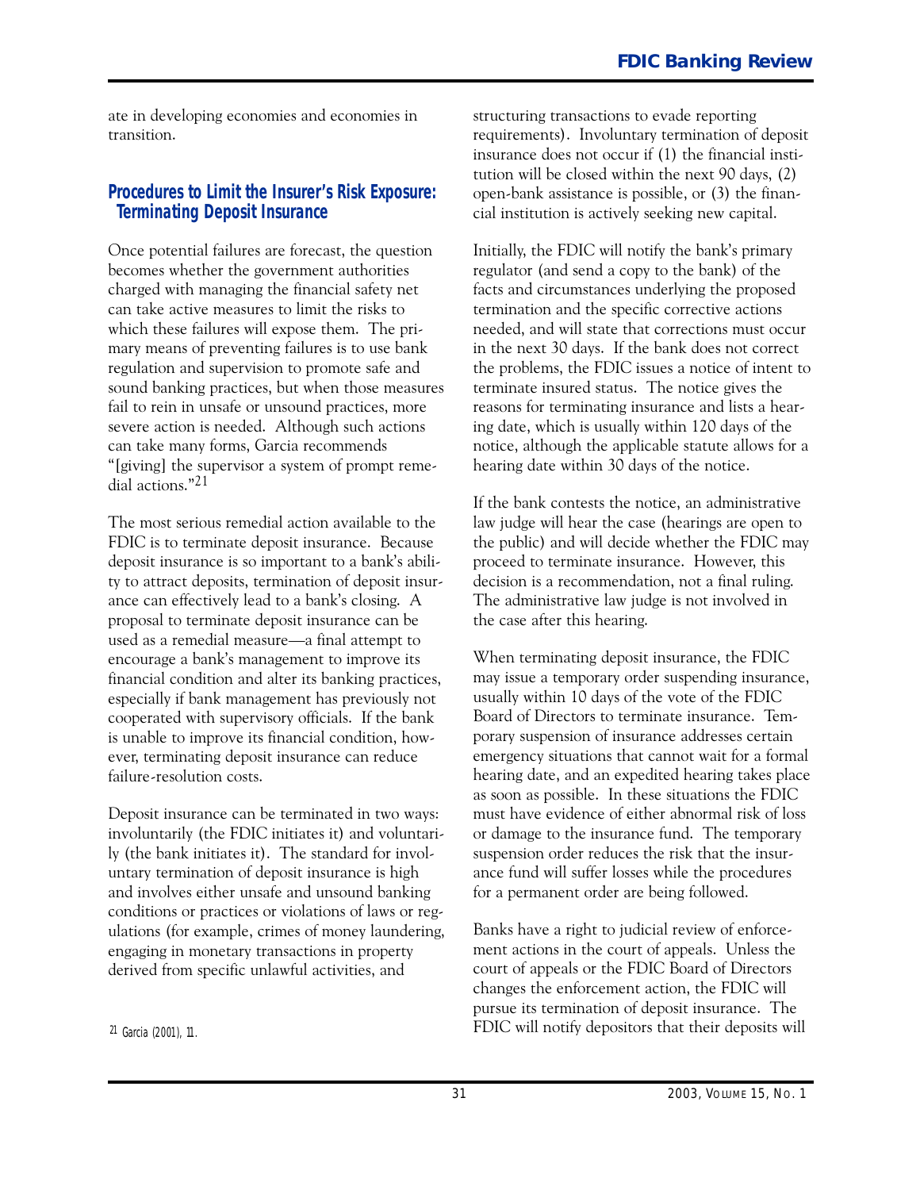ate in developing economies and economies in transition.

## Procedures to Limit the Insurer's Risk Exposure: Terminating Deposit Insurance

Once potential failures are forecast, the question becomes whether the government authorities charged with managing the financial safety net can take active measures to limit the risks to which these failures will expose them. The primary means of preventing failures is to use bank regulation and supervision to promote safe and sound banking practices, but when those measures fail to rein in unsafe or unsound practices, more severe action is needed. Although such actions can take many forms, Garcia recommends "[giving] the supervisor a system of prompt remedial actions."[21]

The most serious remedial action available to the FDIC is to terminate deposit insurance. Because deposit insurance is so important to a bank's ability to attract deposits, termination of deposit insurance can effectively lead to a bank's closing. A proposal to terminate deposit insurance can be used as a remedial measure—a final attempt to encourage a bank's management to improve its financial condition and alter its banking practices, especially if bank management has previously not cooperated with supervisory officials. If the bank is unable to improve its financial condition, however, terminating deposit insurance can reduce failure-resolution costs.

Deposit insurance can be terminated in two ways: involuntarily (the FDIC initiates it) and voluntarily (the bank initiates it). The standard for involuntary termination of deposit insurance is high and involves either unsafe and unsound banking conditions or practices or violations of laws or regulations (for example, crimes of money laundering, engaging in monetary transactions in property derived from specific unlawful activities, and structuring transactions to evade reporting requirements). Involuntary termination of deposit insurance does not occur if (1) the financial institution will be closed within the next 90 days, (2) open-bank assistance is possible, or (3) the financial institution is actively seeking new capital.

Initially, the FDIC will notify the bank's primary regulator (and send a copy to the bank) of the facts and circumstances underlying the proposed termination and the specific corrective actions needed, and will state that corrections must occur in the next 30 days. If the bank does not correct the problems, the FDIC issues a notice of intent to terminate insured status. The notice gives the reasons for terminating insurance and lists a hearing date, which is usually within 120 days of the notice, although the applicable statute allows for a hearing date within 30 days of the notice.

If the bank contests the notice, an administrative law judge will hear the case (hearings are open to the public) and will decide whether the FDIC may proceed to terminate insurance. However, this decision is a recommendation, not a final ruling. The administrative law judge is not involved in the case after this hearing.

When terminating deposit insurance, the FDIC may issue a temporary order suspending insurance, usually within 10 days of the vote of the FDIC Board of Directors to terminate insurance. Temporary suspension of insurance addresses certain emergency situations that cannot wait for a formal hearing date, and an expedited hearing takes place as soon as possible. In these situations the FDIC must have evidence of either abnormal risk of loss or damage to the insurance fund. The temporary suspension order reduces the risk that the insurance fund will suffer losses while the procedures for a permanent order are being followed.

Banks have a right to judicial review of enforcement actions in the court of appeals. Unless the court of appeals or the FDIC Board of Directors changes the enforcement action, the FDIC will pursue its termination of deposit insurance. The FDIC will notify depositors that their deposits will

[21] Garcia (2001), 11.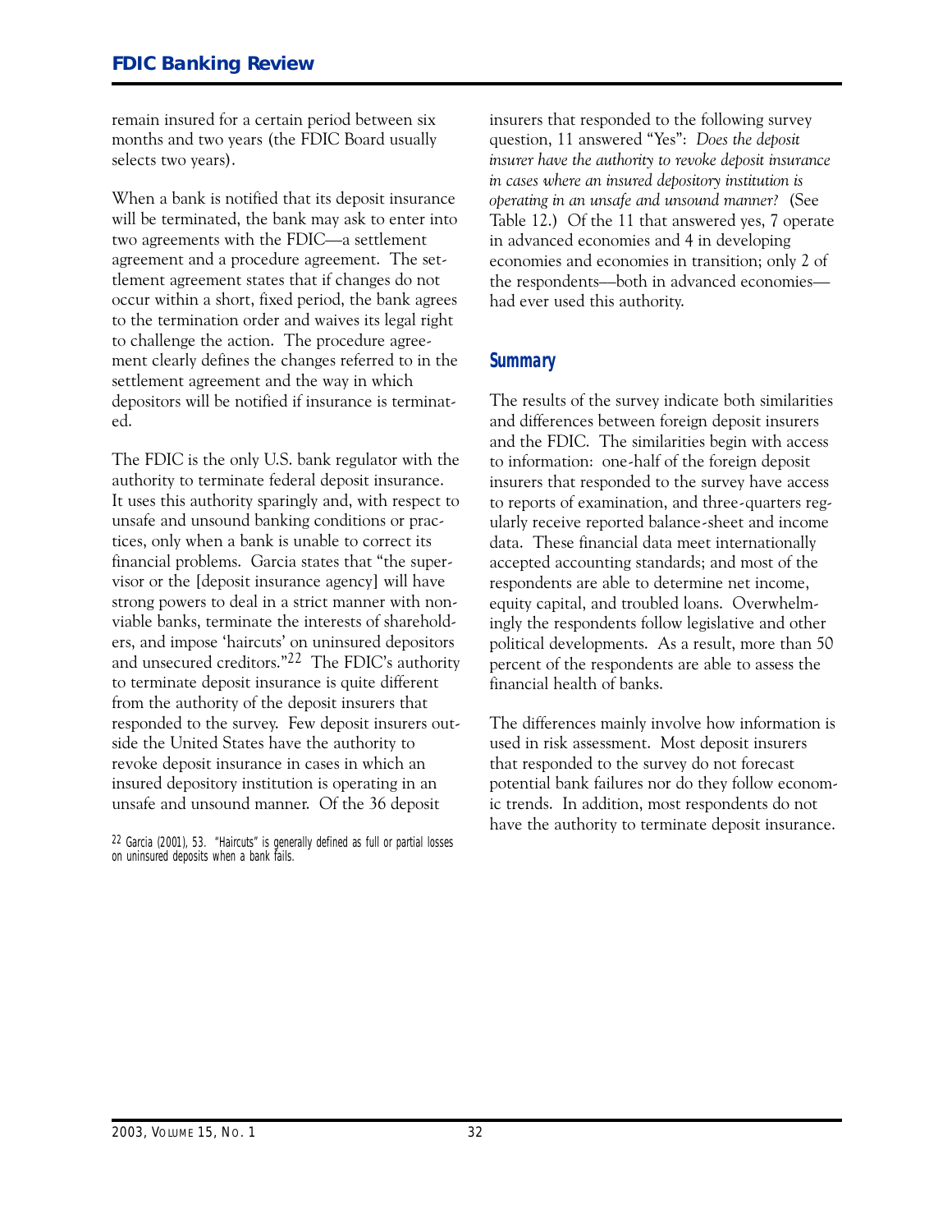remain insured for a certain period between six months and two years (the FDIC Board usually selects two years).

When a bank is notified that its deposit insurance will be terminated, the bank may ask to enter into two agreements with the FDIC—a settlement agreement and a procedure agreement. The settlement agreement states that if changes do not occur within a short, fixed period, the bank agrees to the termination order and waives its legal right to challenge the action. The procedure agreement clearly defines the changes referred to in the settlement agreement and the way in which depositors will be notified if insurance is terminated.

The FDIC is the only U.S. bank regulator with the authority to terminate federal deposit insurance. It uses this authority sparingly and, with respect to unsafe and unsound banking conditions or practices, only when a bank is unable to correct its financial problems. Garcia states that "the supervisor or the [deposit insurance agency] will have strong powers to deal in a strict manner with nonviable banks, terminate the interests of shareholders, and impose 'haircuts' on uninsured depositors and unsecured creditors."[22] The FDIC's authority to terminate deposit insurance is quite different from the authority of the deposit insurers that responded to the survey. Few deposit insurers outside the United States have the authority to revoke deposit insurance in cases in which an insured depository institution is operating in an unsafe and unsound manner. Of the 36 deposit insurers that responded to the following survey question, 11 answered "Yes": *Does the deposit insurer have the authority to revoke deposit insurance in cases where an insured depository institution is operating in an unsafe and unsound manner?* (See Table 12.) Of the 11 that answered yes, 7 operate in advanced economies and 4 in developing economies and economies in transition; only 2 of the respondents—both in advanced economies—had ever used this authority.

[22] Garcia (2001), 53. "Haircuts" is generally defined as full or partial losses on uninsured deposits when a bank fails.

## Summary

The results of the survey indicate both similarities and differences between foreign deposit insurers and the FDIC. The similarities begin with access to information: one-half of the foreign deposit insurers that responded to the survey have access to reports of examination, and three-quarters regularly receive reported balance-sheet and income data. These financial data meet internationally accepted accounting standards; and most of the respondents are able to determine net income, equity capital, and troubled loans. Overwhelmingly the respondents follow legislative and other political developments. As a result, more than 50 percent of the respondents are able to assess the financial health of banks.

The differences mainly involve how information is used in risk assessment. Most deposit insurers that responded to the survey do not forecast potential bank failures nor do they follow economic trends. In addition, most respondents do not have the authority to terminate deposit insurance.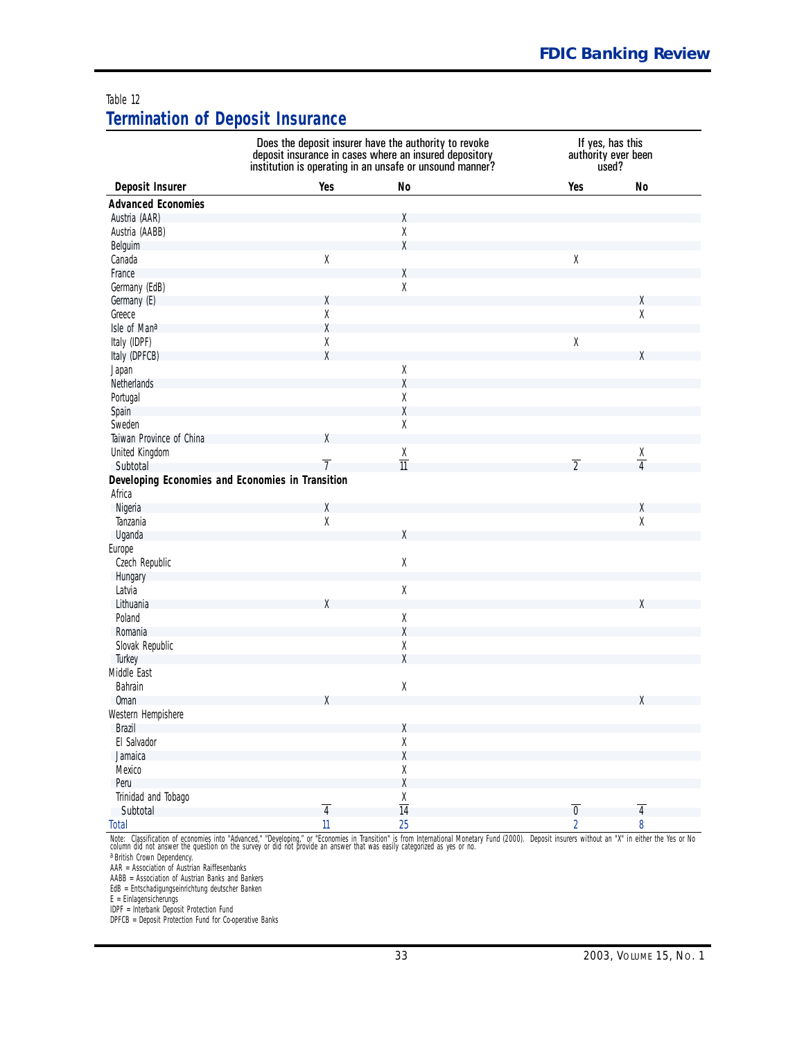Table 12

## Termination of Deposit Insurance

| Deposit Insurer | Does the deposit insurer have the authority to revoke deposit insurance in cases where an insured depository institution is operating in an unsafe or unsound manner? | | If yes, has this authority ever been used? | |
|---|---|---|---|---|
| | Yes | No | Yes | No |
| **Advanced Economies** | | | | |
| Austria (AAR) | | X | | |
| Austria (AABB) | | X | | |
| Belguim | | X | | |
| Canada | X | | X | |
| France | | X | | |
| Germany (EdB) | | X | | |
| Germany (E) | X | | | X |
| Greece | X | | | X |
| Isle of Man[a] | X | | | |
| Italy (IDPF) | X | | X | |
| Italy (DPFCB) | X | | | X |
| Japan | | X | | |
| Netherlands | | X | | |
| Portugal | | X | | |
| Spain | | X | | |
| Sweden | | X | | |
| Taiwan Province of China | X | | | |
| United Kingdom | | X | | X |
| Subtotal | 7 | 11 | 2 | 4 |
| **Developing Economies and Economies in Transition** | | | | |
| Africa | | | | |
| Nigeria | X | | | X |
| Tanzania | X | | | X |
| Uganda | | X | | |
| Europe | | | | |
| Czech Republic | | X | | |
| Hungary | | | | |
| Latvia | | X | | |
| Lithuania | X | | | X |
| Poland | | X | | |
| Romania | | X | | |
| Slovak Republic | | X | | |
| Turkey | | X | | |
| Middle East | | | | |
| Bahrain | | X | | |
| Oman | X | | | X |
| Western Hempishere | | | | |
| Brazil | | X | | |
| El Salvador | | X | | |
| Jamaica | | X | | |
| Mexico | | X | | |
| Peru | | X | | |
| Trinidad and Tobago | | X | | |
| Subtotal | 4 | 14 | 0 | 4 |
| Total | 11 | 25 | 2 | 8 |

Note: Classification of economies into "Advanced," "Developing," or "Economies in Transition" is from International Monetary Fund (2000). Deposit insurers without an "X" in either the Yes or No column did not answer the question on the survey or did not provide an answer that was easily categorized as yes or no.

[a] British Crown Dependency.

AAR = Association of Austrian Raiffesenbanks

AABB = Association of Austrian Banks and Bankers

EdB = Entschadigungseinrichtung deutscher Banken

E = Einlagensicherungs

IDPF = Interbank Deposit Protection Fund

DPFCB = Deposit Protection Fund for Co-operative Banks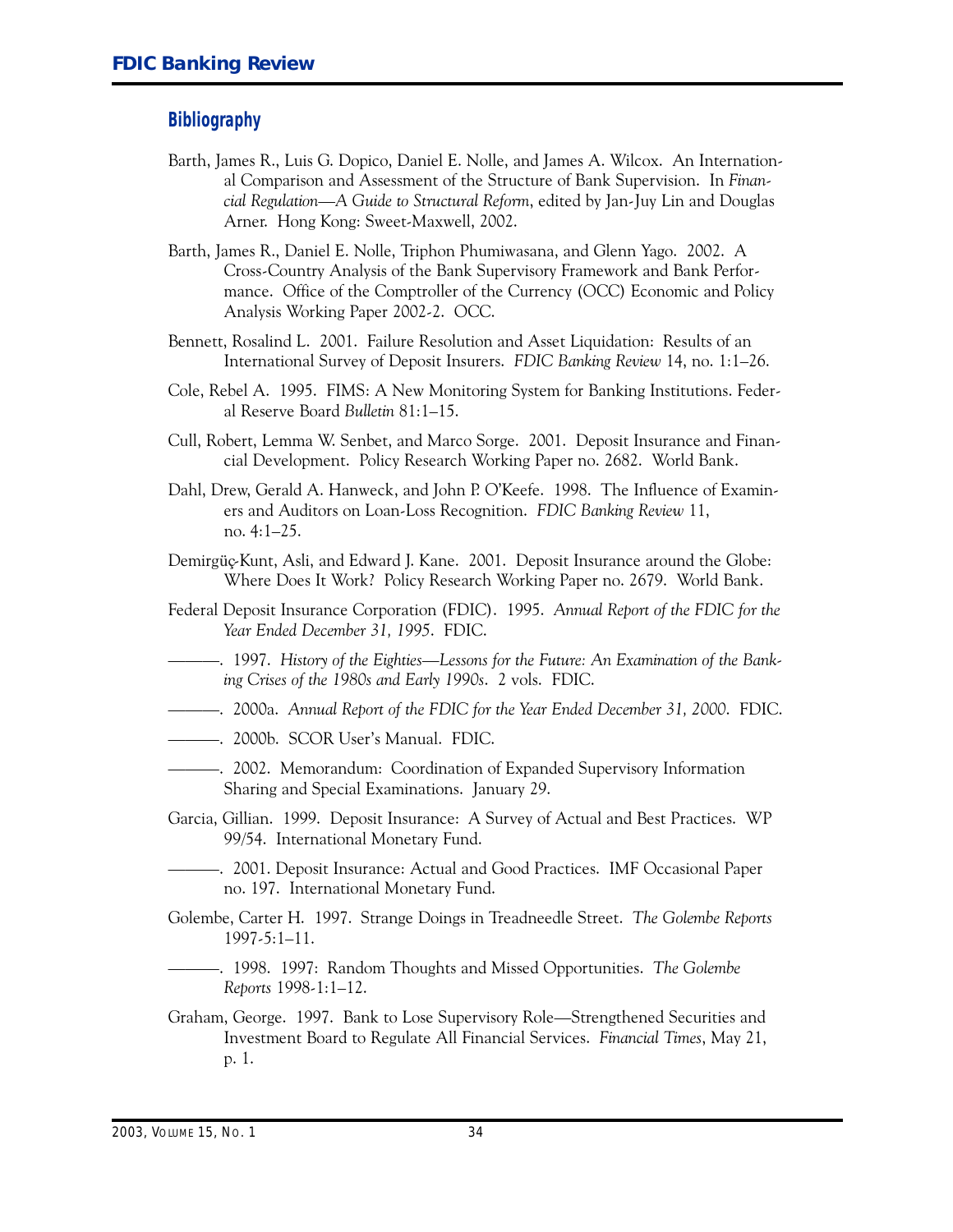## Bibliography

Barth, James R., Luis G. Dopico, Daniel E. Nolle, and James A. Wilcox. An International Comparison and Assessment of the Structure of Bank Supervision. In *Financial Regulation—A Guide to Structural Reform*, edited by Jan-Juy Lin and Douglas Arner. Hong Kong: Sweet-Maxwell, 2002.

Barth, James R., Daniel E. Nolle, Triphon Phumiwasana, and Glenn Yago. 2002. A Cross-Country Analysis of the Bank Supervisory Framework and Bank Performance. Office of the Comptroller of the Currency (OCC) Economic and Policy Analysis Working Paper 2002-2. OCC.

Bennett, Rosalind L. 2001. Failure Resolution and Asset Liquidation: Results of an International Survey of Deposit Insurers. *FDIC Banking Review* 14, no. 1:1–26.

Cole, Rebel A. 1995. FIMS: A New Monitoring System for Banking Institutions. Federal Reserve Board *Bulletin* 81:1–15.

Cull, Robert, Lemma W. Senbet, and Marco Sorge. 2001. Deposit Insurance and Financial Development. Policy Research Working Paper no. 2682. World Bank.

Dahl, Drew, Gerald A. Hanweck, and John P. O'Keefe. 1998. The Influence of Examiners and Auditors on Loan-Loss Recognition. *FDIC Banking Review* 11, no. 4:1–25.

Demirgüç-Kunt, Asli, and Edward J. Kane. 2001. Deposit Insurance around the Globe: Where Does It Work? Policy Research Working Paper no. 2679. World Bank.

Federal Deposit Insurance Corporation (FDIC). 1995. *Annual Report of the FDIC for the Year Ended December 31, 1995*. FDIC.

———. 1997. *History of the Eighties—Lessons for the Future: An Examination of the Banking Crises of the 1980s and Early 1990s*. 2 vols. FDIC.

———. 2000a. *Annual Report of the FDIC for the Year Ended December 31, 2000*. FDIC.

———. 2000b. SCOR User's Manual. FDIC.

———. 2002. Memorandum: Coordination of Expanded Supervisory Information Sharing and Special Examinations. January 29.

Garcia, Gillian. 1999. Deposit Insurance: A Survey of Actual and Best Practices. WP 99/54. International Monetary Fund.

———. 2001. Deposit Insurance: Actual and Good Practices. IMF Occasional Paper no. 197. International Monetary Fund.

Golembe, Carter H. 1997. Strange Doings in Treadneedle Street. *The Golembe Reports* 1997-5:1–11.

———. 1998. 1997: Random Thoughts and Missed Opportunities. *The Golembe Reports* 1998-1:1–12.

Graham, George. 1997. Bank to Lose Supervisory Role—Strengthened Securities and Investment Board to Regulate All Financial Services. *Financial Times*, May 21, p. 1.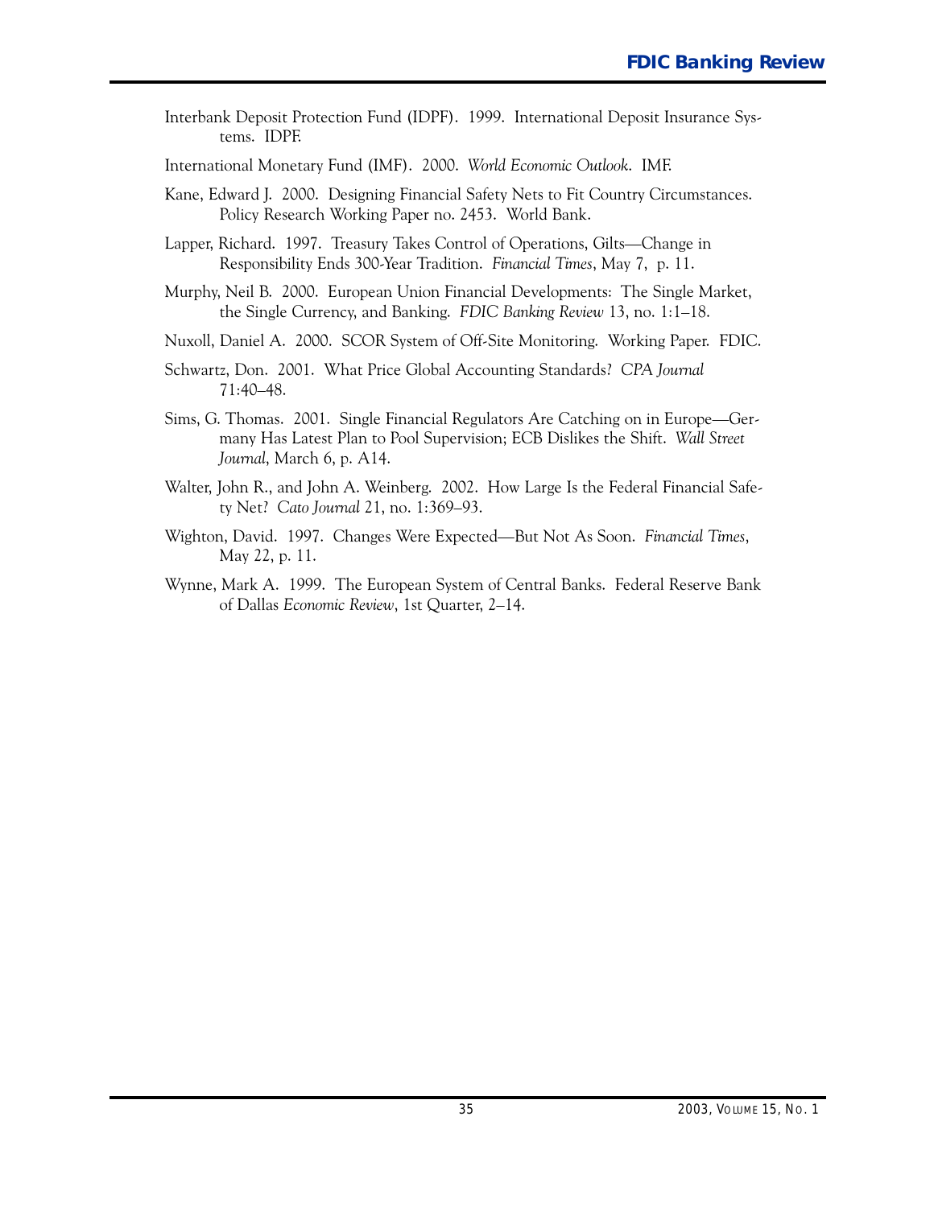Interbank Deposit Protection Fund (IDPF). 1999. International Deposit Insurance Systems. IDPF.

International Monetary Fund (IMF). 2000. *World Economic Outlook*. IMF.

Kane, Edward J. 2000. Designing Financial Safety Nets to Fit Country Circumstances. Policy Research Working Paper no. 2453. World Bank.

Lapper, Richard. 1997. Treasury Takes Control of Operations, Gilts—Change in Responsibility Ends 300-Year Tradition. *Financial Times*, May 7, p. 11.

Murphy, Neil B. 2000. European Union Financial Developments: The Single Market, the Single Currency, and Banking. *FDIC Banking Review* 13, no. 1:1–18.

Nuxoll, Daniel A. 2000. SCOR System of Off-Site Monitoring. Working Paper. FDIC.

Schwartz, Don. 2001. What Price Global Accounting Standards? *CPA Journal* 71:40–48.

Sims, G. Thomas. 2001. Single Financial Regulators Are Catching on in Europe—Germany Has Latest Plan to Pool Supervision; ECB Dislikes the Shift. *Wall Street Journal*, March 6, p. A14.

Walter, John R., and John A. Weinberg. 2002. How Large Is the Federal Financial Safety Net? *Cato Journal* 21, no. 1:369–93.

Wighton, David. 1997. Changes Were Expected—But Not As Soon. *Financial Times*, May 22, p. 11.

Wynne, Mark A. 1999. The European System of Central Banks. Federal Reserve Bank of Dallas *Economic Review*, 1st Quarter, 2–14.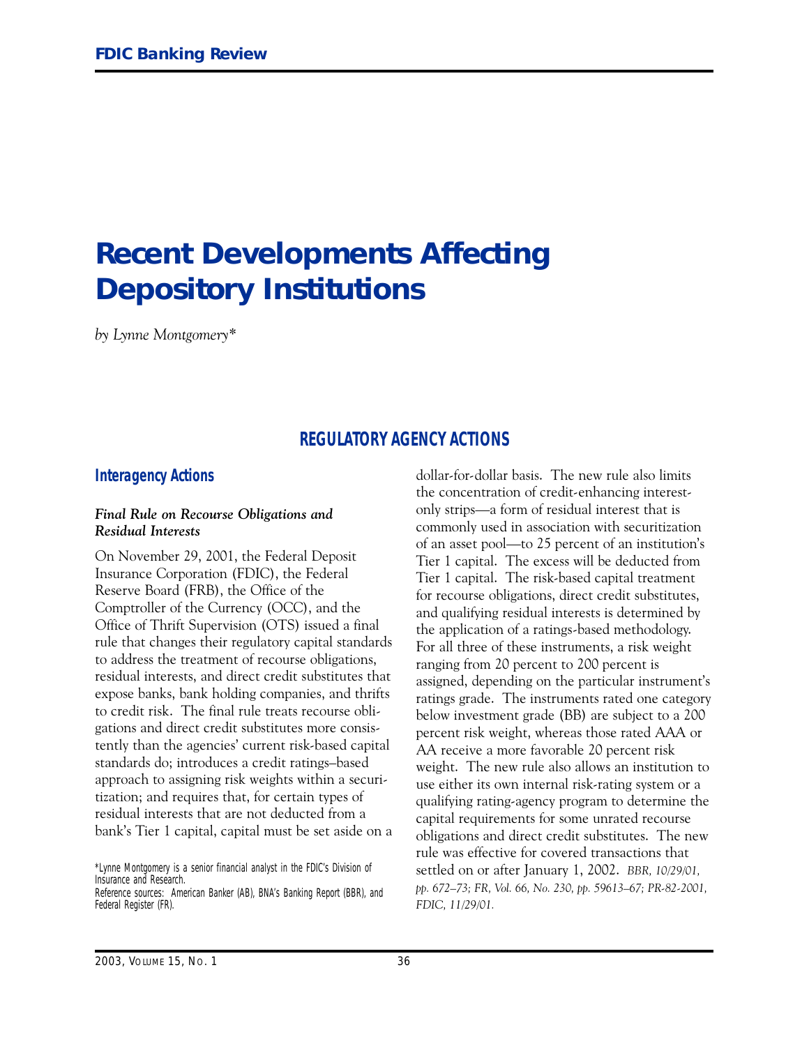# Recent Developments Affecting Depository Institutions

*by Lynne Montgomery**

## REGULATORY AGENCY ACTIONS

### Interagency Actions

#### *Final Rule on Recourse Obligations and Residual Interests*

On November 29, 2001, the Federal Deposit Insurance Corporation (FDIC), the Federal Reserve Board (FRB), the Office of the Comptroller of the Currency (OCC), and the Office of Thrift Supervision (OTS) issued a final rule that changes their regulatory capital standards to address the treatment of recourse obligations, residual interests, and direct credit substitutes that expose banks, bank holding companies, and thrifts to credit risk. The final rule treats recourse obligations and direct credit substitutes more consistently than the agencies' current risk-based capital standards do; introduces a credit ratings–based approach to assigning risk weights within a securitization; and requires that, for certain types of residual interests that are not deducted from a bank's Tier 1 capital, capital must be set aside on a dollar-for-dollar basis. The new rule also limits the concentration of credit-enhancing interest-only strips—a form of residual interest that is commonly used in association with securitization of an asset pool—to 25 percent of an institution's Tier 1 capital. The excess will be deducted from Tier 1 capital. The risk-based capital treatment for recourse obligations, direct credit substitutes, and qualifying residual interests is determined by the application of a ratings-based methodology. For all three of these instruments, a risk weight ranging from 20 percent to 200 percent is assigned, depending on the particular instrument's ratings grade. The instruments rated one category below investment grade (BB) are subject to a 200 percent risk weight, whereas those rated AAA or AA receive a more favorable 20 percent risk weight. The new rule also allows an institution to use either its own internal risk-rating system or a qualifying rating-agency program to determine the capital requirements for some unrated recourse obligations and direct credit substitutes. The new rule was effective for covered transactions that settled on or after January 1, 2002. *BBR, 10/29/01, pp. 672–73; FR, Vol. 66, No. 230, pp. 59613–67; PR-82-2001, FDIC, 11/29/01.*

*Lynne Montgomery is a senior financial analyst in the FDIC's Division of Insurance and Research.
Reference sources: American Banker (AB), BNA's Banking Report (BBR), and Federal Register (FR).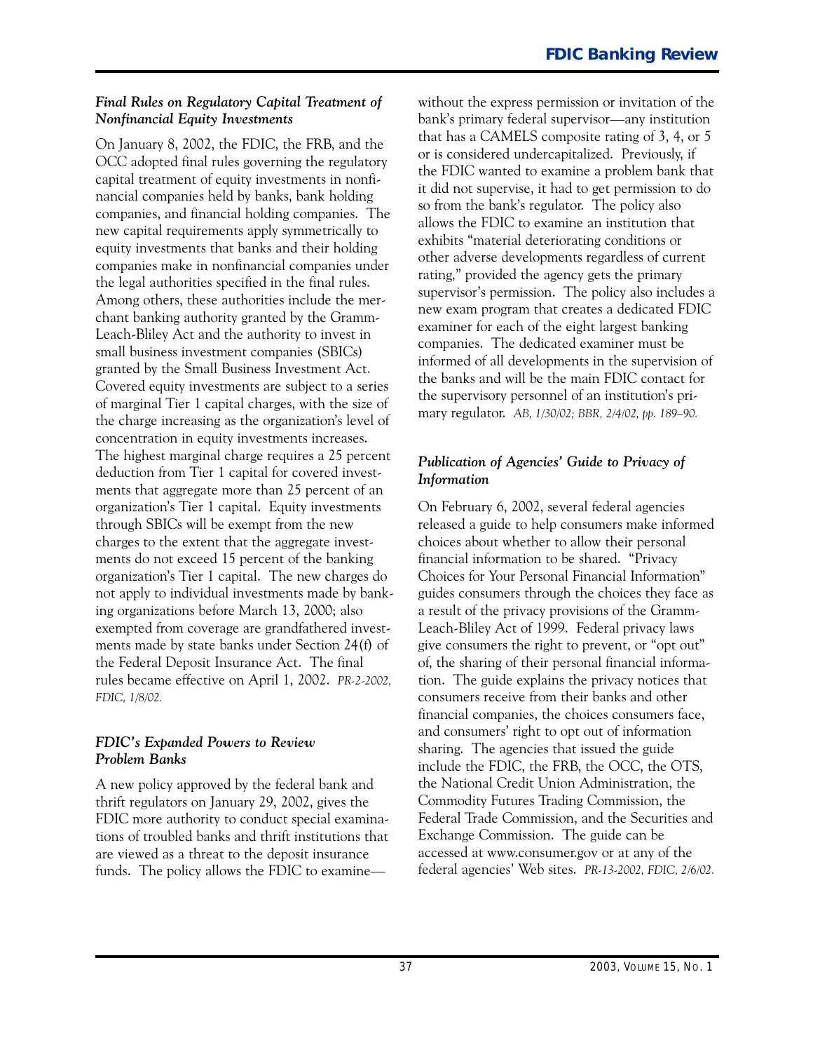### *Final Rules on Regulatory Capital Treatment of Nonfinancial Equity Investments*

On January 8, 2002, the FDIC, the FRB, and the OCC adopted final rules governing the regulatory capital treatment of equity investments in nonfinancial companies held by banks, bank holding companies, and financial holding companies. The new capital requirements apply symmetrically to equity investments that banks and their holding companies make in nonfinancial companies under the legal authorities specified in the final rules. Among others, these authorities include the merchant banking authority granted by the Gramm-Leach-Bliley Act and the authority to invest in small business investment companies (SBICs) granted by the Small Business Investment Act. Covered equity investments are subject to a series of marginal Tier 1 capital charges, with the size of the charge increasing as the organization's level of concentration in equity investments increases. The highest marginal charge requires a 25 percent deduction from Tier 1 capital for covered investments that aggregate more than 25 percent of an organization's Tier 1 capital. Equity investments through SBICs will be exempt from the new charges to the extent that the aggregate investments do not exceed 15 percent of the banking organization's Tier 1 capital. The new charges do not apply to individual investments made by banking organizations before March 13, 2000; also exempted from coverage are grandfathered investments made by state banks under Section 24(f) of the Federal Deposit Insurance Act. The final rules became effective on April 1, 2002. *PR-2-2002, FDIC, 1/8/02.*

### *FDIC's Expanded Powers to Review Problem Banks*

A new policy approved by the federal bank and thrift regulators on January 29, 2002, gives the FDIC more authority to conduct special examinations of troubled banks and thrift institutions that are viewed as a threat to the deposit insurance funds. The policy allows the FDIC to examine—without the express permission or invitation of the bank's primary federal supervisor—any institution that has a CAMELS composite rating of 3, 4, or 5 or is considered undercapitalized. Previously, if the FDIC wanted to examine a problem bank that it did not supervise, it had to get permission to do so from the bank's regulator. The policy also allows the FDIC to examine an institution that exhibits "material deteriorating conditions or other adverse developments regardless of current rating," provided the agency gets the primary supervisor's permission. The policy also includes a new exam program that creates a dedicated FDIC examiner for each of the eight largest banking companies. The dedicated examiner must be informed of all developments in the supervision of the banks and will be the main FDIC contact for the supervisory personnel of an institution's primary regulator. *AB, 1/30/02; BBR, 2/4/02, pp. 189–90.*

### *Publication of Agencies' Guide to Privacy of Information*

On February 6, 2002, several federal agencies released a guide to help consumers make informed choices about whether to allow their personal financial information to be shared. "Privacy Choices for Your Personal Financial Information" guides consumers through the choices they face as a result of the privacy provisions of the Gramm-Leach-Bliley Act of 1999. Federal privacy laws give consumers the right to prevent, or "opt out" of, the sharing of their personal financial information. The guide explains the privacy notices that consumers receive from their banks and other financial companies, the choices consumers face, and consumers' right to opt out of information sharing. The agencies that issued the guide include the FDIC, the FRB, the OCC, the OTS, the National Credit Union Administration, the Commodity Futures Trading Commission, the Federal Trade Commission, and the Securities and Exchange Commission. The guide can be accessed at www.consumer.gov or at any of the federal agencies' Web sites. *PR-13-2002, FDIC, 2/6/02.*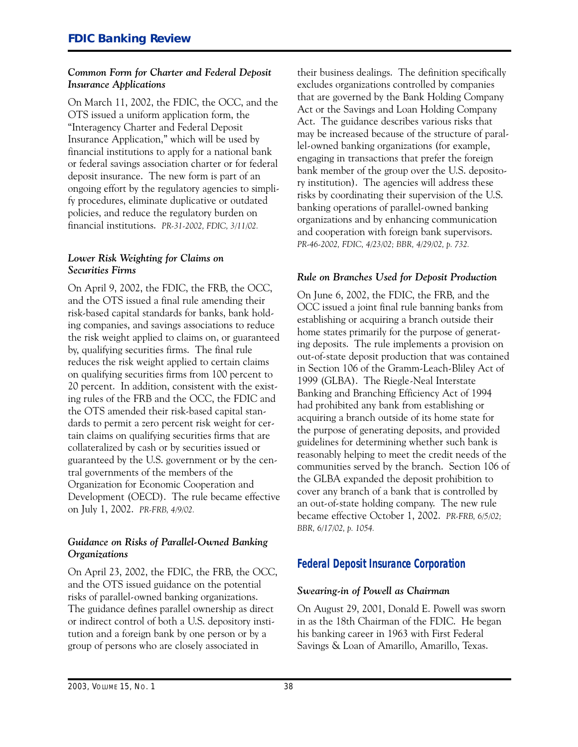### *Common Form for Charter and Federal Deposit Insurance Applications*

On March 11, 2002, the FDIC, the OCC, and the OTS issued a uniform application form, the "Interagency Charter and Federal Deposit Insurance Application," which will be used by financial institutions to apply for a national bank or federal savings association charter or for federal deposit insurance. The new form is part of an ongoing effort by the regulatory agencies to simplify procedures, eliminate duplicative or outdated policies, and reduce the regulatory burden on financial institutions. *PR-31-2002, FDIC, 3/11/02.*

### *Lower Risk Weighting for Claims on Securities Firms*

On April 9, 2002, the FDIC, the FRB, the OCC, and the OTS issued a final rule amending their risk-based capital standards for banks, bank holding companies, and savings associations to reduce the risk weight applied to claims on, or guaranteed by, qualifying securities firms. The final rule reduces the risk weight applied to certain claims on qualifying securities firms from 100 percent to 20 percent. In addition, consistent with the existing rules of the FRB and the OCC, the FDIC and the OTS amended their risk-based capital standards to permit a zero percent risk weight for certain claims on qualifying securities firms that are collateralized by cash or by securities issued or guaranteed by the U.S. government or by the central governments of the members of the Organization for Economic Cooperation and Development (OECD). The rule became effective on July 1, 2002. *PR-FRB, 4/9/02.*

### *Guidance on Risks of Parallel-Owned Banking Organizations*

On April 23, 2002, the FDIC, the FRB, the OCC, and the OTS issued guidance on the potential risks of parallel-owned banking organizations. The guidance defines parallel ownership as direct or indirect control of both a U.S. depository institution and a foreign bank by one person or by a group of persons who are closely associated in their business dealings. The definition specifically excludes organizations controlled by companies that are governed by the Bank Holding Company Act or the Savings and Loan Holding Company Act. The guidance describes various risks that may be increased because of the structure of parallel-owned banking organizations (for example, engaging in transactions that prefer the foreign bank member of the group over the U.S. depository institution). The agencies will address these risks by coordinating their supervision of the U.S. banking operations of parallel-owned banking organizations and by enhancing communication and cooperation with foreign bank supervisors. *PR-46-2002, FDIC, 4/23/02; BBR, 4/29/02, p. 732.*

### *Rule on Branches Used for Deposit Production*

On June 6, 2002, the FDIC, the FRB, and the OCC issued a joint final rule banning banks from establishing or acquiring a branch outside their home states primarily for the purpose of generating deposits. The rule implements a provision on out-of-state deposit production that was contained in Section 106 of the Gramm-Leach-Bliley Act of 1999 (GLBA). The Riegle-Neal Interstate Banking and Branching Efficiency Act of 1994 had prohibited any bank from establishing or acquiring a branch outside of its home state for the purpose of generating deposits, and provided guidelines for determining whether such bank is reasonably helping to meet the credit needs of the communities served by the branch. Section 106 of the GLBA expanded the deposit prohibition to cover any branch of a bank that is controlled by an out-of-state holding company. The new rule became effective October 1, 2002. *PR-FRB, 6/5/02; BBR, 6/17/02, p. 1054.*

## Federal Deposit Insurance Corporation

### *Swearing-in of Powell as Chairman*

On August 29, 2001, Donald E. Powell was sworn in as the 18th Chairman of the FDIC. He began his banking career in 1963 with First Federal Savings & Loan of Amarillo, Amarillo, Texas.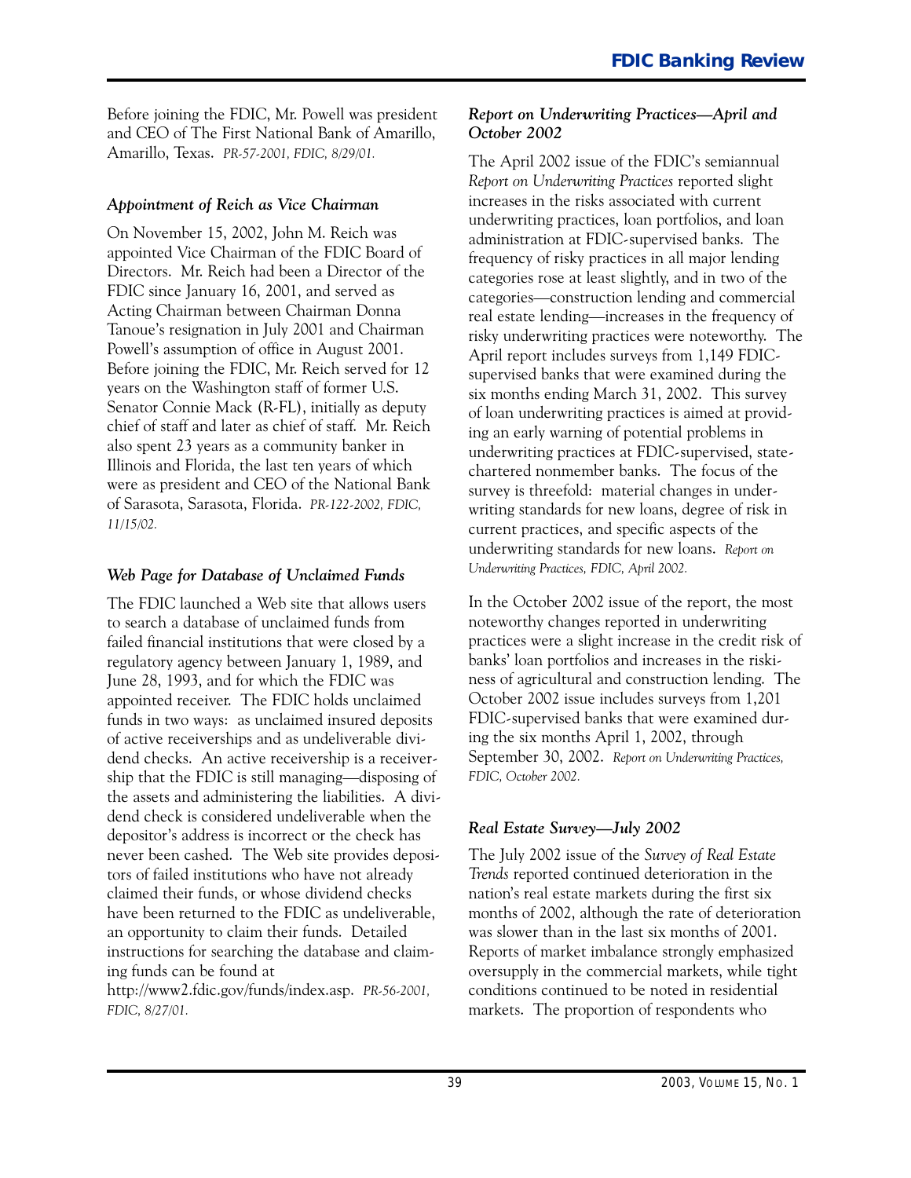Before joining the FDIC, Mr. Powell was president and CEO of The First National Bank of Amarillo, Amarillo, Texas. *PR-57-2001, FDIC, 8/29/01.*

### *Appointment of Reich as Vice Chairman*

On November 15, 2002, John M. Reich was appointed Vice Chairman of the FDIC Board of Directors. Mr. Reich had been a Director of the FDIC since January 16, 2001, and served as Acting Chairman between Chairman Donna Tanoue's resignation in July 2001 and Chairman Powell's assumption of office in August 2001. Before joining the FDIC, Mr. Reich served for 12 years on the Washington staff of former U.S. Senator Connie Mack (R-FL), initially as deputy chief of staff and later as chief of staff. Mr. Reich also spent 23 years as a community banker in Illinois and Florida, the last ten years of which were as president and CEO of the National Bank of Sarasota, Sarasota, Florida. *PR-122-2002, FDIC, 11/15/02.*

### *Web Page for Database of Unclaimed Funds*

The FDIC launched a Web site that allows users to search a database of unclaimed funds from failed financial institutions that were closed by a regulatory agency between January 1, 1989, and June 28, 1993, and for which the FDIC was appointed receiver. The FDIC holds unclaimed funds in two ways: as unclaimed insured deposits of active receiverships and as undeliverable dividend checks. An active receivership is a receivership that the FDIC is still managing—disposing of the assets and administering the liabilities. A dividend check is considered undeliverable when the depositor's address is incorrect or the check has never been cashed. The Web site provides depositors of failed institutions who have not already claimed their funds, or whose dividend checks have been returned to the FDIC as undeliverable, an opportunity to claim their funds. Detailed instructions for searching the database and claiming funds can be found at http://www2.fdic.gov/funds/index.asp. *PR-56-2001, FDIC, 8/27/01.*

### *Report on Underwriting Practices—April and October 2002*

The April 2002 issue of the FDIC's semiannual *Report on Underwriting Practices* reported slight increases in the risks associated with current underwriting practices, loan portfolios, and loan administration at FDIC-supervised banks. The frequency of risky practices in all major lending categories rose at least slightly, and in two of the categories—construction lending and commercial real estate lending—increases in the frequency of risky underwriting practices were noteworthy. The April report includes surveys from 1,149 FDIC-supervised banks that were examined during the six months ending March 31, 2002. This survey of loan underwriting practices is aimed at providing an early warning of potential problems in underwriting practices at FDIC-supervised, state-chartered nonmember banks. The focus of the survey is threefold: material changes in underwriting standards for new loans, degree of risk in current practices, and specific aspects of the underwriting standards for new loans. *Report on Underwriting Practices, FDIC, April 2002.*

In the October 2002 issue of the report, the most noteworthy changes reported in underwriting practices were a slight increase in the credit risk of banks' loan portfolios and increases in the riskiness of agricultural and construction lending. The October 2002 issue includes surveys from 1,201 FDIC-supervised banks that were examined during the six months April 1, 2002, through September 30, 2002. *Report on Underwriting Practices, FDIC, October 2002.*

### *Real Estate Survey—July 2002*

The July 2002 issue of the *Survey of Real Estate Trends* reported continued deterioration in the nation's real estate markets during the first six months of 2002, although the rate of deterioration was slower than in the last six months of 2001. Reports of market imbalance strongly emphasized oversupply in the commercial markets, while tight conditions continued to be noted in residential markets. The proportion of respondents who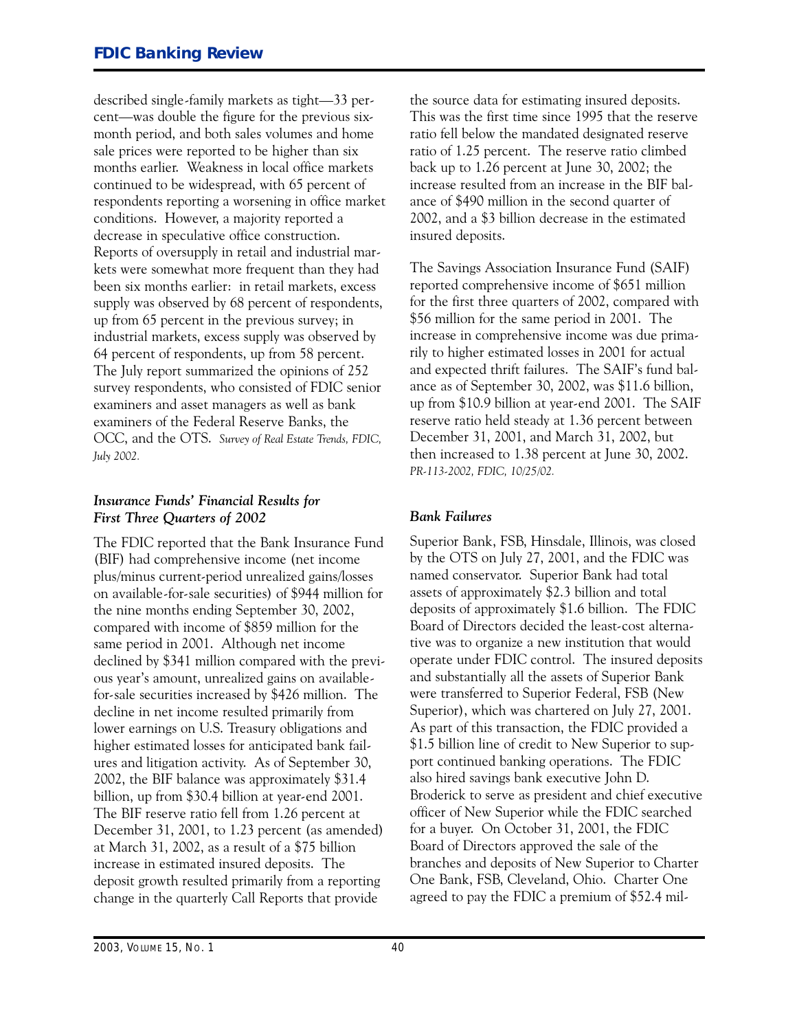described single-family markets as tight—33 percent—was double the figure for the previous six-month period, and both sales volumes and home sale prices were reported to be higher than six months earlier. Weakness in local office markets continued to be widespread, with 65 percent of respondents reporting a worsening in office market conditions. However, a majority reported a decrease in speculative office construction. Reports of oversupply in retail and industrial markets were somewhat more frequent than they had been six months earlier: in retail markets, excess supply was observed by 68 percent of respondents, up from 65 percent in the previous survey; in industrial markets, excess supply was observed by 64 percent of respondents, up from 58 percent. The July report summarized the opinions of 252 survey respondents, who consisted of FDIC senior examiners and asset managers as well as bank examiners of the Federal Reserve Banks, the OCC, and the OTS. *Survey of Real Estate Trends, FDIC, July 2002.*

### *Insurance Funds' Financial Results for First Three Quarters of 2002*

The FDIC reported that the Bank Insurance Fund (BIF) had comprehensive income (net income plus/minus current-period unrealized gains/losses on available-for-sale securities) of $944 million for the nine months ending September 30, 2002, compared with income of $859 million for the same period in 2001. Although net income declined by $341 million compared with the previous year's amount, unrealized gains on available-for-sale securities increased by $426 million. The decline in net income resulted primarily from lower earnings on U.S. Treasury obligations and higher estimated losses for anticipated bank failures and litigation activity. As of September 30, 2002, the BIF balance was approximately $31.4 billion, up from $30.4 billion at year-end 2001. The BIF reserve ratio fell from 1.26 percent at December 31, 2001, to 1.23 percent (as amended) at March 31, 2002, as a result of a $75 billion increase in estimated insured deposits. The deposit growth resulted primarily from a reporting change in the quarterly Call Reports that provide the source data for estimating insured deposits. This was the first time since 1995 that the reserve ratio fell below the mandated designated reserve ratio of 1.25 percent. The reserve ratio climbed back up to 1.26 percent at June 30, 2002; the increase resulted from an increase in the BIF balance of $490 million in the second quarter of 2002, and a $3 billion decrease in the estimated insured deposits.

The Savings Association Insurance Fund (SAIF) reported comprehensive income of $651 million for the first three quarters of 2002, compared with $56 million for the same period in 2001. The increase in comprehensive income was due primarily to higher estimated losses in 2001 for actual and expected thrift failures. The SAIF's fund balance as of September 30, 2002, was $11.6 billion, up from $10.9 billion at year-end 2001. The SAIF reserve ratio held steady at 1.36 percent between December 31, 2001, and March 31, 2002, but then increased to 1.38 percent at June 30, 2002. *PR-113-2002, FDIC, 10/25/02.*

### *Bank Failures*

Superior Bank, FSB, Hinsdale, Illinois, was closed by the OTS on July 27, 2001, and the FDIC was named conservator. Superior Bank had total assets of approximately $2.3 billion and total deposits of approximately $1.6 billion. The FDIC Board of Directors decided the least-cost alternative was to organize a new institution that would operate under FDIC control. The insured deposits and substantially all the assets of Superior Bank were transferred to Superior Federal, FSB (New Superior), which was chartered on July 27, 2001. As part of this transaction, the FDIC provided a $1.5 billion line of credit to New Superior to support continued banking operations. The FDIC also hired savings bank executive John D. Broderick to serve as president and chief executive officer of New Superior while the FDIC searched for a buyer. On October 31, 2001, the FDIC Board of Directors approved the sale of the branches and deposits of New Superior to Charter One Bank, FSB, Cleveland, Ohio. Charter One agreed to pay the FDIC a premium of $52.4 mil-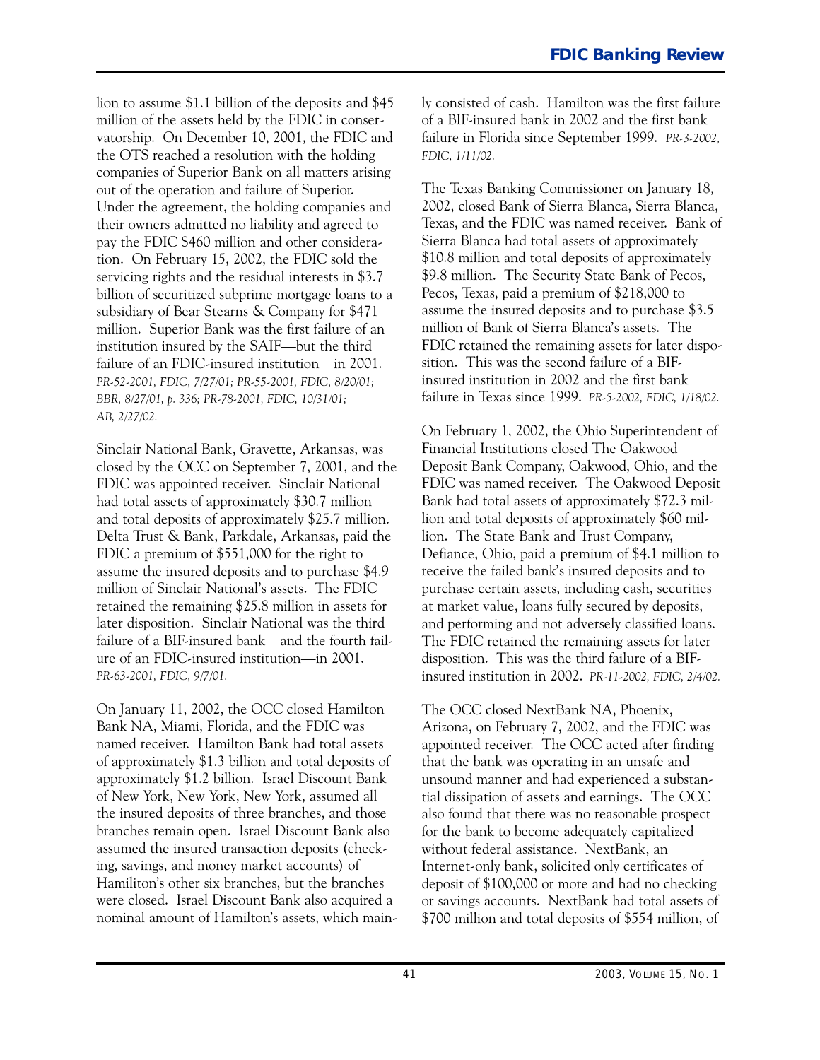lion to assume $1.1 billion of the deposits and $45 million of the assets held by the FDIC in conservatorship. On December 10, 2001, the FDIC and the OTS reached a resolution with the holding companies of Superior Bank on all matters arising out of the operation and failure of Superior. Under the agreement, the holding companies and their owners admitted no liability and agreed to pay the FDIC $460 million and other consideration. On February 15, 2002, the FDIC sold the servicing rights and the residual interests in $3.7 billion of securitized subprime mortgage loans to a subsidiary of Bear Stearns & Company for $471 million. Superior Bank was the first failure of an institution insured by the SAIF—but the third failure of an FDIC-insured institution—in 2001. *PR-52-2001, FDIC, 7/27/01; PR-55-2001, FDIC, 8/20/01; BBR, 8/27/01, p. 336; PR-78-2001, FDIC, 10/31/01; AB, 2/27/02.*

Sinclair National Bank, Gravette, Arkansas, was closed by the OCC on September 7, 2001, and the FDIC was appointed receiver. Sinclair National had total assets of approximately $30.7 million and total deposits of approximately $25.7 million. Delta Trust & Bank, Parkdale, Arkansas, paid the FDIC a premium of $551,000 for the right to assume the insured deposits and to purchase $4.9 million of Sinclair National's assets. The FDIC retained the remaining $25.8 million in assets for later disposition. Sinclair National was the third failure of a BIF-insured bank—and the fourth failure of an FDIC-insured institution—in 2001. *PR-63-2001, FDIC, 9/7/01.*

On January 11, 2002, the OCC closed Hamilton Bank NA, Miami, Florida, and the FDIC was named receiver. Hamilton Bank had total assets of approximately $1.3 billion and total deposits of approximately $1.2 billion. Israel Discount Bank of New York, New York, New York, assumed all the insured deposits of three branches, and those branches remain open. Israel Discount Bank also assumed the insured transaction deposits (checking, savings, and money market accounts) of Hamiliton's other six branches, but the branches were closed. Israel Discount Bank also acquired a nominal amount of Hamilton's assets, which mainly consisted of cash. Hamilton was the first failure of a BIF-insured bank in 2002 and the first bank failure in Florida since September 1999. *PR-3-2002, FDIC, 1/11/02.*

The Texas Banking Commissioner on January 18, 2002, closed Bank of Sierra Blanca, Sierra Blanca, Texas, and the FDIC was named receiver. Bank of Sierra Blanca had total assets of approximately $10.8 million and total deposits of approximately $9.8 million. The Security State Bank of Pecos, Pecos, Texas, paid a premium of $218,000 to assume the insured deposits and to purchase $3.5 million of Bank of Sierra Blanca's assets. The FDIC retained the remaining assets for later disposition. This was the second failure of a BIF-insured institution in 2002 and the first bank failure in Texas since 1999. *PR-5-2002, FDIC, 1/18/02.*

On February 1, 2002, the Ohio Superintendent of Financial Institutions closed The Oakwood Deposit Bank Company, Oakwood, Ohio, and the FDIC was named receiver. The Oakwood Deposit Bank had total assets of approximately $72.3 million and total deposits of approximately $60 million. The State Bank and Trust Company, Defiance, Ohio, paid a premium of $4.1 million to receive the failed bank's insured deposits and to purchase certain assets, including cash, securities at market value, loans fully secured by deposits, and performing and not adversely classified loans. The FDIC retained the remaining assets for later disposition. This was the third failure of a BIF-insured institution in 2002. *PR-11-2002, FDIC, 2/4/02.*

The OCC closed NextBank NA, Phoenix, Arizona, on February 7, 2002, and the FDIC was appointed receiver. The OCC acted after finding that the bank was operating in an unsafe and unsound manner and had experienced a substantial dissipation of assets and earnings. The OCC also found that there was no reasonable prospect for the bank to become adequately capitalized without federal assistance. NextBank, an Internet-only bank, solicited only certificates of deposit of $100,000 or more and had no checking or savings accounts. NextBank had total assets of $700 million and total deposits of $554 million, of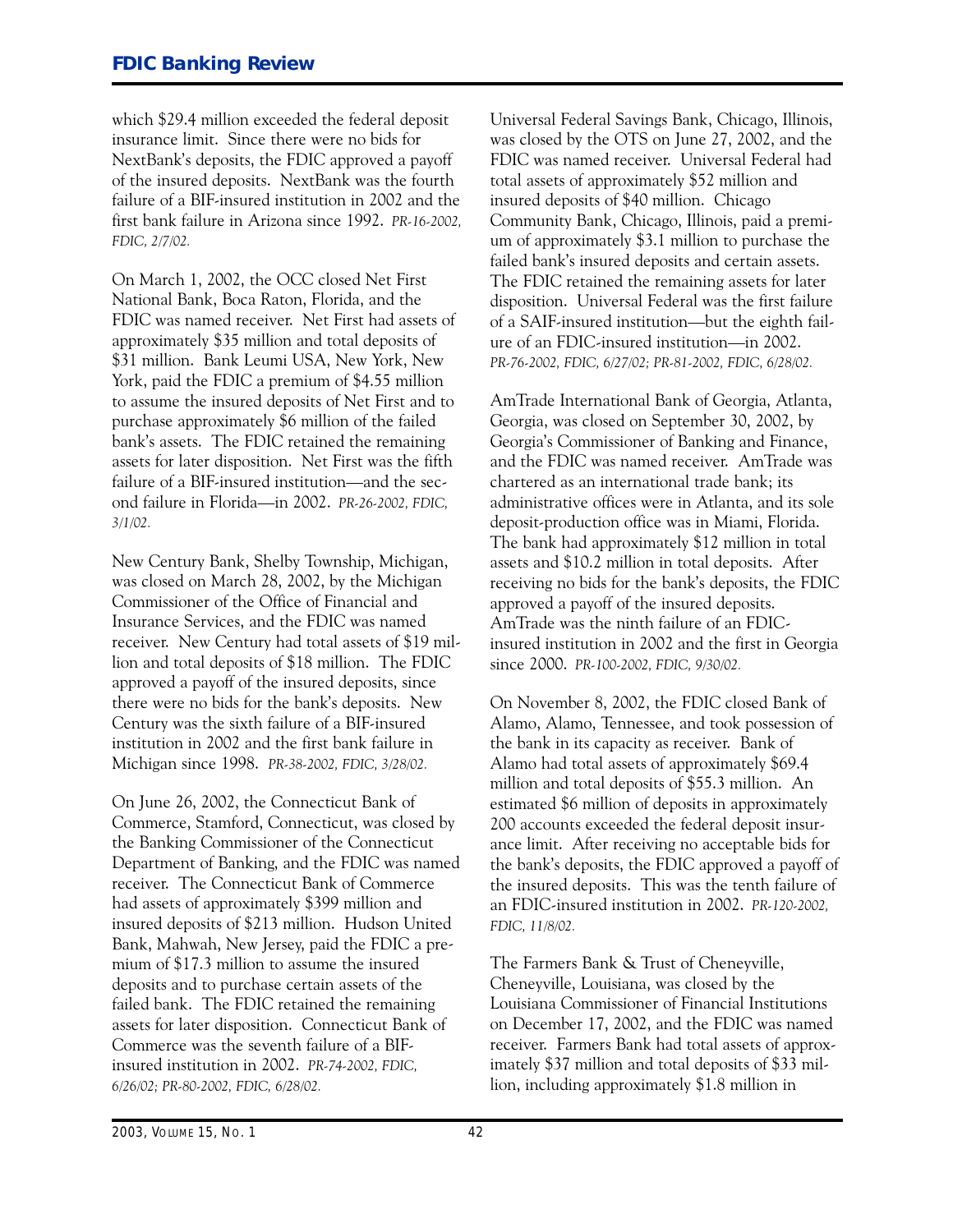which $29.4 million exceeded the federal deposit insurance limit. Since there were no bids for NextBank's deposits, the FDIC approved a payoff of the insured deposits. NextBank was the fourth failure of a BIF-insured institution in 2002 and the first bank failure in Arizona since 1992. *PR-16-2002, FDIC, 2/7/02.*

On March 1, 2002, the OCC closed Net First National Bank, Boca Raton, Florida, and the FDIC was named receiver. Net First had assets of approximately $35 million and total deposits of $31 million. Bank Leumi USA, New York, New York, paid the FDIC a premium of $4.55 million to assume the insured deposits of Net First and to purchase approximately $6 million of the failed bank's assets. The FDIC retained the remaining assets for later disposition. Net First was the fifth failure of a BIF-insured institution—and the second failure in Florida—in 2002. *PR-26-2002, FDIC, 3/1/02.*

New Century Bank, Shelby Township, Michigan, was closed on March 28, 2002, by the Michigan Commissioner of the Office of Financial and Insurance Services, and the FDIC was named receiver. New Century had total assets of $19 million and total deposits of $18 million. The FDIC approved a payoff of the insured deposits, since there were no bids for the bank's deposits. New Century was the sixth failure of a BIF-insured institution in 2002 and the first bank failure in Michigan since 1998. *PR-38-2002, FDIC, 3/28/02.*

On June 26, 2002, the Connecticut Bank of Commerce, Stamford, Connecticut, was closed by the Banking Commissioner of the Connecticut Department of Banking, and the FDIC was named receiver. The Connecticut Bank of Commerce had assets of approximately $399 million and insured deposits of $213 million. Hudson United Bank, Mahwah, New Jersey, paid the FDIC a premium of $17.3 million to assume the insured deposits and to purchase certain assets of the failed bank. The FDIC retained the remaining assets for later disposition. Connecticut Bank of Commerce was the seventh failure of a BIF-insured institution in 2002. *PR-74-2002, FDIC, 6/26/02; PR-80-2002, FDIC, 6/28/02.*

Universal Federal Savings Bank, Chicago, Illinois, was closed by the OTS on June 27, 2002, and the FDIC was named receiver. Universal Federal had total assets of approximately $52 million and insured deposits of $40 million. Chicago Community Bank, Chicago, Illinois, paid a premium of approximately $3.1 million to purchase the failed bank's insured deposits and certain assets. The FDIC retained the remaining assets for later disposition. Universal Federal was the first failure of a SAIF-insured institution—but the eighth failure of an FDIC-insured institution—in 2002. *PR-76-2002, FDIC, 6/27/02; PR-81-2002, FDIC, 6/28/02.*

AmTrade International Bank of Georgia, Atlanta, Georgia, was closed on September 30, 2002, by Georgia's Commissioner of Banking and Finance, and the FDIC was named receiver. AmTrade was chartered as an international trade bank; its administrative offices were in Atlanta, and its sole deposit-production office was in Miami, Florida. The bank had approximately $12 million in total assets and $10.2 million in total deposits. After receiving no bids for the bank's deposits, the FDIC approved a payoff of the insured deposits. AmTrade was the ninth failure of an FDIC-insured institution in 2002 and the first in Georgia since 2000. *PR-100-2002, FDIC, 9/30/02.*

On November 8, 2002, the FDIC closed Bank of Alamo, Alamo, Tennessee, and took possession of the bank in its capacity as receiver. Bank of Alamo had total assets of approximately $69.4 million and total deposits of $55.3 million. An estimated $6 million of deposits in approximately 200 accounts exceeded the federal deposit insurance limit. After receiving no acceptable bids for the bank's deposits, the FDIC approved a payoff of the insured deposits. This was the tenth failure of an FDIC-insured institution in 2002. *PR-120-2002, FDIC, 11/8/02.*

The Farmers Bank & Trust of Cheneyville, Cheneyville, Louisiana, was closed by the Louisiana Commissioner of Financial Institutions on December 17, 2002, and the FDIC was named receiver. Farmers Bank had total assets of approximately $37 million and total deposits of $33 million, including approximately $1.8 million in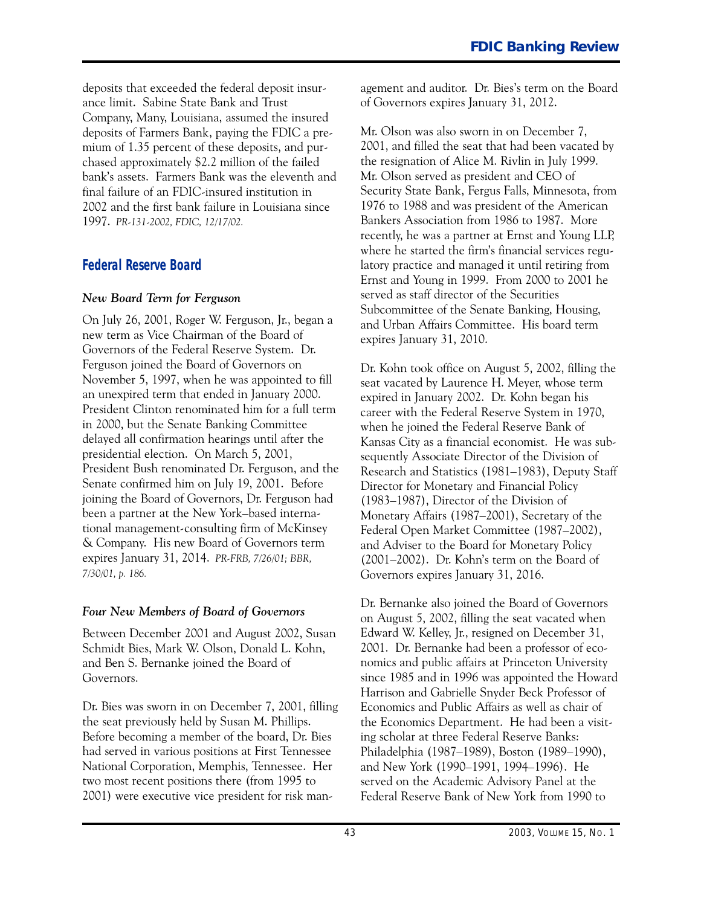deposits that exceeded the federal deposit insurance limit. Sabine State Bank and Trust Company, Many, Louisiana, assumed the insured deposits of Farmers Bank, paying the FDIC a premium of 1.35 percent of these deposits, and purchased approximately $2.2 million of the failed bank's assets. Farmers Bank was the eleventh and final failure of an FDIC-insured institution in 2002 and the first bank failure in Louisiana since 1997. *PR-131-2002, FDIC, 12/17/02.*

## Federal Reserve Board

### *New Board Term for Ferguson*

On July 26, 2001, Roger W. Ferguson, Jr., began a new term as Vice Chairman of the Board of Governors of the Federal Reserve System. Dr. Ferguson joined the Board of Governors on November 5, 1997, when he was appointed to fill an unexpired term that ended in January 2000. President Clinton renominated him for a full term in 2000, but the Senate Banking Committee delayed all confirmation hearings until after the presidential election. On March 5, 2001, President Bush renominated Dr. Ferguson, and the Senate confirmed him on July 19, 2001. Before joining the Board of Governors, Dr. Ferguson had been a partner at the New York–based international management-consulting firm of McKinsey & Company. His new Board of Governors term expires January 31, 2014. *PR-FRB, 7/26/01; BBR, 7/30/01, p. 186.*

### *Four New Members of Board of Governors*

Between December 2001 and August 2002, Susan Schmidt Bies, Mark W. Olson, Donald L. Kohn, and Ben S. Bernanke joined the Board of Governors.

Dr. Bies was sworn in on December 7, 2001, filling the seat previously held by Susan M. Phillips. Before becoming a member of the board, Dr. Bies had served in various positions at First Tennessee National Corporation, Memphis, Tennessee. Her two most recent positions there (from 1995 to 2001) were executive vice president for risk management and auditor. Dr. Bies's term on the Board of Governors expires January 31, 2012.

Mr. Olson was also sworn in on December 7, 2001, and filled the seat that had been vacated by the resignation of Alice M. Rivlin in July 1999. Mr. Olson served as president and CEO of Security State Bank, Fergus Falls, Minnesota, from 1976 to 1988 and was president of the American Bankers Association from 1986 to 1987. More recently, he was a partner at Ernst and Young LLP, where he started the firm's financial services regulatory practice and managed it until retiring from Ernst and Young in 1999. From 2000 to 2001 he served as staff director of the Securities Subcommittee of the Senate Banking, Housing, and Urban Affairs Committee. His board term expires January 31, 2010.

Dr. Kohn took office on August 5, 2002, filling the seat vacated by Laurence H. Meyer, whose term expired in January 2002. Dr. Kohn began his career with the Federal Reserve System in 1970, when he joined the Federal Reserve Bank of Kansas City as a financial economist. He was subsequently Associate Director of the Division of Research and Statistics (1981–1983), Deputy Staff Director for Monetary and Financial Policy (1983–1987), Director of the Division of Monetary Affairs (1987–2001), Secretary of the Federal Open Market Committee (1987–2002), and Adviser to the Board for Monetary Policy (2001–2002). Dr. Kohn's term on the Board of Governors expires January 31, 2016.

Dr. Bernanke also joined the Board of Governors on August 5, 2002, filling the seat vacated when Edward W. Kelley, Jr., resigned on December 31, 2001. Dr. Bernanke had been a professor of economics and public affairs at Princeton University since 1985 and in 1996 was appointed the Howard Harrison and Gabrielle Snyder Beck Professor of Economics and Public Affairs as well as chair of the Economics Department. He had been a visiting scholar at three Federal Reserve Banks: Philadelphia (1987–1989), Boston (1989–1990), and New York (1990–1991, 1994–1996). He served on the Academic Advisory Panel at the Federal Reserve Bank of New York from 1990 to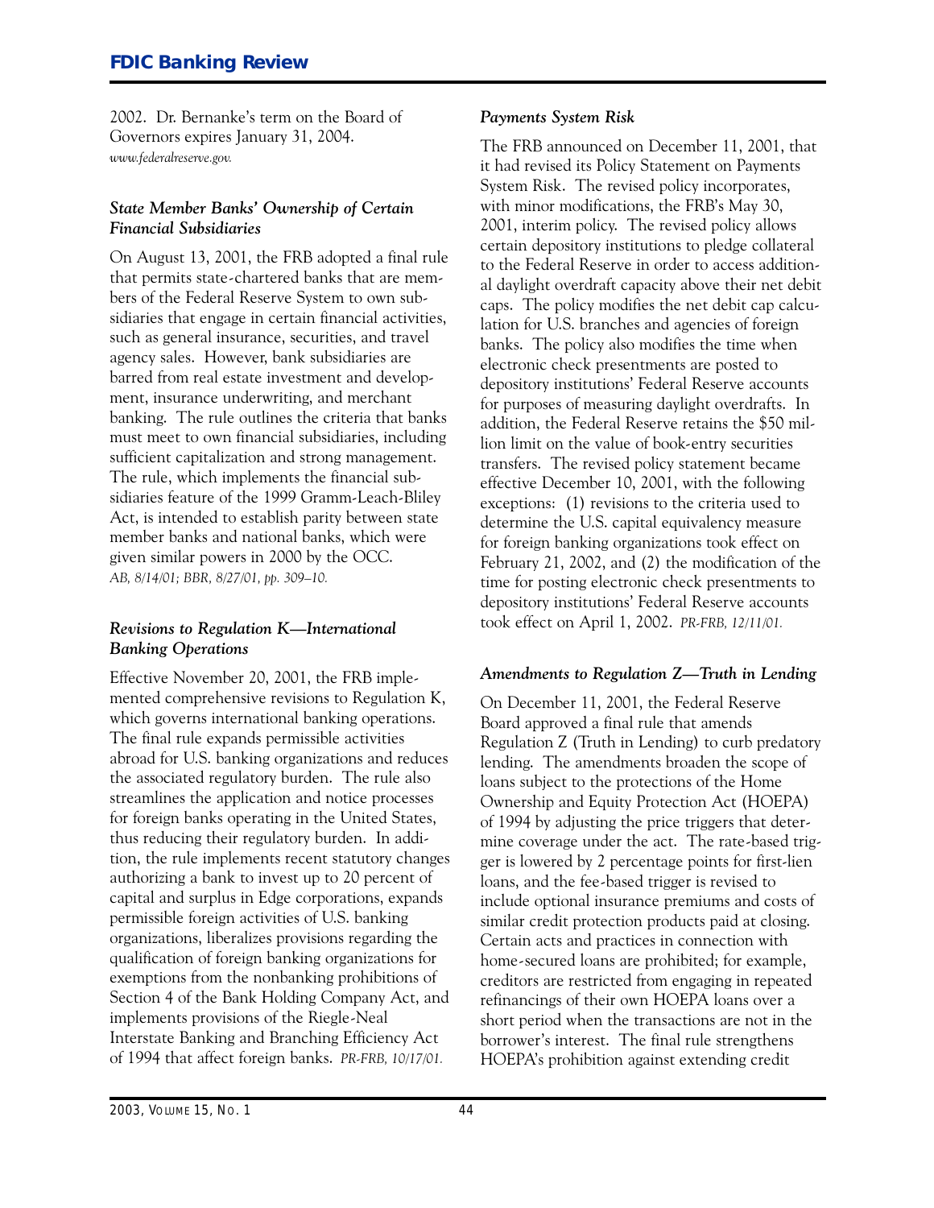2002. Dr. Bernanke's term on the Board of Governors expires January 31, 2004. *www.federalreserve.gov.*

### *State Member Banks' Ownership of Certain Financial Subsidiaries*

On August 13, 2001, the FRB adopted a final rule that permits state-chartered banks that are members of the Federal Reserve System to own subsidiaries that engage in certain financial activities, such as general insurance, securities, and travel agency sales. However, bank subsidiaries are barred from real estate investment and development, insurance underwriting, and merchant banking. The rule outlines the criteria that banks must meet to own financial subsidiaries, including sufficient capitalization and strong management. The rule, which implements the financial subsidiaries feature of the 1999 Gramm-Leach-Bliley Act, is intended to establish parity between state member banks and national banks, which were given similar powers in 2000 by the OCC. *AB, 8/14/01; BBR, 8/27/01, pp. 309–10.*

### *Revisions to Regulation K—International Banking Operations*

Effective November 20, 2001, the FRB implemented comprehensive revisions to Regulation K, which governs international banking operations. The final rule expands permissible activities abroad for U.S. banking organizations and reduces the associated regulatory burden. The rule also streamlines the application and notice processes for foreign banks operating in the United States, thus reducing their regulatory burden. In addition, the rule implements recent statutory changes authorizing a bank to invest up to 20 percent of capital and surplus in Edge corporations, expands permissible foreign activities of U.S. banking organizations, liberalizes provisions regarding the qualification of foreign banking organizations for exemptions from the nonbanking prohibitions of Section 4 of the Bank Holding Company Act, and implements provisions of the Riegle-Neal Interstate Banking and Branching Efficiency Act of 1994 that affect foreign banks. *PR-FRB, 10/17/01.*

### *Payments System Risk*

The FRB announced on December 11, 2001, that it had revised its Policy Statement on Payments System Risk. The revised policy incorporates, with minor modifications, the FRB's May 30, 2001, interim policy. The revised policy allows certain depository institutions to pledge collateral to the Federal Reserve in order to access additional daylight overdraft capacity above their net debit caps. The policy modifies the net debit cap calculation for U.S. branches and agencies of foreign banks. The policy also modifies the time when electronic check presentments are posted to depository institutions' Federal Reserve accounts for purposes of measuring daylight overdrafts. In addition, the Federal Reserve retains the $50 million limit on the value of book-entry securities transfers. The revised policy statement became effective December 10, 2001, with the following exceptions: (1) revisions to the criteria used to determine the U.S. capital equivalency measure for foreign banking organizations took effect on February 21, 2002, and (2) the modification of the time for posting electronic check presentments to depository institutions' Federal Reserve accounts took effect on April 1, 2002. *PR-FRB, 12/11/01.*

### *Amendments to Regulation Z—Truth in Lending*

On December 11, 2001, the Federal Reserve Board approved a final rule that amends Regulation Z (Truth in Lending) to curb predatory lending. The amendments broaden the scope of loans subject to the protections of the Home Ownership and Equity Protection Act (HOEPA) of 1994 by adjusting the price triggers that determine coverage under the act. The rate-based trigger is lowered by 2 percentage points for first-lien loans, and the fee-based trigger is revised to include optional insurance premiums and costs of similar credit protection products paid at closing. Certain acts and practices in connection with home-secured loans are prohibited; for example, creditors are restricted from engaging in repeated refinancings of their own HOEPA loans over a short period when the transactions are not in the borrower's interest. The final rule strengthens HOEPA's prohibition against extending credit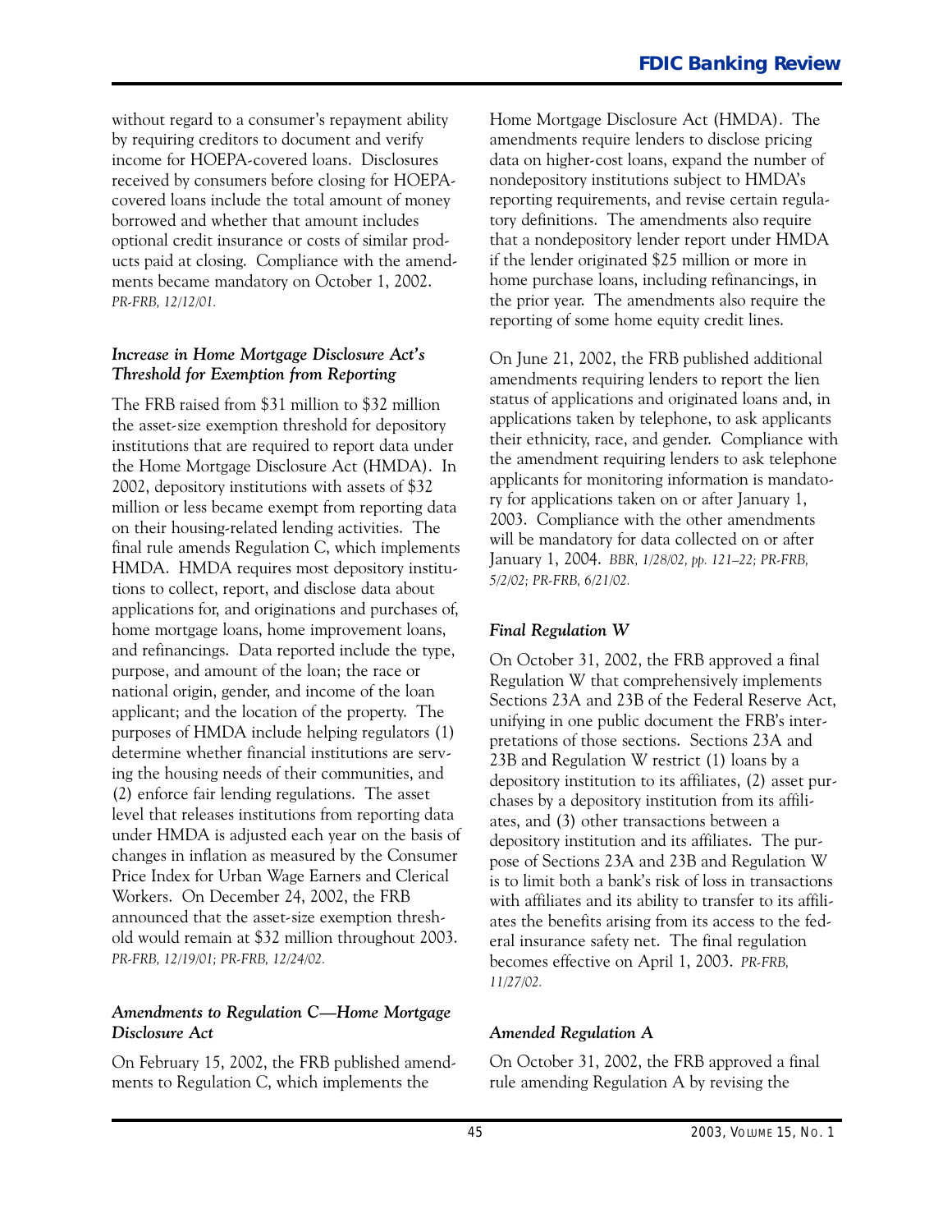without regard to a consumer's repayment ability by requiring creditors to document and verify income for HOEPA-covered loans. Disclosures received by consumers before closing for HOEPA-covered loans include the total amount of money borrowed and whether that amount includes optional credit insurance or costs of similar products paid at closing. Compliance with the amendments became mandatory on October 1, 2002. *PR-FRB, 12/12/01.*

***Increase in Home Mortgage Disclosure Act's Threshold for Exemption from Reporting***

The FRB raised from $31 million to $32 million the asset-size exemption threshold for depository institutions that are required to report data under the Home Mortgage Disclosure Act (HMDA). In 2002, depository institutions with assets of $32 million or less became exempt from reporting data on their housing-related lending activities. The final rule amends Regulation C, which implements HMDA. HMDA requires most depository institutions to collect, report, and disclose data about applications for, and originations and purchases of, home mortgage loans, home improvement loans, and refinancings. Data reported include the type, purpose, and amount of the loan; the race or national origin, gender, and income of the loan applicant; and the location of the property. The purposes of HMDA include helping regulators (1) determine whether financial institutions are serving the housing needs of their communities, and (2) enforce fair lending regulations. The asset level that releases institutions from reporting data under HMDA is adjusted each year on the basis of changes in inflation as measured by the Consumer Price Index for Urban Wage Earners and Clerical Workers. On December 24, 2002, the FRB announced that the asset-size exemption threshold would remain at $32 million throughout 2003. *PR-FRB, 12/19/01; PR-FRB, 12/24/02.*

***Amendments to Regulation C—Home Mortgage Disclosure Act***

On February 15, 2002, the FRB published amendments to Regulation C, which implements the Home Mortgage Disclosure Act (HMDA). The amendments require lenders to disclose pricing data on higher-cost loans, expand the number of nondepository institutions subject to HMDA's reporting requirements, and revise certain regulatory definitions. The amendments also require that a nondepository lender report under HMDA if the lender originated $25 million or more in home purchase loans, including refinancings, in the prior year. The amendments also require the reporting of some home equity credit lines.

On June 21, 2002, the FRB published additional amendments requiring lenders to report the lien status of applications and originated loans and, in applications taken by telephone, to ask applicants their ethnicity, race, and gender. Compliance with the amendment requiring lenders to ask telephone applicants for monitoring information is mandatory for applications taken on or after January 1, 2003. Compliance with the other amendments will be mandatory for data collected on or after January 1, 2004. *BBR, 1/28/02, pp. 121–22; PR-FRB, 5/2/02; PR-FRB, 6/21/02.*

***Final Regulation W***

On October 31, 2002, the FRB approved a final Regulation W that comprehensively implements Sections 23A and 23B of the Federal Reserve Act, unifying in one public document the FRB's interpretations of those sections. Sections 23A and 23B and Regulation W restrict (1) loans by a depository institution to its affiliates, (2) asset purchases by a depository institution from its affiliates, and (3) other transactions between a depository institution and its affiliates. The purpose of Sections 23A and 23B and Regulation W is to limit both a bank's risk of loss in transactions with affiliates and its ability to transfer to its affiliates the benefits arising from its access to the federal insurance safety net. The final regulation becomes effective on April 1, 2003. *PR-FRB, 11/27/02.*

***Amended Regulation A***

On October 31, 2002, the FRB approved a final rule amending Regulation A by revising the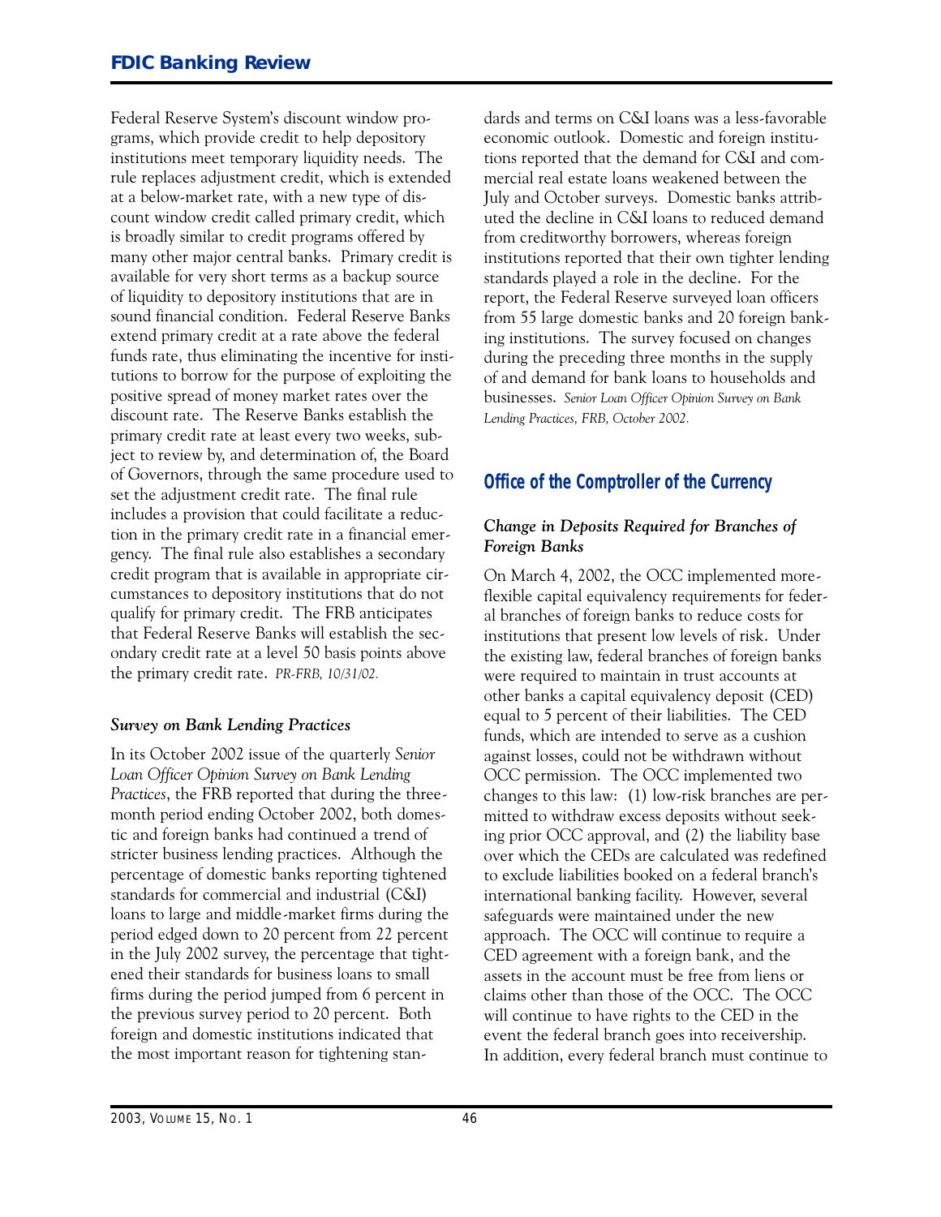Federal Reserve System's discount window programs, which provide credit to help depository institutions meet temporary liquidity needs. The rule replaces adjustment credit, which is extended at a below-market rate, with a new type of discount window credit called primary credit, which is broadly similar to credit programs offered by many other major central banks. Primary credit is available for very short terms as a backup source of liquidity to depository institutions that are in sound financial condition. Federal Reserve Banks extend primary credit at a rate above the federal funds rate, thus eliminating the incentive for institutions to borrow for the purpose of exploiting the positive spread of money market rates over the discount rate. The Reserve Banks establish the primary credit rate at least every two weeks, subject to review by, and determination of, the Board of Governors, through the same procedure used to set the adjustment credit rate. The final rule includes a provision that could facilitate a reduction in the primary credit rate in a financial emergency. The final rule also establishes a secondary credit program that is available in appropriate circumstances to depository institutions that do not qualify for primary credit. The FRB anticipates that Federal Reserve Banks will establish the secondary credit rate at a level 50 basis points above the primary credit rate. *PR-FRB, 10/31/02.*

### *Survey on Bank Lending Practices*

In its October 2002 issue of the quarterly *Senior Loan Officer Opinion Survey on Bank Lending Practices*, the FRB reported that during the three-month period ending October 2002, both domestic and foreign banks had continued a trend of stricter business lending practices. Although the percentage of domestic banks reporting tightened standards for commercial and industrial (C&I) loans to large and middle-market firms during the period edged down to 20 percent from 22 percent in the July 2002 survey, the percentage that tightened their standards for business loans to small firms during the period jumped from 6 percent in the previous survey period to 20 percent. Both foreign and domestic institutions indicated that the most important reason for tightening standards and terms on C&I loans was a less-favorable economic outlook. Domestic and foreign institutions reported that the demand for C&I and commercial real estate loans weakened between the July and October surveys. Domestic banks attributed the decline in C&I loans to reduced demand from creditworthy borrowers, whereas foreign institutions reported that their own tighter lending standards played a role in the decline. For the report, the Federal Reserve surveyed loan officers from 55 large domestic banks and 20 foreign banking institutions. The survey focused on changes during the preceding three months in the supply of and demand for bank loans to households and businesses. *Senior Loan Officer Opinion Survey on Bank Lending Practices, FRB, October 2002.*

## Office of the Comptroller of the Currency

### *Change in Deposits Required for Branches of Foreign Banks*

On March 4, 2002, the OCC implemented more-flexible capital equivalency requirements for federal branches of foreign banks to reduce costs for institutions that present low levels of risk. Under the existing law, federal branches of foreign banks were required to maintain in trust accounts at other banks a capital equivalency deposit (CED) equal to 5 percent of their liabilities. The CED funds, which are intended to serve as a cushion against losses, could not be withdrawn without OCC permission. The OCC implemented two changes to this law: (1) low-risk branches are permitted to withdraw excess deposits without seeking prior OCC approval, and (2) the liability base over which the CEDs are calculated was redefined to exclude liabilities booked on a federal branch's international banking facility. However, several safeguards were maintained under the new approach. The OCC will continue to require a CED agreement with a foreign bank, and the assets in the account must be free from liens or claims other than those of the OCC. The OCC will continue to have rights to the CED in the event the federal branch goes into receivership. In addition, every federal branch must continue to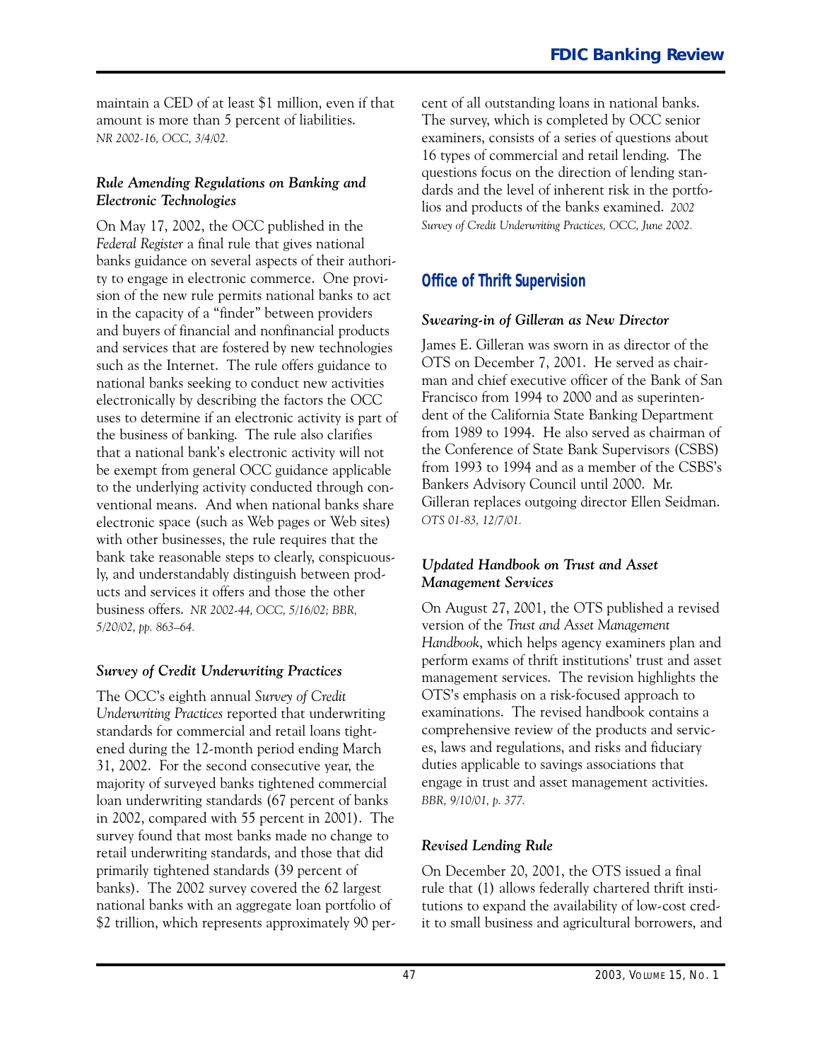maintain a CED of at least $1 million, even if that amount is more than 5 percent of liabilities. *NR 2002-16, OCC, 3/4/02.*

### *Rule Amending Regulations on Banking and Electronic Technologies*

On May 17, 2002, the OCC published in the *Federal Register* a final rule that gives national banks guidance on several aspects of their authority to engage in electronic commerce. One provision of the new rule permits national banks to act in the capacity of a "finder" between providers and buyers of financial and nonfinancial products and services that are fostered by new technologies such as the Internet. The rule offers guidance to national banks seeking to conduct new activities electronically by describing the factors the OCC uses to determine if an electronic activity is part of the business of banking. The rule also clarifies that a national bank's electronic activity will not be exempt from general OCC guidance applicable to the underlying activity conducted through conventional means. And when national banks share electronic space (such as Web pages or Web sites) with other businesses, the rule requires that the bank take reasonable steps to clearly, conspicuously, and understandably distinguish between products and services it offers and those the other business offers. *NR 2002-44, OCC, 5/16/02; BBR, 5/20/02, pp. 863–64.*

### *Survey of Credit Underwriting Practices*

The OCC's eighth annual *Survey of Credit Underwriting Practices* reported that underwriting standards for commercial and retail loans tightened during the 12-month period ending March 31, 2002. For the second consecutive year, the majority of surveyed banks tightened commercial loan underwriting standards (67 percent of banks in 2002, compared with 55 percent in 2001). The survey found that most banks made no change to retail underwriting standards, and those that did primarily tightened standards (39 percent of banks). The 2002 survey covered the 62 largest national banks with an aggregate loan portfolio of $2 trillion, which represents approximately 90 percent of all outstanding loans in national banks. The survey, which is completed by OCC senior examiners, consists of a series of questions about 16 types of commercial and retail lending. The questions focus on the direction of lending standards and the level of inherent risk in the portfolios and products of the banks examined. *2002 Survey of Credit Underwriting Practices, OCC, June 2002.*

## Office of Thrift Supervision

### *Swearing-in of Gilleran as New Director*

James E. Gilleran was sworn in as director of the OTS on December 7, 2001. He served as chairman and chief executive officer of the Bank of San Francisco from 1994 to 2000 and as superintendent of the California State Banking Department from 1989 to 1994. He also served as chairman of the Conference of State Bank Supervisors (CSBS) from 1993 to 1994 and as a member of the CSBS's Bankers Advisory Council until 2000. Mr. Gilleran replaces outgoing director Ellen Seidman. *OTS 01-83, 12/7/01.*

### *Updated Handbook on Trust and Asset Management Services*

On August 27, 2001, the OTS published a revised version of the *Trust and Asset Management Handbook*, which helps agency examiners plan and perform exams of thrift institutions' trust and asset management services. The revision highlights the OTS's emphasis on a risk-focused approach to examinations. The revised handbook contains a comprehensive review of the products and services, laws and regulations, and risks and fiduciary duties applicable to savings associations that engage in trust and asset management activities. *BBR, 9/10/01, p. 377.*

### *Revised Lending Rule*

On December 20, 2001, the OTS issued a final rule that (1) allows federally chartered thrift institutions to expand the availability of low-cost credit to small business and agricultural borrowers, and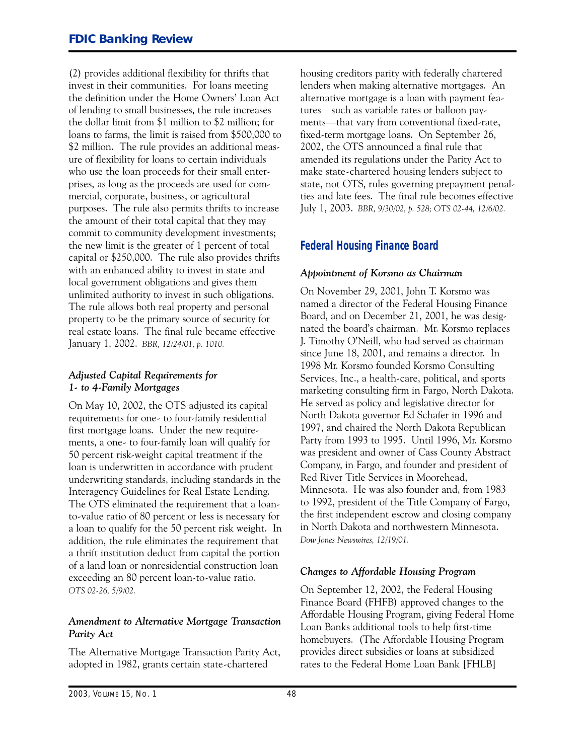(2) provides additional flexibility for thrifts that invest in their communities. For loans meeting the definition under the Home Owners' Loan Act of lending to small businesses, the rule increases the dollar limit from $1 million to $2 million; for loans to farms, the limit is raised from $500,000 to $2 million. The rule provides an additional measure of flexibility for loans to certain individuals who use the loan proceeds for their small enterprises, as long as the proceeds are used for commercial, corporate, business, or agricultural purposes. The rule also permits thrifts to increase the amount of their total capital that they may commit to community development investments; the new limit is the greater of 1 percent of total capital or $250,000. The rule also provides thrifts with an enhanced ability to invest in state and local government obligations and gives them unlimited authority to invest in such obligations. The rule allows both real property and personal property to be the primary source of security for real estate loans. The final rule became effective January 1, 2002. *BBR, 12/24/01, p. 1010.*

### *Adjusted Capital Requirements for 1- to 4-Family Mortgages*

On May 10, 2002, the OTS adjusted its capital requirements for one- to four-family residential first mortgage loans. Under the new requirements, a one- to four-family loan will qualify for 50 percent risk-weight capital treatment if the loan is underwritten in accordance with prudent underwriting standards, including standards in the Interagency Guidelines for Real Estate Lending. The OTS eliminated the requirement that a loan-to-value ratio of 80 percent or less is necessary for a loan to qualify for the 50 percent risk weight. In addition, the rule eliminates the requirement that a thrift institution deduct from capital the portion of a land loan or nonresidential construction loan exceeding an 80 percent loan-to-value ratio. *OTS 02-26, 5/9/02.*

### *Amendment to Alternative Mortgage Transaction Parity Act*

The Alternative Mortgage Transaction Parity Act, adopted in 1982, grants certain state-chartered housing creditors parity with federally chartered lenders when making alternative mortgages. An alternative mortgage is a loan with payment features—such as variable rates or balloon payments—that vary from conventional fixed-rate, fixed-term mortgage loans. On September 26, 2002, the OTS announced a final rule that amended its regulations under the Parity Act to make state-chartered housing lenders subject to state, not OTS, rules governing prepayment penalties and late fees. The final rule becomes effective July 1, 2003. *BBR, 9/30/02, p. 528; OTS 02-44, 12/6/02.*

## Federal Housing Finance Board

### *Appointment of Korsmo as Chairman*

On November 29, 2001, John T. Korsmo was named a director of the Federal Housing Finance Board, and on December 21, 2001, he was designated the board's chairman. Mr. Korsmo replaces J. Timothy O'Neill, who had served as chairman since June 18, 2001, and remains a director. In 1998 Mr. Korsmo founded Korsmo Consulting Services, Inc., a health-care, political, and sports marketing consulting firm in Fargo, North Dakota. He served as policy and legislative director for North Dakota governor Ed Schafer in 1996 and 1997, and chaired the North Dakota Republican Party from 1993 to 1995. Until 1996, Mr. Korsmo was president and owner of Cass County Abstract Company, in Fargo, and founder and president of Red River Title Services in Moorehead, Minnesota. He was also founder and, from 1983 to 1992, president of the Title Company of Fargo, the first independent escrow and closing company in North Dakota and northwestern Minnesota. *Dow Jones Newswires, 12/19/01.*

### *Changes to Affordable Housing Program*

On September 12, 2002, the Federal Housing Finance Board (FHFB) approved changes to the Affordable Housing Program, giving Federal Home Loan Banks additional tools to help first-time homebuyers. (The Affordable Housing Program provides direct subsidies or loans at subsidized rates to the Federal Home Loan Bank [FHLB]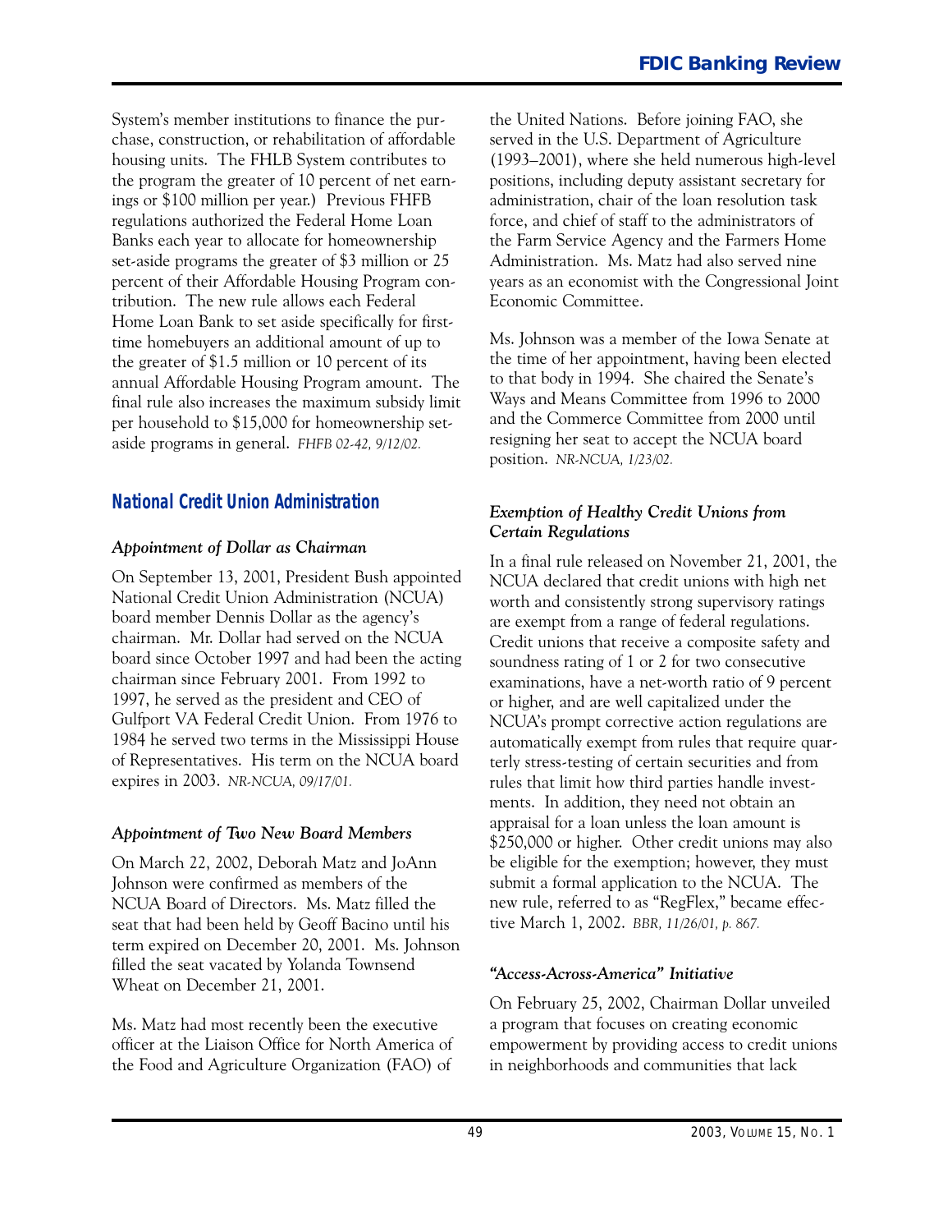System's member institutions to finance the purchase, construction, or rehabilitation of affordable housing units. The FHLB System contributes to the program the greater of 10 percent of net earnings or $100 million per year.) Previous FHFB regulations authorized the Federal Home Loan Banks each year to allocate for homeownership set-aside programs the greater of $3 million or 25 percent of their Affordable Housing Program contribution. The new rule allows each Federal Home Loan Bank to set aside specifically for first-time homebuyers an additional amount of up to the greater of $1.5 million or 10 percent of its annual Affordable Housing Program amount. The final rule also increases the maximum subsidy limit per household to $15,000 for homeownership set-aside programs in general. *FHFB 02-42, 9/12/02.*

## National Credit Union Administration

### *Appointment of Dollar as Chairman*

On September 13, 2001, President Bush appointed National Credit Union Administration (NCUA) board member Dennis Dollar as the agency's chairman. Mr. Dollar had served on the NCUA board since October 1997 and had been the acting chairman since February 2001. From 1992 to 1997, he served as the president and CEO of Gulfport VA Federal Credit Union. From 1976 to 1984 he served two terms in the Mississippi House of Representatives. His term on the NCUA board expires in 2003. *NR-NCUA, 09/17/01.*

### *Appointment of Two New Board Members*

On March 22, 2002, Deborah Matz and JoAnn Johnson were confirmed as members of the NCUA Board of Directors. Ms. Matz filled the seat that had been held by Geoff Bacino until his term expired on December 20, 2001. Ms. Johnson filled the seat vacated by Yolanda Townsend Wheat on December 21, 2001.

Ms. Matz had most recently been the executive officer at the Liaison Office for North America of the Food and Agriculture Organization (FAO) of the United Nations. Before joining FAO, she served in the U.S. Department of Agriculture (1993–2001), where she held numerous high-level positions, including deputy assistant secretary for administration, chair of the loan resolution task force, and chief of staff to the administrators of the Farm Service Agency and the Farmers Home Administration. Ms. Matz had also served nine years as an economist with the Congressional Joint Economic Committee.

Ms. Johnson was a member of the Iowa Senate at the time of her appointment, having been elected to that body in 1994. She chaired the Senate's Ways and Means Committee from 1996 to 2000 and the Commerce Committee from 2000 until resigning her seat to accept the NCUA board position. *NR-NCUA, 1/23/02.*

### *Exemption of Healthy Credit Unions from Certain Regulations*

In a final rule released on November 21, 2001, the NCUA declared that credit unions with high net worth and consistently strong supervisory ratings are exempt from a range of federal regulations. Credit unions that receive a composite safety and soundness rating of 1 or 2 for two consecutive examinations, have a net-worth ratio of 9 percent or higher, and are well capitalized under the NCUA's prompt corrective action regulations are automatically exempt from rules that require quarterly stress-testing of certain securities and from rules that limit how third parties handle investments. In addition, they need not obtain an appraisal for a loan unless the loan amount is $250,000 or higher. Other credit unions may also be eligible for the exemption; however, they must submit a formal application to the NCUA. The new rule, referred to as "RegFlex," became effective March 1, 2002. *BBR, 11/26/01, p. 867.*

### *"Access-Across-America" Initiative*

On February 25, 2002, Chairman Dollar unveiled a program that focuses on creating economic empowerment by providing access to credit unions in neighborhoods and communities that lack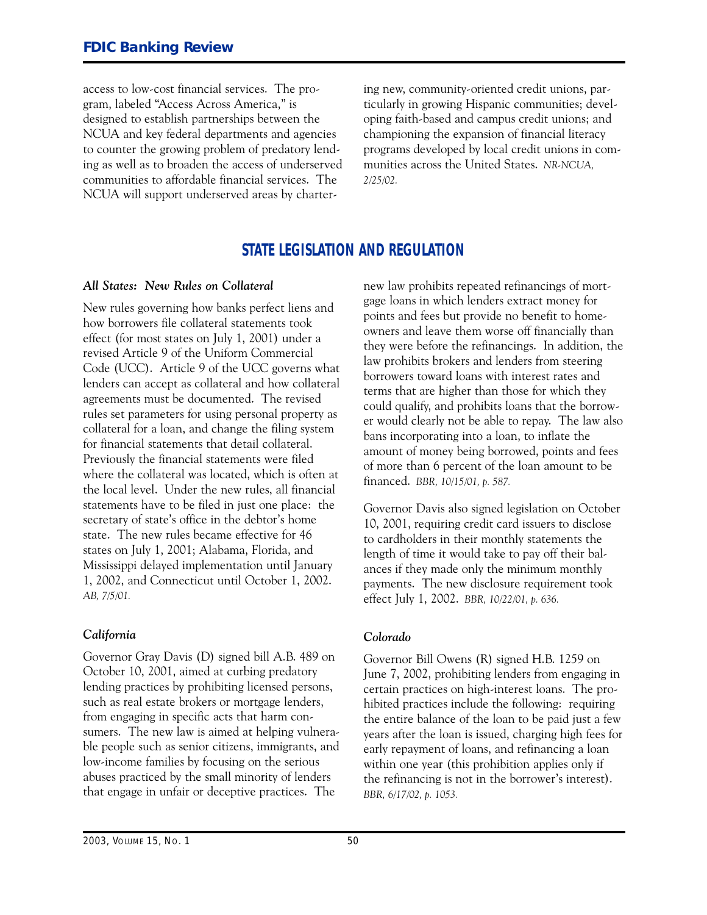access to low-cost financial services. The program, labeled "Access Across America," is designed to establish partnerships between the NCUA and key federal departments and agencies to counter the growing problem of predatory lending as well as to broaden the access of underserved communities to affordable financial services. The NCUA will support underserved areas by chartering new, community-oriented credit unions, particularly in growing Hispanic communities; developing faith-based and campus credit unions; and championing the expansion of financial literacy programs developed by local credit unions in communities across the United States. *NR-NCUA, 2/25/02.*

## STATE LEGISLATION AND REGULATION

### *All States: New Rules on Collateral*

New rules governing how banks perfect liens and how borrowers file collateral statements took effect (for most states on July 1, 2001) under a revised Article 9 of the Uniform Commercial Code (UCC). Article 9 of the UCC governs what lenders can accept as collateral and how collateral agreements must be documented. The revised rules set parameters for using personal property as collateral for a loan, and change the filing system for financial statements that detail collateral. Previously the financial statements were filed where the collateral was located, which is often at the local level. Under the new rules, all financial statements have to be filed in just one place: the secretary of state's office in the debtor's home state. The new rules became effective for 46 states on July 1, 2001; Alabama, Florida, and Mississippi delayed implementation until January 1, 2002, and Connecticut until October 1, 2002. *AB, 7/5/01.*

### *California*

Governor Gray Davis (D) signed bill A.B. 489 on October 10, 2001, aimed at curbing predatory lending practices by prohibiting licensed persons, such as real estate brokers or mortgage lenders, from engaging in specific acts that harm consumers. The new law is aimed at helping vulnerable people such as senior citizens, immigrants, and low-income families by focusing on the serious abuses practiced by the small minority of lenders that engage in unfair or deceptive practices. The new law prohibits repeated refinancings of mortgage loans in which lenders extract money for points and fees but provide no benefit to homeowners and leave them worse off financially than they were before the refinancings. In addition, the law prohibits brokers and lenders from steering borrowers toward loans with interest rates and terms that are higher than those for which they could qualify, and prohibits loans that the borrower would clearly not be able to repay. The law also bans incorporating into a loan, to inflate the amount of money being borrowed, points and fees of more than 6 percent of the loan amount to be financed. *BBR, 10/15/01, p. 587.*

Governor Davis also signed legislation on October 10, 2001, requiring credit card issuers to disclose to cardholders in their monthly statements the length of time it would take to pay off their balances if they made only the minimum monthly payments. The new disclosure requirement took effect July 1, 2002. *BBR, 10/22/01, p. 636.*

### *Colorado*

Governor Bill Owens (R) signed H.B. 1259 on June 7, 2002, prohibiting lenders from engaging in certain practices on high-interest loans. The prohibited practices include the following: requiring the entire balance of the loan to be paid just a few years after the loan is issued, charging high fees for early repayment of loans, and refinancing a loan within one year (this prohibition applies only if the refinancing is not in the borrower's interest). *BBR, 6/17/02, p. 1053.*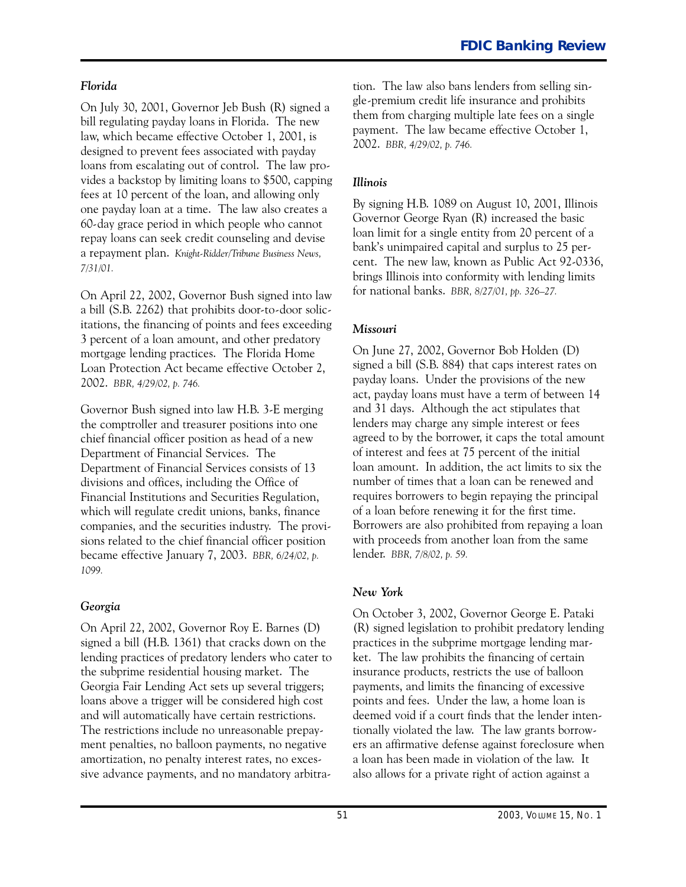### *Florida*

On July 30, 2001, Governor Jeb Bush (R) signed a bill regulating payday loans in Florida. The new law, which became effective October 1, 2001, is designed to prevent fees associated with payday loans from escalating out of control. The law provides a backstop by limiting loans to $500, capping fees at 10 percent of the loan, and allowing only one payday loan at a time. The law also creates a 60-day grace period in which people who cannot repay loans can seek credit counseling and devise a repayment plan. *Knight-Ridder/Tribune Business News, 7/31/01.*

On April 22, 2002, Governor Bush signed into law a bill (S.B. 2262) that prohibits door-to-door solicitations, the financing of points and fees exceeding 3 percent of a loan amount, and other predatory mortgage lending practices. The Florida Home Loan Protection Act became effective October 2, 2002. *BBR, 4/29/02, p. 746.*

Governor Bush signed into law H.B. 3-E merging the comptroller and treasurer positions into one chief financial officer position as head of a new Department of Financial Services. The Department of Financial Services consists of 13 divisions and offices, including the Office of Financial Institutions and Securities Regulation, which will regulate credit unions, banks, finance companies, and the securities industry. The provisions related to the chief financial officer position became effective January 7, 2003. *BBR, 6/24/02, p. 1099.*

### *Georgia*

On April 22, 2002, Governor Roy E. Barnes (D) signed a bill (H.B. 1361) that cracks down on the lending practices of predatory lenders who cater to the subprime residential housing market. The Georgia Fair Lending Act sets up several triggers; loans above a trigger will be considered high cost and will automatically have certain restrictions. The restrictions include no unreasonable prepayment penalties, no balloon payments, no negative amortization, no penalty interest rates, no excessive advance payments, and no mandatory arbitration. The law also bans lenders from selling single-premium credit life insurance and prohibits them from charging multiple late fees on a single payment. The law became effective October 1, 2002. *BBR, 4/29/02, p. 746.*

### *Illinois*

By signing H.B. 1089 on August 10, 2001, Illinois Governor George Ryan (R) increased the basic loan limit for a single entity from 20 percent of a bank's unimpaired capital and surplus to 25 percent. The new law, known as Public Act 92-0336, brings Illinois into conformity with lending limits for national banks. *BBR, 8/27/01, pp. 326–27.*

### *Missouri*

On June 27, 2002, Governor Bob Holden (D) signed a bill (S.B. 884) that caps interest rates on payday loans. Under the provisions of the new act, payday loans must have a term of between 14 and 31 days. Although the act stipulates that lenders may charge any simple interest or fees agreed to by the borrower, it caps the total amount of interest and fees at 75 percent of the initial loan amount. In addition, the act limits to six the number of times that a loan can be renewed and requires borrowers to begin repaying the principal of a loan before renewing it for the first time. Borrowers are also prohibited from repaying a loan with proceeds from another loan from the same lender. *BBR, 7/8/02, p. 59.*

### *New York*

On October 3, 2002, Governor George E. Pataki (R) signed legislation to prohibit predatory lending practices in the subprime mortgage lending market. The law prohibits the financing of certain insurance products, restricts the use of balloon payments, and limits the financing of excessive points and fees. Under the law, a home loan is deemed void if a court finds that the lender intentionally violated the law. The law grants borrowers an affirmative defense against foreclosure when a loan has been made in violation of the law. It also allows for a private right of action against a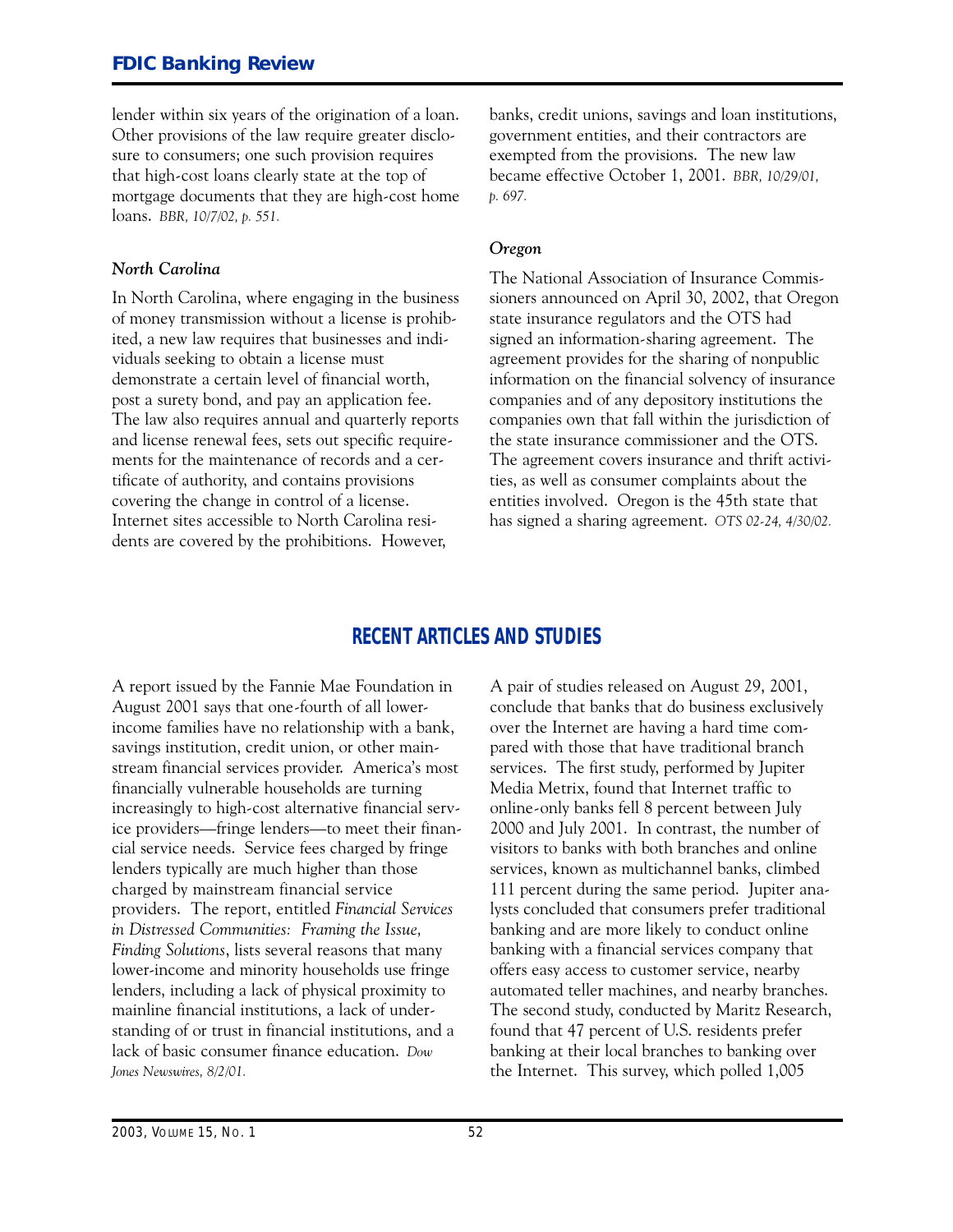lender within six years of the origination of a loan. Other provisions of the law require greater disclosure to consumers; one such provision requires that high-cost loans clearly state at the top of mortgage documents that they are high-cost home loans. *BBR, 10/7/02, p. 551.*

### North Carolina

In North Carolina, where engaging in the business of money transmission without a license is prohibited, a new law requires that businesses and individuals seeking to obtain a license must demonstrate a certain level of financial worth, post a surety bond, and pay an application fee. The law also requires annual and quarterly reports and license renewal fees, sets out specific requirements for the maintenance of records and a certificate of authority, and contains provisions covering the change in control of a license. Internet sites accessible to North Carolina residents are covered by the prohibitions. However, banks, credit unions, savings and loan institutions, government entities, and their contractors are exempted from the provisions. The new law became effective October 1, 2001. *BBR, 10/29/01, p. 697.*

### Oregon

The National Association of Insurance Commissioners announced on April 30, 2002, that Oregon state insurance regulators and the OTS had signed an information-sharing agreement. The agreement provides for the sharing of nonpublic information on the financial solvency of insurance companies and of any depository institutions the companies own that fall within the jurisdiction of the state insurance commissioner and the OTS. The agreement covers insurance and thrift activities, as well as consumer complaints about the entities involved. Oregon is the 45th state that has signed a sharing agreement. *OTS 02-24, 4/30/02.*

## RECENT ARTICLES AND STUDIES

A report issued by the Fannie Mae Foundation in August 2001 says that one-fourth of all lower-income families have no relationship with a bank, savings institution, credit union, or other mainstream financial services provider. America's most financially vulnerable households are turning increasingly to high-cost alternative financial service providers—fringe lenders—to meet their financial service needs. Service fees charged by fringe lenders typically are much higher than those charged by mainstream financial service providers. The report, entitled *Financial Services in Distressed Communities: Framing the Issue, Finding Solutions*, lists several reasons that many lower-income and minority households use fringe lenders, including a lack of physical proximity to mainline financial institutions, a lack of understanding of or trust in financial institutions, and a lack of basic consumer finance education. *Dow Jones Newswires, 8/2/01.*

A pair of studies released on August 29, 2001, conclude that banks that do business exclusively over the Internet are having a hard time compared with those that have traditional branch services. The first study, performed by Jupiter Media Metrix, found that Internet traffic to online-only banks fell 8 percent between July 2000 and July 2001. In contrast, the number of visitors to banks with both branches and online services, known as multichannel banks, climbed 111 percent during the same period. Jupiter analysts concluded that consumers prefer traditional banking and are more likely to conduct online banking with a financial services company that offers easy access to customer service, nearby automated teller machines, and nearby branches. The second study, conducted by Maritz Research, found that 47 percent of U.S. residents prefer banking at their local branches to banking over the Internet. This survey, which polled 1,005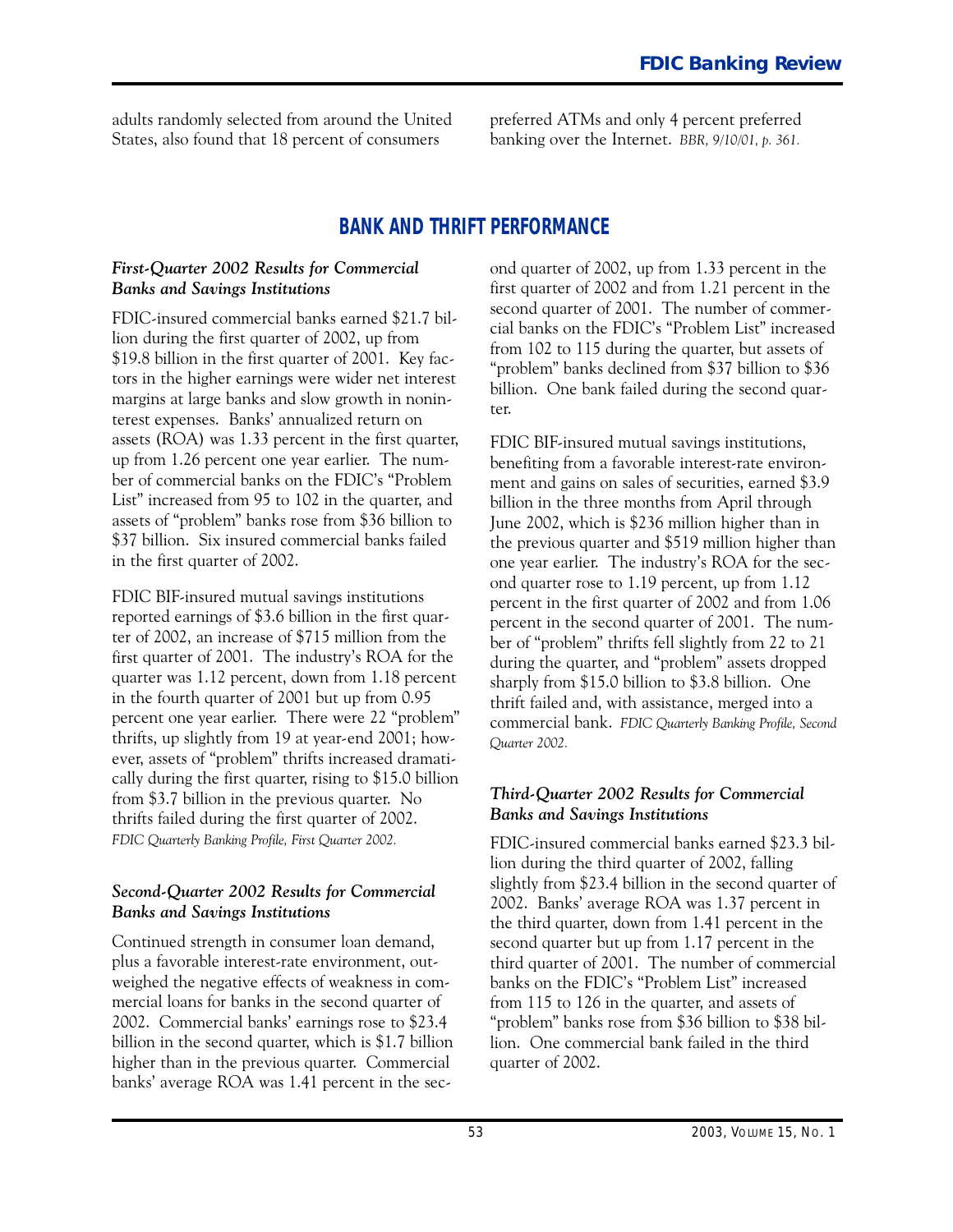adults randomly selected from around the United States, also found that 18 percent of consumers preferred ATMs and only 4 percent preferred banking over the Internet. *BBR, 9/10/01, p. 361.*

## BANK AND THRIFT PERFORMANCE

### *First-Quarter 2002 Results for Commercial Banks and Savings Institutions*

FDIC-insured commercial banks earned $21.7 billion during the first quarter of 2002, up from $19.8 billion in the first quarter of 2001. Key factors in the higher earnings were wider net interest margins at large banks and slow growth in noninterest expenses. Banks' annualized return on assets (ROA) was 1.33 percent in the first quarter, up from 1.26 percent one year earlier. The number of commercial banks on the FDIC's "Problem List" increased from 95 to 102 in the quarter, and assets of "problem" banks rose from $36 billion to $37 billion. Six insured commercial banks failed in the first quarter of 2002.

FDIC BIF-insured mutual savings institutions reported earnings of $3.6 billion in the first quarter of 2002, an increase of $715 million from the first quarter of 2001. The industry's ROA for the quarter was 1.12 percent, down from 1.18 percent in the fourth quarter of 2001 but up from 0.95 percent one year earlier. There were 22 "problem" thrifts, up slightly from 19 at year-end 2001; however, assets of "problem" thrifts increased dramatically during the first quarter, rising to $15.0 billion from $3.7 billion in the previous quarter. No thrifts failed during the first quarter of 2002. *FDIC Quarterly Banking Profile, First Quarter 2002.*

### *Second-Quarter 2002 Results for Commercial Banks and Savings Institutions*

Continued strength in consumer loan demand, plus a favorable interest-rate environment, outweighed the negative effects of weakness in commercial loans for banks in the second quarter of 2002. Commercial banks' earnings rose to $23.4 billion in the second quarter, which is $1.7 billion higher than in the previous quarter. Commercial banks' average ROA was 1.41 percent in the second quarter of 2002, up from 1.33 percent in the first quarter of 2002 and from 1.21 percent in the second quarter of 2001. The number of commercial banks on the FDIC's "Problem List" increased from 102 to 115 during the quarter, but assets of "problem" banks declined from $37 billion to $36 billion. One bank failed during the second quarter.

FDIC BIF-insured mutual savings institutions, benefiting from a favorable interest-rate environment and gains on sales of securities, earned $3.9 billion in the three months from April through June 2002, which is $236 million higher than in the previous quarter and $519 million higher than one year earlier. The industry's ROA for the second quarter rose to 1.19 percent, up from 1.12 percent in the first quarter of 2002 and from 1.06 percent in the second quarter of 2001. The number of "problem" thrifts fell slightly from 22 to 21 during the quarter, and "problem" assets dropped sharply from $15.0 billion to $3.8 billion. One thrift failed and, with assistance, merged into a commercial bank. *FDIC Quarterly Banking Profile, Second Quarter 2002.*

### *Third-Quarter 2002 Results for Commercial Banks and Savings Institutions*

FDIC-insured commercial banks earned $23.3 billion during the third quarter of 2002, falling slightly from $23.4 billion in the second quarter of 2002. Banks' average ROA was 1.37 percent in the third quarter, down from 1.41 percent in the second quarter but up from 1.17 percent in the third quarter of 2001. The number of commercial banks on the FDIC's "Problem List" increased from 115 to 126 in the quarter, and assets of "problem" banks rose from $36 billion to $38 billion. One commercial bank failed in the third quarter of 2002.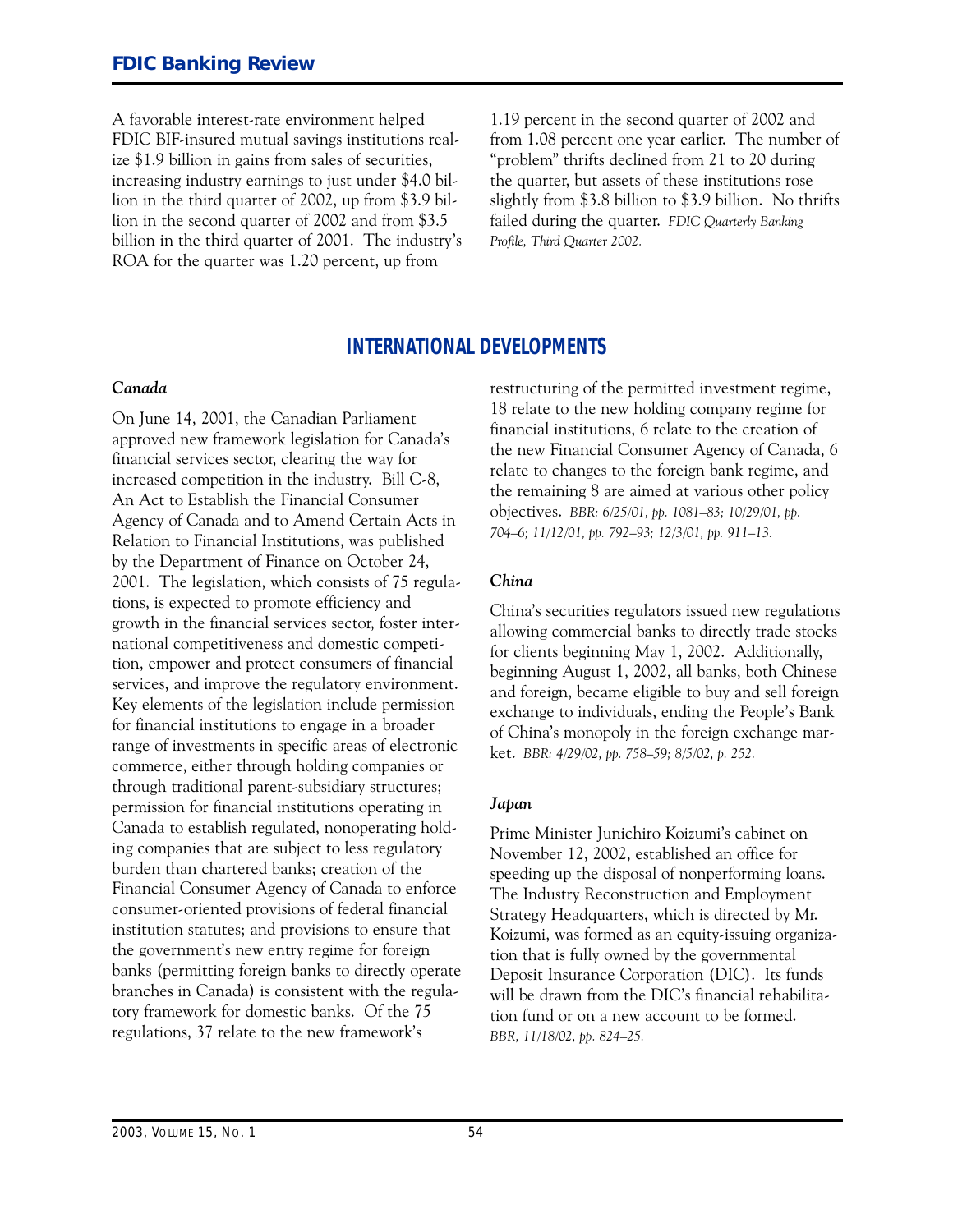A favorable interest-rate environment helped FDIC BIF-insured mutual savings institutions realize $1.9 billion in gains from sales of securities, increasing industry earnings to just under $4.0 billion in the third quarter of 2002, up from $3.9 billion in the second quarter of 2002 and from $3.5 billion in the third quarter of 2001. The industry's ROA for the quarter was 1.20 percent, up from 1.19 percent in the second quarter of 2002 and from 1.08 percent one year earlier. The number of "problem" thrifts declined from 21 to 20 during the quarter, but assets of these institutions rose slightly from $3.8 billion to $3.9 billion. No thrifts failed during the quarter. *FDIC Quarterly Banking Profile, Third Quarter 2002.*

## INTERNATIONAL DEVELOPMENTS

### *Canada*

On June 14, 2001, the Canadian Parliament approved new framework legislation for Canada's financial services sector, clearing the way for increased competition in the industry. Bill C-8, An Act to Establish the Financial Consumer Agency of Canada and to Amend Certain Acts in Relation to Financial Institutions, was published by the Department of Finance on October 24, 2001. The legislation, which consists of 75 regulations, is expected to promote efficiency and growth in the financial services sector, foster international competitiveness and domestic competition, empower and protect consumers of financial services, and improve the regulatory environment. Key elements of the legislation include permission for financial institutions to engage in a broader range of investments in specific areas of electronic commerce, either through holding companies or through traditional parent-subsidiary structures; permission for financial institutions operating in Canada to establish regulated, nonoperating holding companies that are subject to less regulatory burden than chartered banks; creation of the Financial Consumer Agency of Canada to enforce consumer-oriented provisions of federal financial institution statutes; and provisions to ensure that the government's new entry regime for foreign banks (permitting foreign banks to directly operate branches in Canada) is consistent with the regulatory framework for domestic banks. Of the 75 regulations, 37 relate to the new framework's restructuring of the permitted investment regime, 18 relate to the new holding company regime for financial institutions, 6 relate to the creation of the new Financial Consumer Agency of Canada, 6 relate to changes to the foreign bank regime, and the remaining 8 are aimed at various other policy objectives. *BBR: 6/25/01, pp. 1081–83; 10/29/01, pp. 704–6; 11/12/01, pp. 792–93; 12/3/01, pp. 911–13.*

### *China*

China's securities regulators issued new regulations allowing commercial banks to directly trade stocks for clients beginning May 1, 2002. Additionally, beginning August 1, 2002, all banks, both Chinese and foreign, became eligible to buy and sell foreign exchange to individuals, ending the People's Bank of China's monopoly in the foreign exchange market. *BBR: 4/29/02, pp. 758–59; 8/5/02, p. 252.*

### *Japan*

Prime Minister Junichiro Koizumi's cabinet on November 12, 2002, established an office for speeding up the disposal of nonperforming loans. The Industry Reconstruction and Employment Strategy Headquarters, which is directed by Mr. Koizumi, was formed as an equity-issuing organization that is fully owned by the governmental Deposit Insurance Corporation (DIC). Its funds will be drawn from the DIC's financial rehabilitation fund or on a new account to be formed. *BBR, 11/18/02, pp. 824–25.*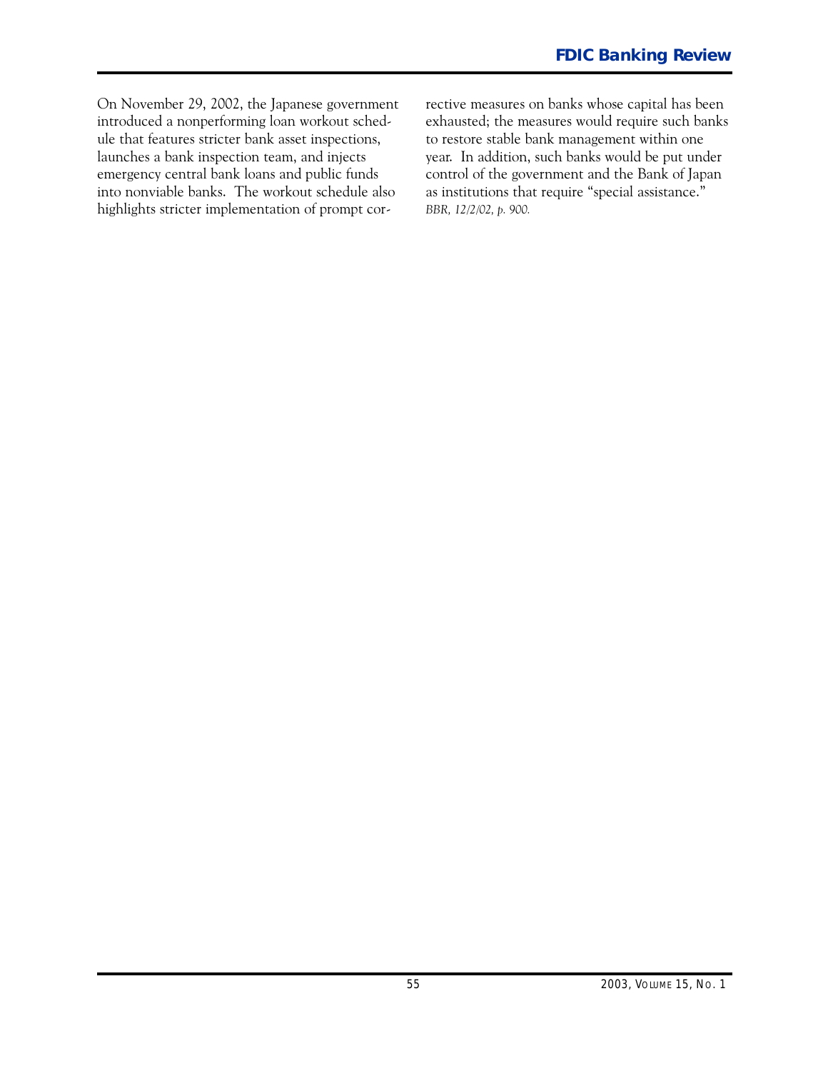On November 29, 2002, the Japanese government introduced a nonperforming loan workout schedule that features stricter bank asset inspections, launches a bank inspection team, and injects emergency central bank loans and public funds into nonviable banks. The workout schedule also highlights stricter implementation of prompt corrective measures on banks whose capital has been exhausted; the measures would require such banks to restore stable bank management within one year. In addition, such banks would be put under control of the government and the Bank of Japan as institutions that require "special assistance." *BBR, 12/2/02, p. 900.*